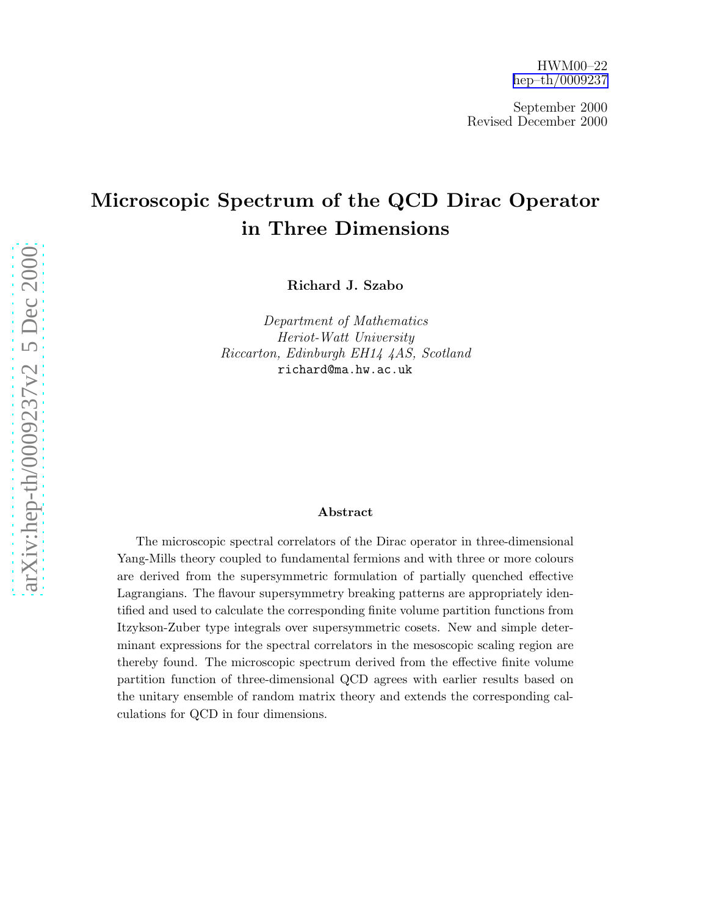HWM00–22
hep–th/0009237

September 2000
Revised December 2000

# Microscopic Spectrum of the QCD Dirac Operator in Three Dimensions

**Richard J. Szabo**

*Department of Mathematics*
*Heriot-Watt University*
*Riccarton, Edinburgh EH14 4AS, Scotland*
richard@ma.hw.ac.uk

### Abstract

The microscopic spectral correlators of the Dirac operator in three-dimensional Yang-Mills theory coupled to fundamental fermions and with three or more colours are derived from the supersymmetric formulation of partially quenched effective Lagrangians. The flavour supersymmetry breaking patterns are appropriately identified and used to calculate the corresponding finite volume partition functions from Itzykson-Zuber type integrals over supersymmetric cosets. New and simple determinant expressions for the spectral correlators in the mesoscopic scaling region are thereby found. The microscopic spectrum derived from the effective finite volume partition function of three-dimensional QCD agrees with earlier results based on the unitary ensemble of random matrix theory and extends the corresponding calculations for QCD in four dimensions.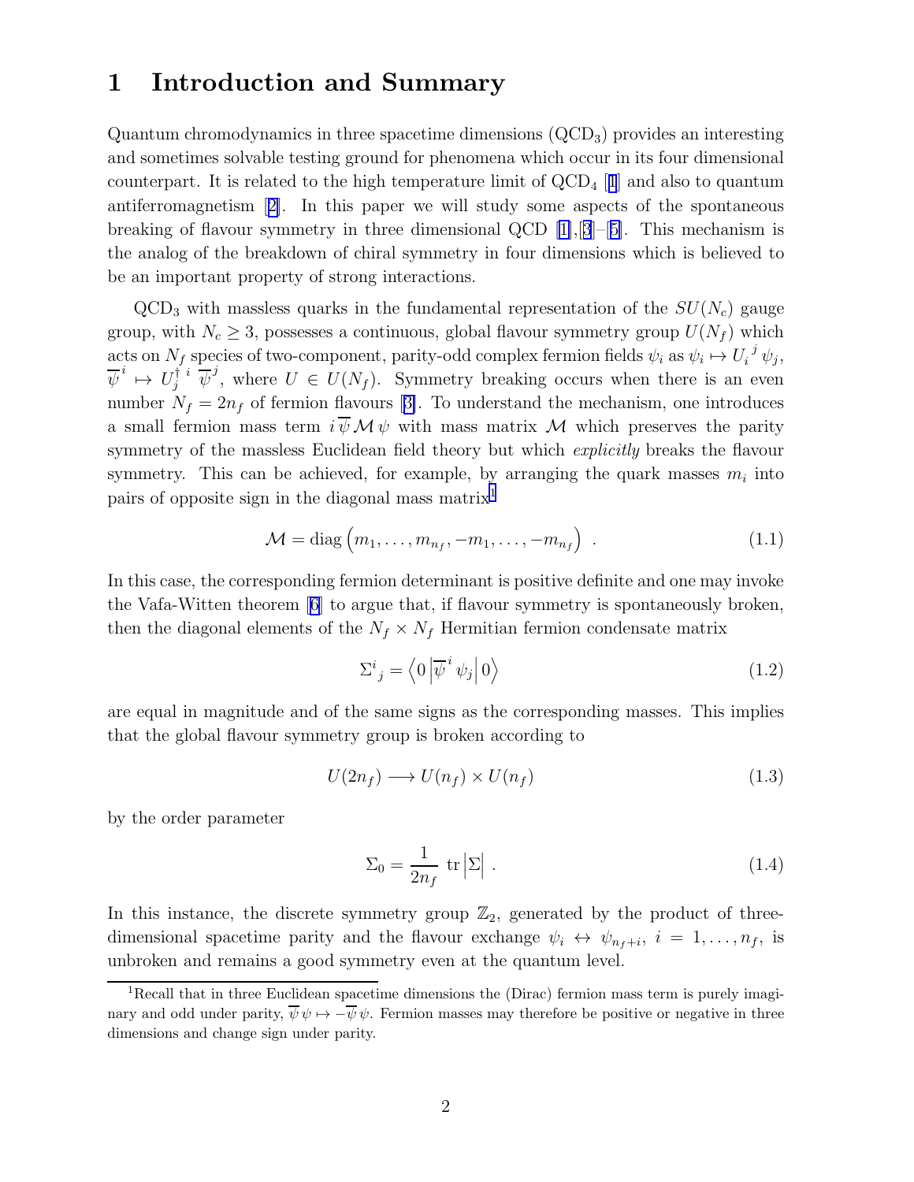# 1 Introduction and Summary

Quantum chromodynamics in three spacetime dimensions ($\mathrm{QCD}_3$) provides an interesting and sometimes solvable testing ground for phenomena which occur in its four dimensional counterpart. It is related to the high temperature limit of $\mathrm{QCD}_4$ [1] and also to quantum antiferromagnetism [2]. In this paper we will study some aspects of the spontaneous breaking of flavour symmetry in three dimensional QCD [1],[3]–[5]. This mechanism is the analog of the breakdown of chiral symmetry in four dimensions which is believed to be an important property of strong interactions.

$\mathrm{QCD}_3$ with massless quarks in the fundamental representation of the $SU(N_c)$ gauge group, with $N_c \geq 3$, possesses a continuous, global flavour symmetry group $U(N_f)$ which acts on $N_f$ species of two-component, parity-odd complex fermion fields $\psi_i$ as $\psi_i \mapsto U_i^{\ j}\,\psi_j$, $\overline{\psi}^{\,i} \mapsto U_j^{\dagger\ i}\,\overline{\psi}^{\,j}$, where $U \in U(N_f)$. Symmetry breaking occurs when there is an even number $N_f = 2n_f$ of fermion flavours [3]. To understand the mechanism, one introduces a small fermion mass term $i\,\overline{\psi}\,\mathcal{M}\,\psi$ with mass matrix $\mathcal{M}$ which preserves the parity symmetry of the massless Euclidean field theory but which *explicitly* breaks the flavour symmetry. This can be achieved, for example, by arranging the quark masses $m_i$ into pairs of opposite sign in the diagonal mass matrix[1]

$$\mathcal{M} = \mathrm{diag}\left(m_1,\dots,m_{n_f},-m_1,\dots,-m_{n_f}\right) \ . \tag{1.1}$$

In this case, the corresponding fermion determinant is positive definite and one may invoke the Vafa-Witten theorem [6] to argue that, if flavour symmetry is spontaneously broken, then the diagonal elements of the $N_f \times N_f$ Hermitian fermion condensate matrix

$$\Sigma^i_{\ j} = \left\langle 0\left|\overline{\psi}^{\,i}\,\psi_j\right|0\right\rangle \tag{1.2}$$

are equal in magnitude and of the same signs as the corresponding masses. This implies that the global flavour symmetry group is broken according to

$$U(2n_f) \longrightarrow U(n_f)\times U(n_f) \tag{1.3}$$

by the order parameter

$$\Sigma_0 = \frac{1}{2n_f}\ \mathrm{tr}\left|\Sigma\right| \ . \tag{1.4}$$

In this instance, the discrete symmetry group $\mathbb{Z}_2$, generated by the product of three-dimensional spacetime parity and the flavour exchange $\psi_i \leftrightarrow \psi_{n_f+i}$, $i = 1,\dots,n_f$, is unbroken and remains a good symmetry even at the quantum level.

[1] Recall that in three Euclidean spacetime dimensions the (Dirac) fermion mass term is purely imaginary and odd under parity, $\overline{\psi}\,\psi \mapsto -\overline{\psi}\,\psi$. Fermion masses may therefore be positive or negative in three dimensions and change sign under parity.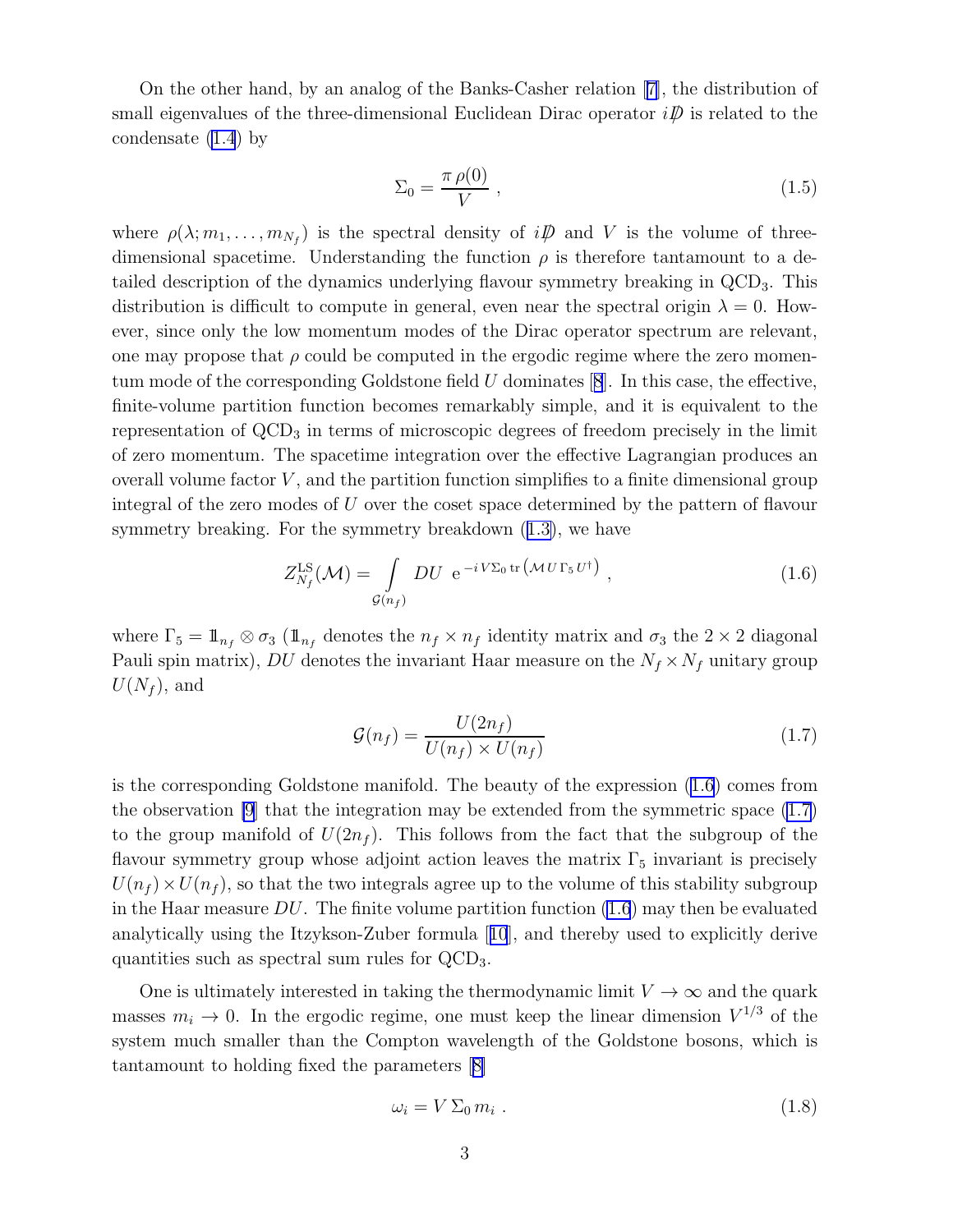On the other hand, by an analog of the Banks-Casher relation [7], the distribution of small eigenvalues of the three-dimensional Euclidean Dirac operator $i\not{D}$ is related to the condensate (1.4) by

$$\Sigma_0 = \frac{\pi\,\rho(0)}{V}~, \tag{1.5}$$

where $\rho(\lambda; m_1, \ldots, m_{N_f})$ is the spectral density of $i\not{D}$ and $V$ is the volume of three-dimensional spacetime. Understanding the function $\rho$ is therefore tantamount to a detailed description of the dynamics underlying flavour symmetry breaking in $\mathrm{QCD}_3$. This distribution is difficult to compute in general, even near the spectral origin $\lambda = 0$. However, since only the low momentum modes of the Dirac operator spectrum are relevant, one may propose that $\rho$ could be computed in the ergodic regime where the zero momentum mode of the corresponding Goldstone field $U$ dominates [8]. In this case, the effective, finite-volume partition function becomes remarkably simple, and it is equivalent to the representation of $\mathrm{QCD}_3$ in terms of microscopic degrees of freedom precisely in the limit of zero momentum. The spacetime integration over the effective Lagrangian produces an overall volume factor $V$, and the partition function simplifies to a finite dimensional group integral of the zero modes of $U$ over the coset space determined by the pattern of flavour symmetry breaking. For the symmetry breakdown (1.3), we have

$$Z_{N_f}^{\rm LS}(\mathcal{M}) = \int\limits_{\mathcal{G}(n_f)} DU~~\mathrm{e}^{\,-i\,V\Sigma_0\,\mathrm{tr}\left(\mathcal{M}\,U\,\Gamma_5\,U^\dagger\right)}~, \tag{1.6}$$

where $\Gamma_5 = 1\!\!1_{n_f} \otimes \sigma_3$ ($1\!\!1_{n_f}$ denotes the $n_f \times n_f$ identity matrix and $\sigma_3$ the $2\times 2$ diagonal Pauli spin matrix), $DU$ denotes the invariant Haar measure on the $N_f \times N_f$ unitary group $U(N_f)$, and

$$\mathcal{G}(n_f) = \frac{U(2n_f)}{U(n_f)\times U(n_f)} \tag{1.7}$$

is the corresponding Goldstone manifold. The beauty of the expression (1.6) comes from the observation [9] that the integration may be extended from the symmetric space (1.7) to the group manifold of $U(2n_f)$. This follows from the fact that the subgroup of the flavour symmetry group whose adjoint action leaves the matrix $\Gamma_5$ invariant is precisely $U(n_f)\times U(n_f)$, so that the two integrals agree up to the volume of this stability subgroup in the Haar measure $DU$. The finite volume partition function (1.6) may then be evaluated analytically using the Itzykson-Zuber formula [10], and thereby used to explicitly derive quantities such as spectral sum rules for $\mathrm{QCD}_3$.

One is ultimately interested in taking the thermodynamic limit $V \to \infty$ and the quark masses $m_i \to 0$. In the ergodic regime, one must keep the linear dimension $V^{1/3}$ of the system much smaller than the Compton wavelength of the Goldstone bosons, which is tantamount to holding fixed the parameters [8]

$$\omega_i = V\,\Sigma_0\,m_i~. \tag{1.8}$$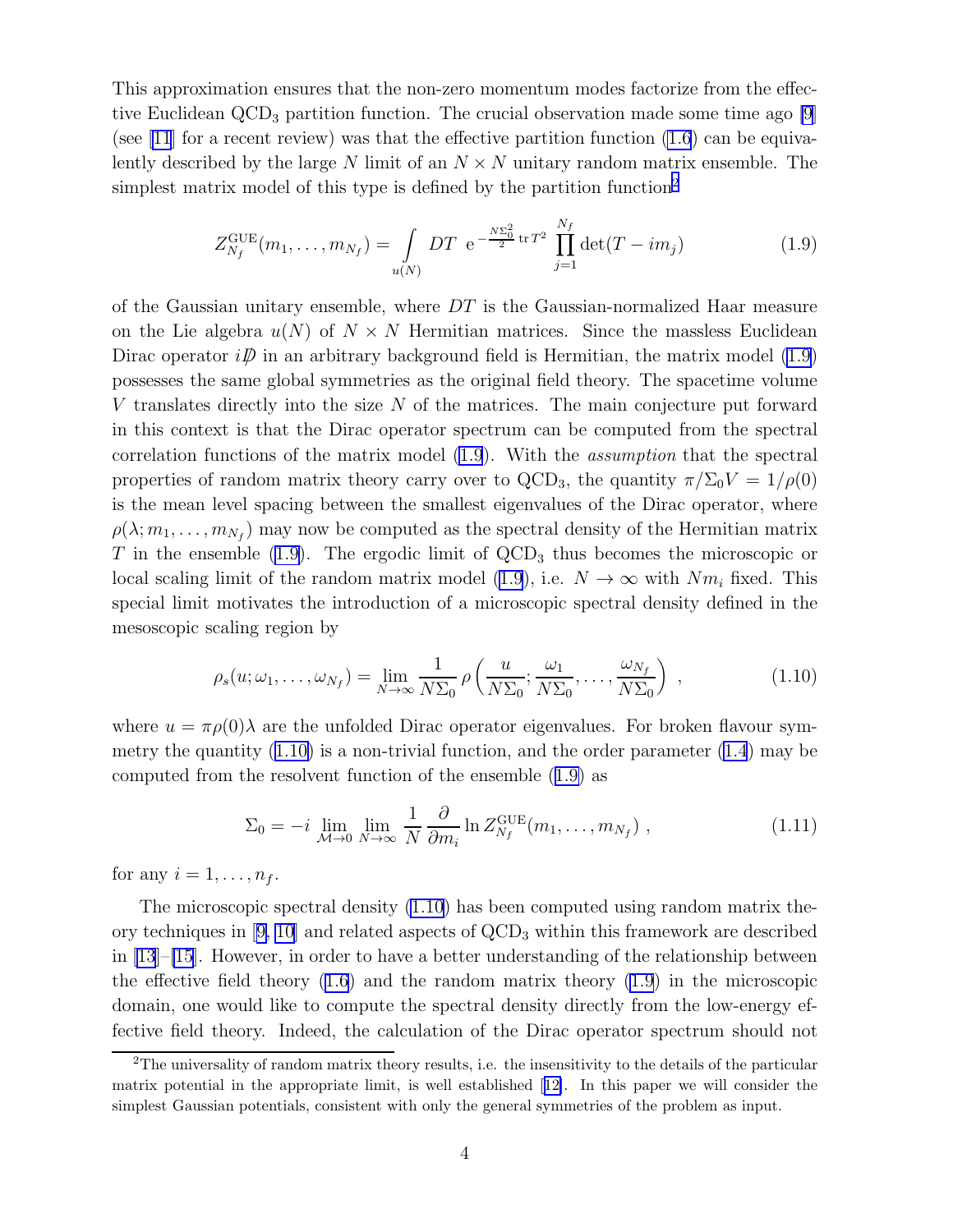This approximation ensures that the non-zero momentum modes factorize from the effective Euclidean $\mathrm{QCD}_3$ partition function. The crucial observation made some time ago [9] (see [11] for a recent review) was that the effective partition function (1.6) can be equivalently described by the large $N$ limit of an $N \times N$ unitary random matrix ensemble. The simplest matrix model of this type is defined by the partition function[2]

$$Z_{N_f}^{\mathrm{GUE}}(m_1, \ldots, m_{N_f}) = \int\limits_{u(N)} DT \;\; \mathrm{e}^{-\frac{N\Sigma_0^2}{2}\,\mathrm{tr}\,T^2} \prod_{j=1}^{N_f} \det(T - im_j) \tag{1.9}$$

of the Gaussian unitary ensemble, where $DT$ is the Gaussian-normalized Haar measure on the Lie algebra $u(N)$ of $N \times N$ Hermitian matrices. Since the massless Euclidean Dirac operator $i\not{D}$ in an arbitrary background field is Hermitian, the matrix model (1.9) possesses the same global symmetries as the original field theory. The spacetime volume $V$ translates directly into the size $N$ of the matrices. The main conjecture put forward in this context is that the Dirac operator spectrum can be computed from the spectral correlation functions of the matrix model (1.9). With the *assumption* that the spectral properties of random matrix theory carry over to $\mathrm{QCD}_3$, the quantity $\pi/\Sigma_0 V = 1/\rho(0)$ is the mean level spacing between the smallest eigenvalues of the Dirac operator, where $\rho(\lambda; m_1, \ldots, m_{N_f})$ may now be computed as the spectral density of the Hermitian matrix $T$ in the ensemble (1.9). The ergodic limit of $\mathrm{QCD}_3$ thus becomes the microscopic or local scaling limit of the random matrix model (1.9), i.e. $N \to \infty$ with $Nm_i$ fixed. This special limit motivates the introduction of a microscopic spectral density defined in the mesoscopic scaling region by

$$\rho_s(u; \omega_1, \ldots, \omega_{N_f}) = \lim_{N\to\infty} \frac{1}{N\Sigma_0}\, \rho\left(\frac{u}{N\Sigma_0}; \frac{\omega_1}{N\Sigma_0}, \ldots, \frac{\omega_{N_f}}{N\Sigma_0}\right) , \tag{1.10}$$

where $u = \pi\rho(0)\lambda$ are the unfolded Dirac operator eigenvalues. For broken flavour symmetry the quantity (1.10) is a non-trivial function, and the order parameter (1.4) may be computed from the resolvent function of the ensemble (1.9) as

$$\Sigma_0 = -i \lim_{\mathcal{M}\to 0} \lim_{N\to\infty} \frac{1}{N} \frac{\partial}{\partial m_i} \ln Z_{N_f}^{\mathrm{GUE}}(m_1, \ldots, m_{N_f}) , \tag{1.11}$$

for any $i = 1, \ldots, n_f$.

The microscopic spectral density (1.10) has been computed using random matrix theory techniques in [9, 10] and related aspects of $\mathrm{QCD}_3$ within this framework are described in [13]–[15]. However, in order to have a better understanding of the relationship between the effective field theory (1.6) and the random matrix theory (1.9) in the microscopic domain, one would like to compute the spectral density directly from the low-energy effective field theory. Indeed, the calculation of the Dirac operator spectrum should not

[2] The universality of random matrix theory results, i.e. the insensitivity to the details of the particular matrix potential in the appropriate limit, is well established [12]. In this paper we will consider the simplest Gaussian potentials, consistent with only the general symmetries of the problem as input.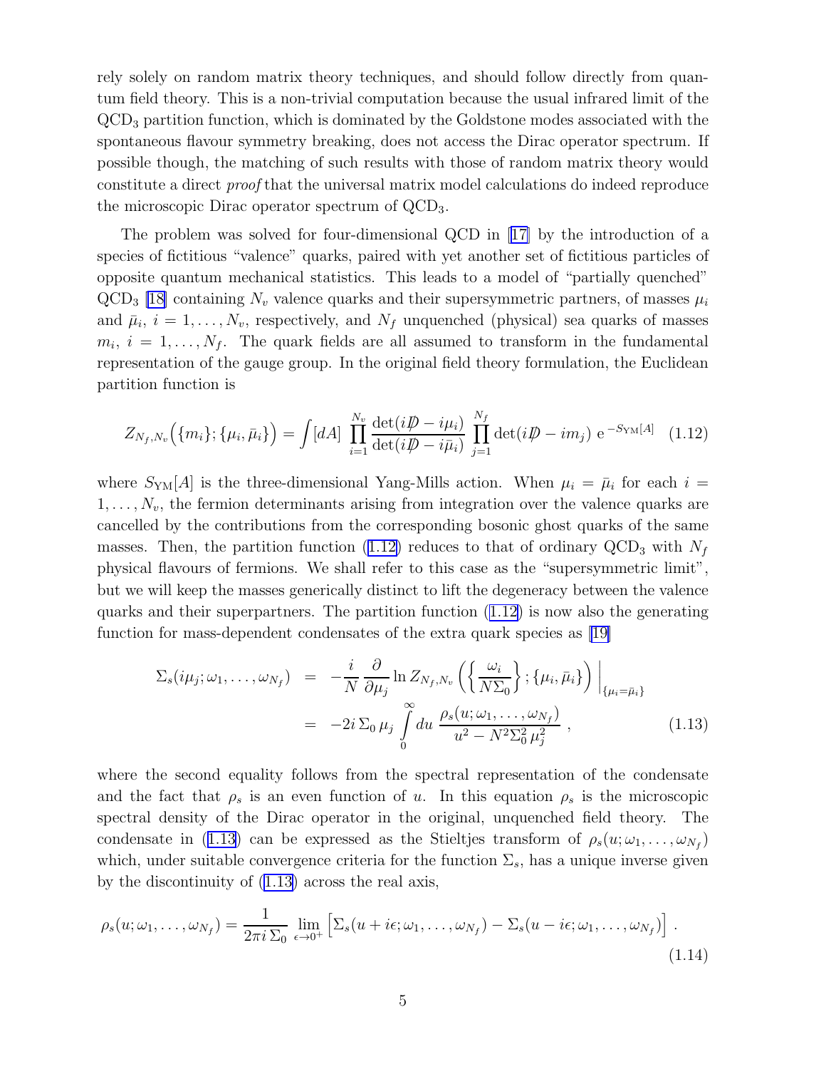rely solely on random matrix theory techniques, and should follow directly from quantum field theory. This is a non-trivial computation because the usual infrared limit of the $\mathrm{QCD}_3$ partition function, which is dominated by the Goldstone modes associated with the spontaneous flavour symmetry breaking, does not access the Dirac operator spectrum. If possible though, the matching of such results with those of random matrix theory would constitute a direct *proof* that the universal matrix model calculations do indeed reproduce the microscopic Dirac operator spectrum of $\mathrm{QCD}_3$.

The problem was solved for four-dimensional QCD in [17] by the introduction of a species of fictitious "valence" quarks, paired with yet another set of fictitious particles of opposite quantum mechanical statistics. This leads to a model of "partially quenched" $\mathrm{QCD}_3$ [18] containing $N_v$ valence quarks and their supersymmetric partners, of masses $\mu_i$ and $\bar{\mu}_i$, $i = 1, \ldots, N_v$, respectively, and $N_f$ unquenched (physical) sea quarks of masses $m_i$, $i = 1, \ldots, N_f$. The quark fields are all assumed to transform in the fundamental representation of the gauge group. In the original field theory formulation, the Euclidean partition function is

$$
Z_{N_f,N_v}\Big(\{m_i\};\{\mu_i,\bar{\mu}_i\}\Big) = \int [dA] \, \prod_{i=1}^{N_v} \frac{\det(i\not{D} - i\mu_i)}{\det(i\not{D} - i\bar{\mu}_i)} \, \prod_{j=1}^{N_f} \det(i\not{D} - im_j) \, \mathrm{e}^{\,-S_{\mathrm{YM}}[A]} \quad (1.12)
$$

where $S_{\mathrm{YM}}[A]$ is the three-dimensional Yang-Mills action. When $\mu_i = \bar{\mu}_i$ for each $i = 1, \ldots, N_v$, the fermion determinants arising from integration over the valence quarks are cancelled by the contributions from the corresponding bosonic ghost quarks of the same masses. Then, the partition function (1.12) reduces to that of ordinary $\mathrm{QCD}_3$ with $N_f$ physical flavours of fermions. We shall refer to this case as the "supersymmetric limit", but we will keep the masses generically distinct to lift the degeneracy between the valence quarks and their superpartners. The partition function (1.12) is now also the generating function for mass-dependent condensates of the extra quark species as [19]

$$
\begin{aligned}
\Sigma_s(i\mu_j;\omega_1,\ldots,\omega_{N_f}) &= -\frac{i}{N}\,\frac{\partial}{\partial\mu_j}\ln Z_{N_f,N_v}\left(\left\{\frac{\omega_i}{N\Sigma_0}\right\};\{\mu_i,\bar{\mu}_i\}\right)\Bigg|_{\{\mu_i=\bar{\mu}_i\}} \\
&= -2i\,\Sigma_0\,\mu_j\int\limits_0^\infty du\;\frac{\rho_s(u;\omega_1,\ldots,\omega_{N_f})}{u^2 - N^2\Sigma_0^2\,\mu_j^2}\ , \qquad (1.13)
\end{aligned}
$$

where the second equality follows from the spectral representation of the condensate and the fact that $\rho_s$ is an even function of $u$. In this equation $\rho_s$ is the microscopic spectral density of the Dirac operator in the original, unquenched field theory. The condensate in (1.13) can be expressed as the Stieltjes transform of $\rho_s(u;\omega_1,\ldots,\omega_{N_f})$ which, under suitable convergence criteria for the function $\Sigma_s$, has a unique inverse given by the discontinuity of (1.13) across the real axis,

$$
\rho_s(u;\omega_1,\ldots,\omega_{N_f}) = \frac{1}{2\pi i\,\Sigma_0}\,\lim_{\epsilon\to 0^+}\Big[\Sigma_s(u+i\epsilon;\omega_1,\ldots,\omega_{N_f}) - \Sigma_s(u-i\epsilon;\omega_1,\ldots,\omega_{N_f})\Big]\ . \quad (1.14)
$$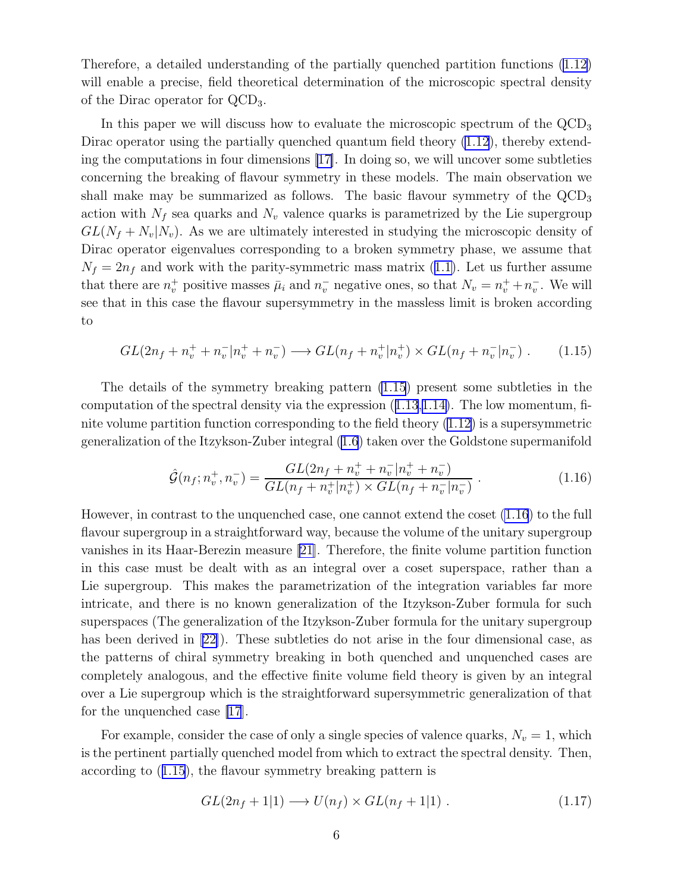Therefore, a detailed understanding of the partially quenched partition functions (1.12) will enable a precise, field theoretical determination of the microscopic spectral density of the Dirac operator for $\mathrm{QCD}_3$.

In this paper we will discuss how to evaluate the microscopic spectrum of the $\mathrm{QCD}_3$ Dirac operator using the partially quenched quantum field theory (1.12), thereby extending the computations in four dimensions [17]. In doing so, we will uncover some subtleties concerning the breaking of flavour symmetry in these models. The main observation we shall make may be summarized as follows. The basic flavour symmetry of the $\mathrm{QCD}_3$ action with $N_f$ sea quarks and $N_v$ valence quarks is parametrized by the Lie supergroup $GL(N_f+N_v|N_v)$. As we are ultimately interested in studying the microscopic density of Dirac operator eigenvalues corresponding to a broken symmetry phase, we assume that $N_f=2n_f$ and work with the parity-symmetric mass matrix (1.1). Let us further assume that there are $n_v^+$ positive masses $\bar{\mu}_i$ and $n_v^-$ negative ones, so that $N_v=n_v^++n_v^-$. We will see that in this case the flavour supersymmetry in the massless limit is broken according to

$$GL(2n_f+n_v^++n_v^-|n_v^++n_v^-)\longrightarrow GL(n_f+n_v^+|n_v^+)\times GL(n_f+n_v^-|n_v^-)~. \tag{1.15}$$

The details of the symmetry breaking pattern (1.15) present some subtleties in the computation of the spectral density via the expression (1.13,1.14). The low momentum, finite volume partition function corresponding to the field theory (1.12) is a supersymmetric generalization of the Itzykson-Zuber integral (1.6) taken over the Goldstone supermanifold

$$\hat{\mathcal{G}}(n_f;n_v^+,n_v^-)=\frac{GL(2n_f+n_v^++n_v^-|n_v^++n_v^-)}{GL(n_f+n_v^+|n_v^+)\times GL(n_f+n_v^-|n_v^-)}~. \tag{1.16}$$

However, in contrast to the unquenched case, one cannot extend the coset (1.16) to the full flavour supergroup in a straightforward way, because the volume of the unitary supergroup vanishes in its Haar-Berezin measure [21]. Therefore, the finite volume partition function in this case must be dealt with as an integral over a coset superspace, rather than a Lie supergroup. This makes the parametrization of the integration variables far more intricate, and there is no known generalization of the Itzykson-Zuber formula for such superspaces (The generalization of the Itzykson-Zuber formula for the unitary supergroup has been derived in [22]). These subtleties do not arise in the four dimensional case, as the patterns of chiral symmetry breaking in both quenched and unquenched cases are completely analogous, and the effective finite volume field theory is given by an integral over a Lie supergroup which is the straightforward supersymmetric generalization of that for the unquenched case [17].

For example, consider the case of only a single species of valence quarks, $N_v=1$, which is the pertinent partially quenched model from which to extract the spectral density. Then, according to (1.15), the flavour symmetry breaking pattern is

$$GL(2n_f+1|1)\longrightarrow U(n_f)\times GL(n_f+1|1)~. \tag{1.17}$$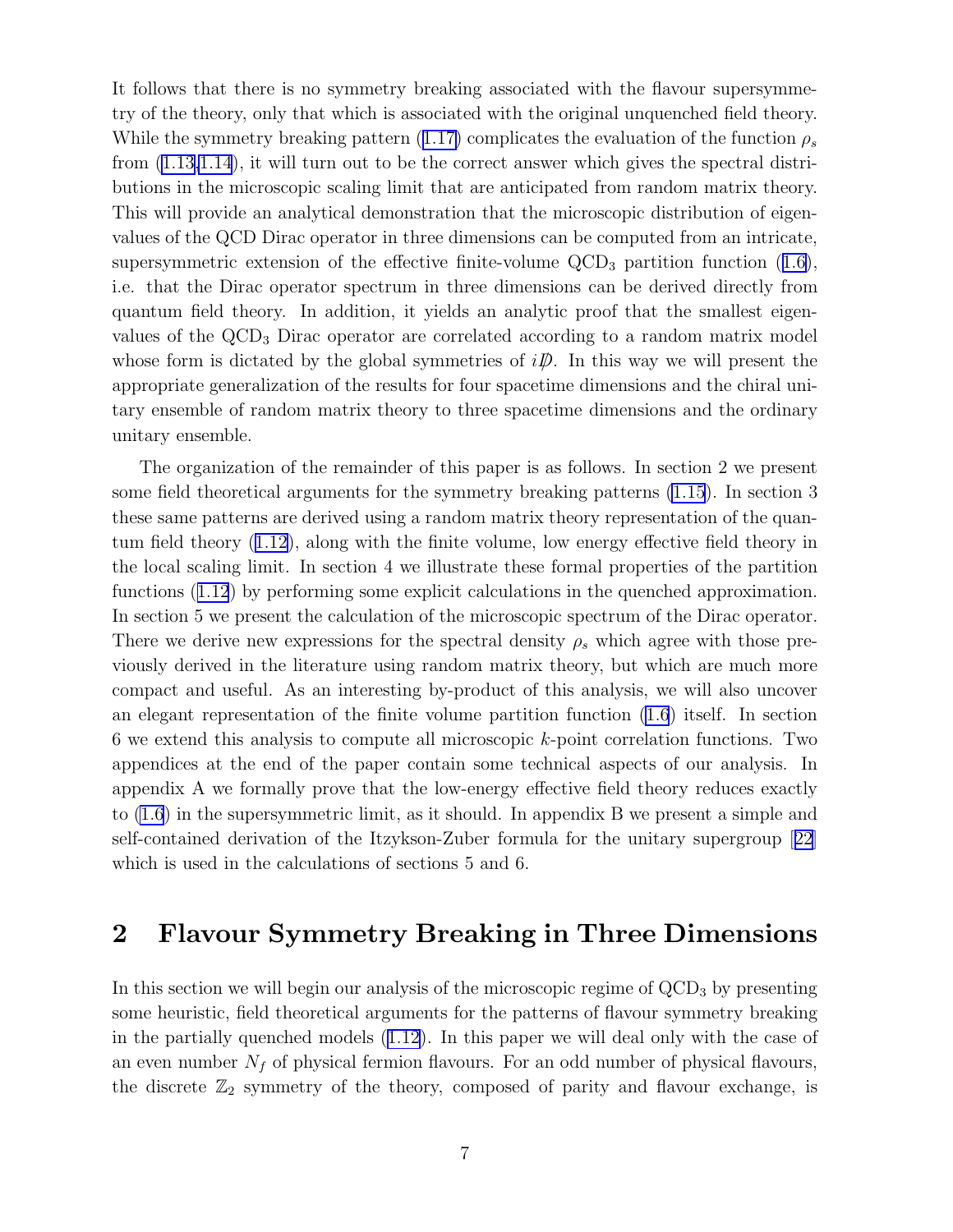It follows that there is no symmetry breaking associated with the flavour supersymmetry of the theory, only that which is associated with the original unquenched field theory. While the symmetry breaking pattern (1.17) complicates the evaluation of the function $\rho_s$ from (1.13,1.14), it will turn out to be the correct answer which gives the spectral distributions in the microscopic scaling limit that are anticipated from random matrix theory. This will provide an analytical demonstration that the microscopic distribution of eigenvalues of the QCD Dirac operator in three dimensions can be computed from an intricate, supersymmetric extension of the effective finite-volume $\mathrm{QCD}_3$ partition function (1.6), i.e. that the Dirac operator spectrum in three dimensions can be derived directly from quantum field theory. In addition, it yields an analytic proof that the smallest eigenvalues of the $\mathrm{QCD}_3$ Dirac operator are correlated according to a random matrix model whose form is dictated by the global symmetries of $i\not{D}$. In this way we will present the appropriate generalization of the results for four spacetime dimensions and the chiral unitary ensemble of random matrix theory to three spacetime dimensions and the ordinary unitary ensemble.

The organization of the remainder of this paper is as follows. In section 2 we present some field theoretical arguments for the symmetry breaking patterns (1.15). In section 3 these same patterns are derived using a random matrix theory representation of the quantum field theory (1.12), along with the finite volume, low energy effective field theory in the local scaling limit. In section 4 we illustrate these formal properties of the partition functions (1.12) by performing some explicit calculations in the quenched approximation. In section 5 we present the calculation of the microscopic spectrum of the Dirac operator. There we derive new expressions for the spectral density $\rho_s$ which agree with those previously derived in the literature using random matrix theory, but which are much more compact and useful. As an interesting by-product of this analysis, we will also uncover an elegant representation of the finite volume partition function (1.6) itself. In section 6 we extend this analysis to compute all microscopic $k$-point correlation functions. Two appendices at the end of the paper contain some technical aspects of our analysis. In appendix A we formally prove that the low-energy effective field theory reduces exactly to (1.6) in the supersymmetric limit, as it should. In appendix B we present a simple and self-contained derivation of the Itzykson-Zuber formula for the unitary supergroup [22] which is used in the calculations of sections 5 and 6.

## 2 Flavour Symmetry Breaking in Three Dimensions

In this section we will begin our analysis of the microscopic regime of $\mathrm{QCD}_3$ by presenting some heuristic, field theoretical arguments for the patterns of flavour symmetry breaking in the partially quenched models (1.12). In this paper we will deal only with the case of an even number $N_f$ of physical fermion flavours. For an odd number of physical flavours, the discrete $\mathbb{Z}_2$ symmetry of the theory, composed of parity and flavour exchange, is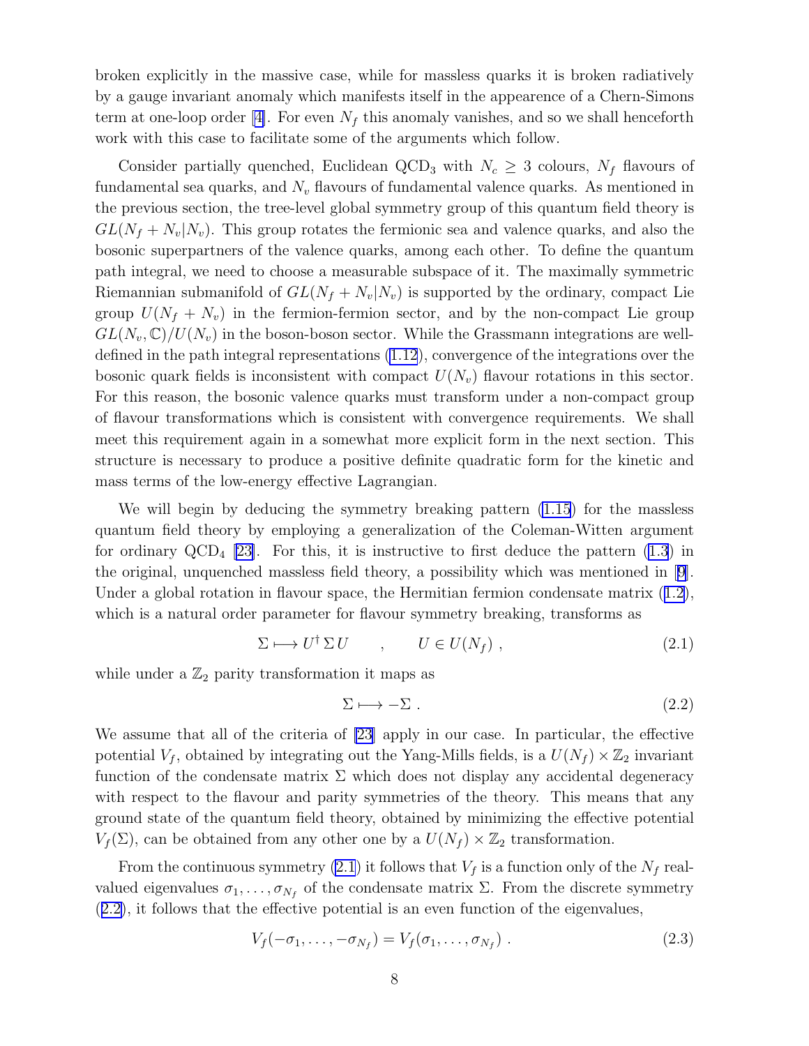broken explicitly in the massive case, while for massless quarks it is broken radiatively by a gauge invariant anomaly which manifests itself in the appearence of a Chern-Simons term at one-loop order [4]. For even $N_f$ this anomaly vanishes, and so we shall henceforth work with this case to facilitate some of the arguments which follow.

Consider partially quenched, Euclidean $QCD_3$ with $N_c \geq 3$ colours, $N_f$ flavours of fundamental sea quarks, and $N_v$ flavours of fundamental valence quarks. As mentioned in the previous section, the tree-level global symmetry group of this quantum field theory is $GL(N_f + N_v|N_v)$. This group rotates the fermionic sea and valence quarks, and also the bosonic superpartners of the valence quarks, among each other. To define the quantum path integral, we need to choose a measurable subspace of it. The maximally symmetric Riemannian submanifold of $GL(N_f + N_v|N_v)$ is supported by the ordinary, compact Lie group $U(N_f + N_v)$ in the fermion-fermion sector, and by the non-compact Lie group $GL(N_v, \mathbb{C})/U(N_v)$ in the boson-boson sector. While the Grassmann integrations are well-defined in the path integral representations (1.12), convergence of the integrations over the bosonic quark fields is inconsistent with compact $U(N_v)$ flavour rotations in this sector. For this reason, the bosonic valence quarks must transform under a non-compact group of flavour transformations which is consistent with convergence requirements. We shall meet this requirement again in a somewhat more explicit form in the next section. This structure is necessary to produce a positive definite quadratic form for the kinetic and mass terms of the low-energy effective Lagrangian.

We will begin by deducing the symmetry breaking pattern (1.15) for the massless quantum field theory by employing a generalization of the Coleman-Witten argument for ordinary $QCD_4$ [23]. For this, it is instructive to first deduce the pattern (1.3) in the original, unquenched massless field theory, a possibility which was mentioned in [9]. Under a global rotation in flavour space, the Hermitian fermion condensate matrix (1.2), which is a natural order parameter for flavour symmetry breaking, transforms as

$$\Sigma \longmapsto U^\dagger \, \Sigma \, U \qquad , \qquad U \in U(N_f) \ , \tag{2.1}$$

while under a $\mathbb{Z}_2$ parity transformation it maps as

$$\Sigma \longmapsto -\Sigma \ . \tag{2.2}$$

We assume that all of the criteria of [23] apply in our case. In particular, the effective potential $V_f$, obtained by integrating out the Yang-Mills fields, is a $U(N_f) \times \mathbb{Z}_2$ invariant function of the condensate matrix $\Sigma$ which does not display any accidental degeneracy with respect to the flavour and parity symmetries of the theory. This means that any ground state of the quantum field theory, obtained by minimizing the effective potential $V_f(\Sigma)$, can be obtained from any other one by a $U(N_f) \times \mathbb{Z}_2$ transformation.

From the continuous symmetry (2.1) it follows that $V_f$ is a function only of the $N_f$ real-valued eigenvalues $\sigma_1, \ldots, \sigma_{N_f}$ of the condensate matrix $\Sigma$. From the discrete symmetry (2.2), it follows that the effective potential is an even function of the eigenvalues,

$$V_f(-\sigma_1, \ldots, -\sigma_{N_f}) = V_f(\sigma_1, \ldots, \sigma_{N_f}) \ . \tag{2.3}$$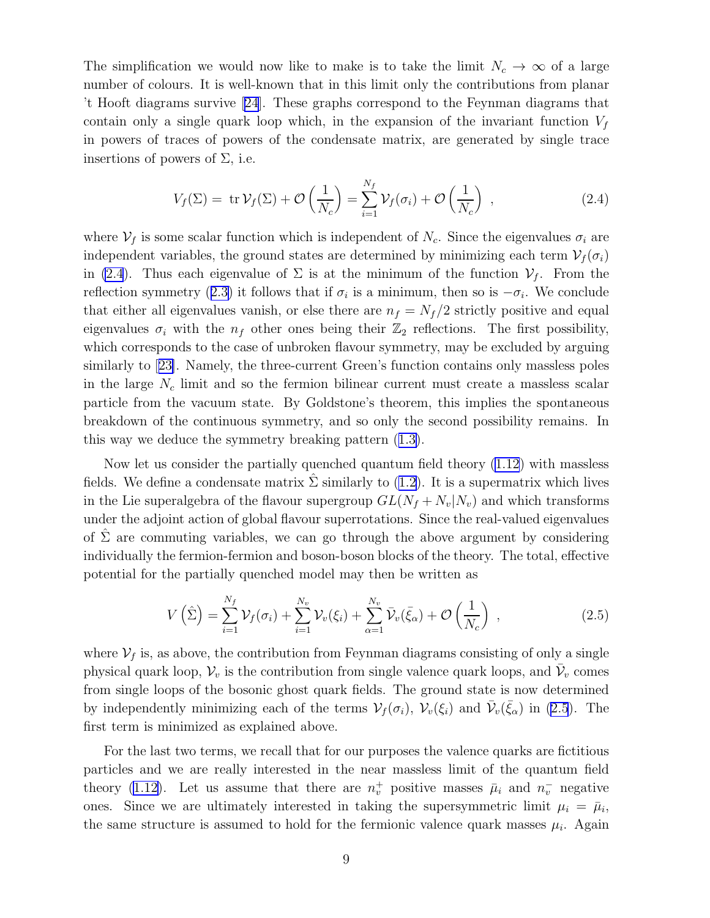The simplification we would now like to make is to take the limit $N_c \to \infty$ of a large number of colours. It is well-known that in this limit only the contributions from planar 't Hooft diagrams survive [24]. These graphs correspond to the Feynman diagrams that contain only a single quark loop which, in the expansion of the invariant function $V_f$ in powers of traces of powers of the condensate matrix, are generated by single trace insertions of powers of $\Sigma$, i.e.

$$V_f(\Sigma) = \operatorname{tr} \mathcal{V}_f(\Sigma) + \mathcal{O}\left(\frac{1}{N_c}\right) = \sum_{i=1}^{N_f} \mathcal{V}_f(\sigma_i) + \mathcal{O}\left(\frac{1}{N_c}\right) \ , \tag{2.4}$$

where $\mathcal{V}_f$ is some scalar function which is independent of $N_c$. Since the eigenvalues $\sigma_i$ are independent variables, the ground states are determined by minimizing each term $\mathcal{V}_f(\sigma_i)$ in (2.4). Thus each eigenvalue of $\Sigma$ is at the minimum of the function $\mathcal{V}_f$. From the reflection symmetry (2.3) it follows that if $\sigma_i$ is a minimum, then so is $-\sigma_i$. We conclude that either all eigenvalues vanish, or else there are $n_f = N_f/2$ strictly positive and equal eigenvalues $\sigma_i$ with the $n_f$ other ones being their $\mathbb{Z}_2$ reflections. The first possibility, which corresponds to the case of unbroken flavour symmetry, may be excluded by arguing similarly to [23]. Namely, the three-current Green's function contains only massless poles in the large $N_c$ limit and so the fermion bilinear current must create a massless scalar particle from the vacuum state. By Goldstone's theorem, this implies the spontaneous breakdown of the continuous symmetry, and so only the second possibility remains. In this way we deduce the symmetry breaking pattern (1.3).

Now let us consider the partially quenched quantum field theory (1.12) with massless fields. We define a condensate matrix $\hat{\Sigma}$ similarly to (1.2). It is a supermatrix which lives in the Lie superalgebra of the flavour supergroup $GL(N_f + N_v|N_v)$ and which transforms under the adjoint action of global flavour superrotations. Since the real-valued eigenvalues of $\hat{\Sigma}$ are commuting variables, we can go through the above argument by considering individually the fermion-fermion and boson-boson blocks of the theory. The total, effective potential for the partially quenched model may then be written as

$$V\left(\hat{\Sigma}\right) = \sum_{i=1}^{N_f} \mathcal{V}_f(\sigma_i) + \sum_{i=1}^{N_v} \mathcal{V}_v(\xi_i) + \sum_{\alpha=1}^{N_v} \bar{\mathcal{V}}_v(\bar{\xi}_\alpha) + \mathcal{O}\left(\frac{1}{N_c}\right) \ , \tag{2.5}$$

where $\mathcal{V}_f$ is, as above, the contribution from Feynman diagrams consisting of only a single physical quark loop, $\mathcal{V}_v$ is the contribution from single valence quark loops, and $\bar{\mathcal{V}}_v$ comes from single loops of the bosonic ghost quark fields. The ground state is now determined by independently minimizing each of the terms $\mathcal{V}_f(\sigma_i)$, $\mathcal{V}_v(\xi_i)$ and $\bar{\mathcal{V}}_v(\bar{\xi}_\alpha)$ in (2.5). The first term is minimized as explained above.

For the last two terms, we recall that for our purposes the valence quarks are fictitious particles and we are really interested in the near massless limit of the quantum field theory (1.12). Let us assume that there are $n_v^+$ positive masses $\bar{\mu}_i$ and $n_v^-$ negative ones. Since we are ultimately interested in taking the supersymmetric limit $\mu_i = \bar{\mu}_i$, the same structure is assumed to hold for the fermionic valence quark masses $\mu_i$. Again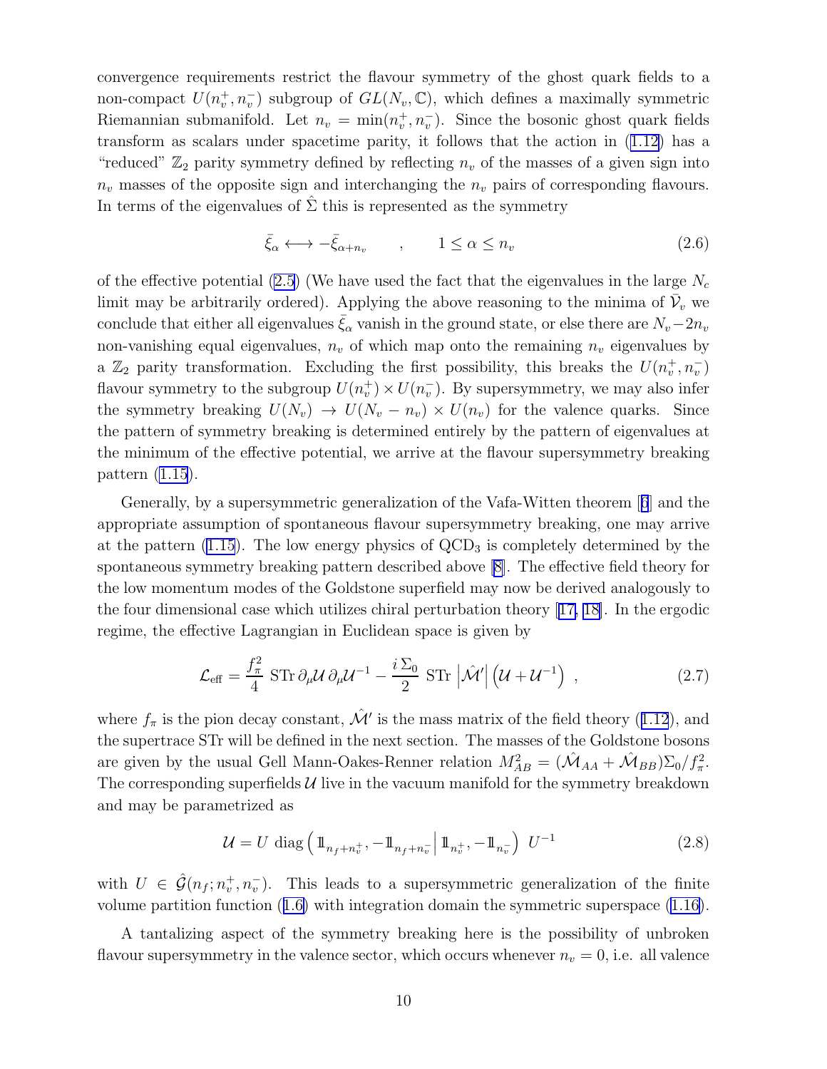convergence requirements restrict the flavour symmetry of the ghost quark fields to a non-compact $U(n_v^+, n_v^-)$ subgroup of $GL(N_v, \mathbb{C})$, which defines a maximally symmetric Riemannian submanifold. Let $n_v = \min(n_v^+, n_v^-)$. Since the bosonic ghost quark fields transform as scalars under spacetime parity, it follows that the action in (1.12) has a "reduced" $\mathbb{Z}_2$ parity symmetry defined by reflecting $n_v$ of the masses of a given sign into $n_v$ masses of the opposite sign and interchanging the $n_v$ pairs of corresponding flavours. In terms of the eigenvalues of $\hat{\Sigma}$ this is represented as the symmetry

$$\bar{\xi}_\alpha \longleftrightarrow -\bar{\xi}_{\alpha+n_v} \qquad , \qquad 1 \leq \alpha \leq n_v \tag{2.6}$$

of the effective potential (2.5) (We have used the fact that the eigenvalues in the large $N_c$ limit may be arbitrarily ordered). Applying the above reasoning to the minima of $\bar{\mathcal{V}}_v$ we conclude that either all eigenvalues $\bar{\xi}_\alpha$ vanish in the ground state, or else there are $N_v - 2n_v$ non-vanishing equal eigenvalues, $n_v$ of which map onto the remaining $n_v$ eigenvalues by a $\mathbb{Z}_2$ parity transformation. Excluding the first possibility, this breaks the $U(n_v^+, n_v^-)$ flavour symmetry to the subgroup $U(n_v^+) \times U(n_v^-)$. By supersymmetry, we may also infer the symmetry breaking $U(N_v) \to U(N_v - n_v) \times U(n_v)$ for the valence quarks. Since the pattern of symmetry breaking is determined entirely by the pattern of eigenvalues at the minimum of the effective potential, we arrive at the flavour supersymmetry breaking pattern (1.15).

Generally, by a supersymmetric generalization of the Vafa-Witten theorem [6] and the appropriate assumption of spontaneous flavour supersymmetry breaking, one may arrive at the pattern (1.15). The low energy physics of QCD$_3$ is completely determined by the spontaneous symmetry breaking pattern described above [8]. The effective field theory for the low momentum modes of the Goldstone superfield may now be derived analogously to the four dimensional case which utilizes chiral perturbation theory [17, 18]. In the ergodic regime, the effective Lagrangian in Euclidean space is given by

$$\mathcal{L}_{\rm eff} = \frac{f_\pi^2}{4}\ {\rm STr}\,\partial_\mu \mathcal{U}\,\partial_\mu \mathcal{U}^{-1} - \frac{i\,\Sigma_0}{2}\ {\rm STr}\,\left|\hat{\mathcal{M}}'\right|\left(\mathcal{U} + \mathcal{U}^{-1}\right)\ , \tag{2.7}$$

where $f_\pi$ is the pion decay constant, $\hat{\mathcal{M}}'$ is the mass matrix of the field theory (1.12), and the supertrace STr will be defined in the next section. The masses of the Goldstone bosons are given by the usual Gell Mann-Oakes-Renner relation $M_{AB}^2 = (\hat{\mathcal{M}}_{AA} + \hat{\mathcal{M}}_{BB})\Sigma_0/f_\pi^2$. The corresponding superfields $\mathcal{U}$ live in the vacuum manifold for the symmetry breakdown and may be parametrized as

$$\mathcal{U} = U\ {\rm diag}\left(\mathbb{1}_{n_f+n_v^+}, -\mathbb{1}_{n_f+n_v^-}\,\middle|\,\mathbb{1}_{n_v^+}, -\mathbb{1}_{n_v^-}\right)\ U^{-1} \tag{2.8}$$

with $U \in \hat{\mathcal{G}}(n_f; n_v^+, n_v^-)$. This leads to a supersymmetric generalization of the finite volume partition function (1.6) with integration domain the symmetric superspace (1.16).

A tantalizing aspect of the symmetry breaking here is the possibility of unbroken flavour supersymmetry in the valence sector, which occurs whenever $n_v = 0$, i.e. all valence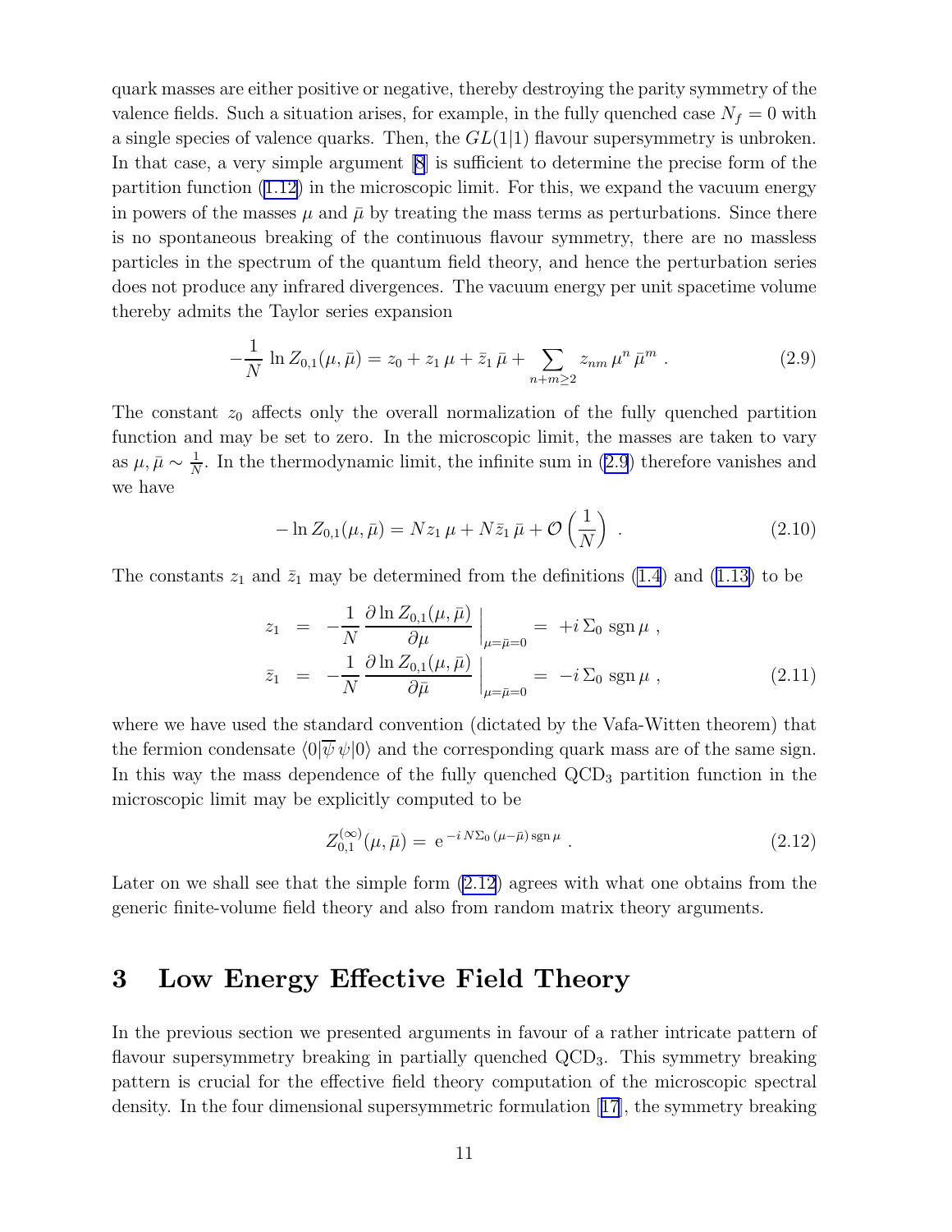quark masses are either positive or negative, thereby destroying the parity symmetry of the valence fields. Such a situation arises, for example, in the fully quenched case $N_f = 0$ with a single species of valence quarks. Then, the $GL(1|1)$ flavour supersymmetry is unbroken. In that case, a very simple argument [8] is sufficient to determine the precise form of the partition function (1.12) in the microscopic limit. For this, we expand the vacuum energy in powers of the masses $\mu$ and $\bar{\mu}$ by treating the mass terms as perturbations. Since there is no spontaneous breaking of the continuous flavour symmetry, there are no massless particles in the spectrum of the quantum field theory, and hence the perturbation series does not produce any infrared divergences. The vacuum energy per unit spacetime volume thereby admits the Taylor series expansion

$$-\frac{1}{N}\,\ln Z_{0,1}(\mu,\bar{\mu}) = z_0 + z_1\,\mu + \bar{z}_1\,\bar{\mu} + \sum_{n+m\geq 2} z_{nm}\,\mu^n\,\bar{\mu}^m\ . \tag{2.9}$$

The constant $z_0$ affects only the overall normalization of the fully quenched partition function and may be set to zero. In the microscopic limit, the masses are taken to vary as $\mu,\bar{\mu} \sim \frac{1}{N}$. In the thermodynamic limit, the infinite sum in (2.9) therefore vanishes and we have

$$-\ln Z_{0,1}(\mu,\bar{\mu}) = N z_1\,\mu + N\bar{z}_1\,\bar{\mu} + \mathcal{O}\left(\frac{1}{N}\right)\ . \tag{2.10}$$

The constants $z_1$ and $\bar{z}_1$ may be determined from the definitions (1.4) and (1.13) to be

$$\begin{aligned} z_1 &= -\frac{1}{N}\,\frac{\partial \ln Z_{0,1}(\mu,\bar{\mu})}{\partial\mu}\,\Big|_{\mu=\bar{\mu}=0} = +i\,\Sigma_0\,\operatorname{sgn}\mu\ , \\ \bar{z}_1 &= -\frac{1}{N}\,\frac{\partial \ln Z_{0,1}(\mu,\bar{\mu})}{\partial\bar{\mu}}\,\Big|_{\mu=\bar{\mu}=0} = -i\,\Sigma_0\,\operatorname{sgn}\mu\ , \end{aligned} \tag{2.11}$$

where we have used the standard convention (dictated by the Vafa-Witten theorem) that the fermion condensate $\langle 0|\overline{\psi}\,\psi|0\rangle$ and the corresponding quark mass are of the same sign. In this way the mass dependence of the fully quenched QCD$_3$ partition function in the microscopic limit may be explicitly computed to be

$$Z_{0,1}^{(\infty)}(\mu,\bar{\mu}) = \,\mathrm{e}^{\,-i\,N\Sigma_0\,(\mu-\bar{\mu})\,\operatorname{sgn}\mu}\ . \tag{2.12}$$

Later on we shall see that the simple form (2.12) agrees with what one obtains from the generic finite-volume field theory and also from random matrix theory arguments.

# 3 Low Energy Effective Field Theory

In the previous section we presented arguments in favour of a rather intricate pattern of flavour supersymmetry breaking in partially quenched QCD$_3$. This symmetry breaking pattern is crucial for the effective field theory computation of the microscopic spectral density. In the four dimensional supersymmetric formulation [17], the symmetry breaking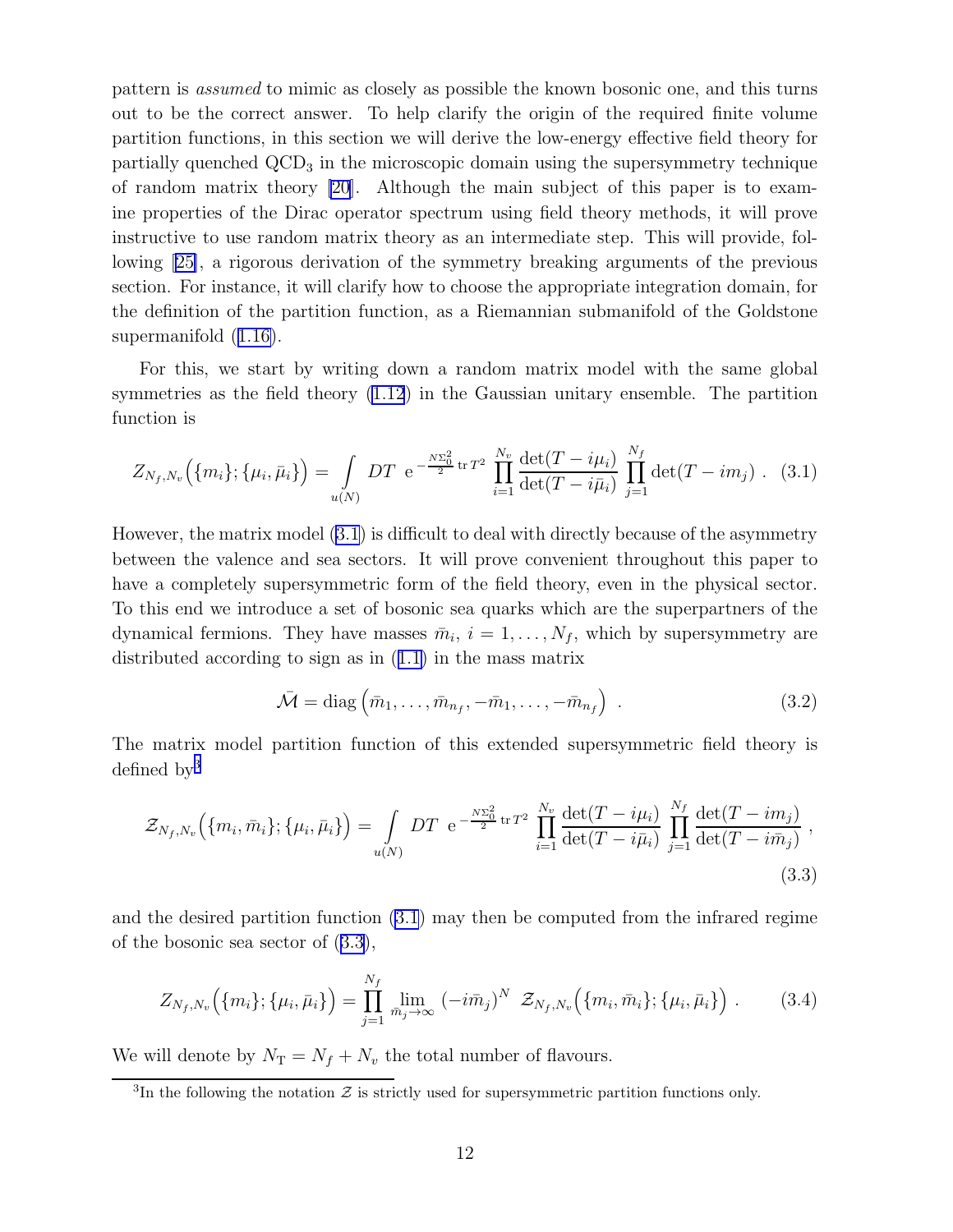pattern is *assumed* to mimic as closely as possible the known bosonic one, and this turns out to be the correct answer. To help clarify the origin of the required finite volume partition functions, in this section we will derive the low-energy effective field theory for partially quenched $\mathrm{QCD}_3$ in the microscopic domain using the supersymmetry technique of random matrix theory [20]. Although the main subject of this paper is to examine properties of the Dirac operator spectrum using field theory methods, it will prove instructive to use random matrix theory as an intermediate step. This will provide, following [25], a rigorous derivation of the symmetry breaking arguments of the previous section. For instance, it will clarify how to choose the appropriate integration domain, for the definition of the partition function, as a Riemannian submanifold of the Goldstone supermanifold (1.16).

For this, we start by writing down a random matrix model with the same global symmetries as the field theory (1.12) in the Gaussian unitary ensemble. The partition function is

$$Z_{N_f,N_v}\Big(\{m_i\};\{\mu_i,\bar{\mu}_i\}\Big) = \int\limits_{u(N)} DT \ \mathrm{e}^{-\frac{N\Sigma_0^2}{2}\,\mathrm{tr}\,T^2} \prod_{i=1}^{N_v} \frac{\det(T-i\mu_i)}{\det(T-i\bar{\mu}_i)} \prod_{j=1}^{N_f} \det(T-im_j) \ . \quad (3.1)$$

However, the matrix model (3.1) is difficult to deal with directly because of the asymmetry between the valence and sea sectors. It will prove convenient throughout this paper to have a completely supersymmetric form of the field theory, even in the physical sector. To this end we introduce a set of bosonic sea quarks which are the superpartners of the dynamical fermions. They have masses $\bar{m}_i$, $i=1,\dots,N_f$, which by supersymmetry are distributed according to sign as in (1.1) in the mass matrix

$$\bar{\mathcal{M}} = \mathrm{diag}\left(\bar{m}_1,\dots,\bar{m}_{n_f},-\bar{m}_1,\dots,-\bar{m}_{n_f}\right) \ . \quad (3.2)$$

The matrix model partition function of this extended supersymmetric field theory is defined by[3]

$$\mathcal{Z}_{N_f,N_v}\Big(\{m_i,\bar{m}_i\};\{\mu_i,\bar{\mu}_i\}\Big) = \int\limits_{u(N)} DT \ \mathrm{e}^{-\frac{N\Sigma_0^2}{2}\,\mathrm{tr}\,T^2} \prod_{i=1}^{N_v} \frac{\det(T-i\mu_i)}{\det(T-i\bar{\mu}_i)} \prod_{j=1}^{N_f} \frac{\det(T-im_j)}{\det(T-i\bar{m}_j)} \ , \quad (3.3)$$

and the desired partition function (3.1) may then be computed from the infrared regime of the bosonic sea sector of (3.3),

$$Z_{N_f,N_v}\Big(\{m_i\};\{\mu_i,\bar{\mu}_i\}\Big) = \prod_{j=1}^{N_f} \lim_{\bar{m}_j\to\infty} (-i\bar{m}_j)^N \ \mathcal{Z}_{N_f,N_v}\Big(\{m_i,\bar{m}_i\};\{\mu_i,\bar{\mu}_i\}\Big) \ . \quad (3.4)$$

We will denote by $N_{\mathrm{T}} = N_f + N_v$ the total number of flavours.

[3] In the following the notation $\mathcal{Z}$ is strictly used for supersymmetric partition functions only.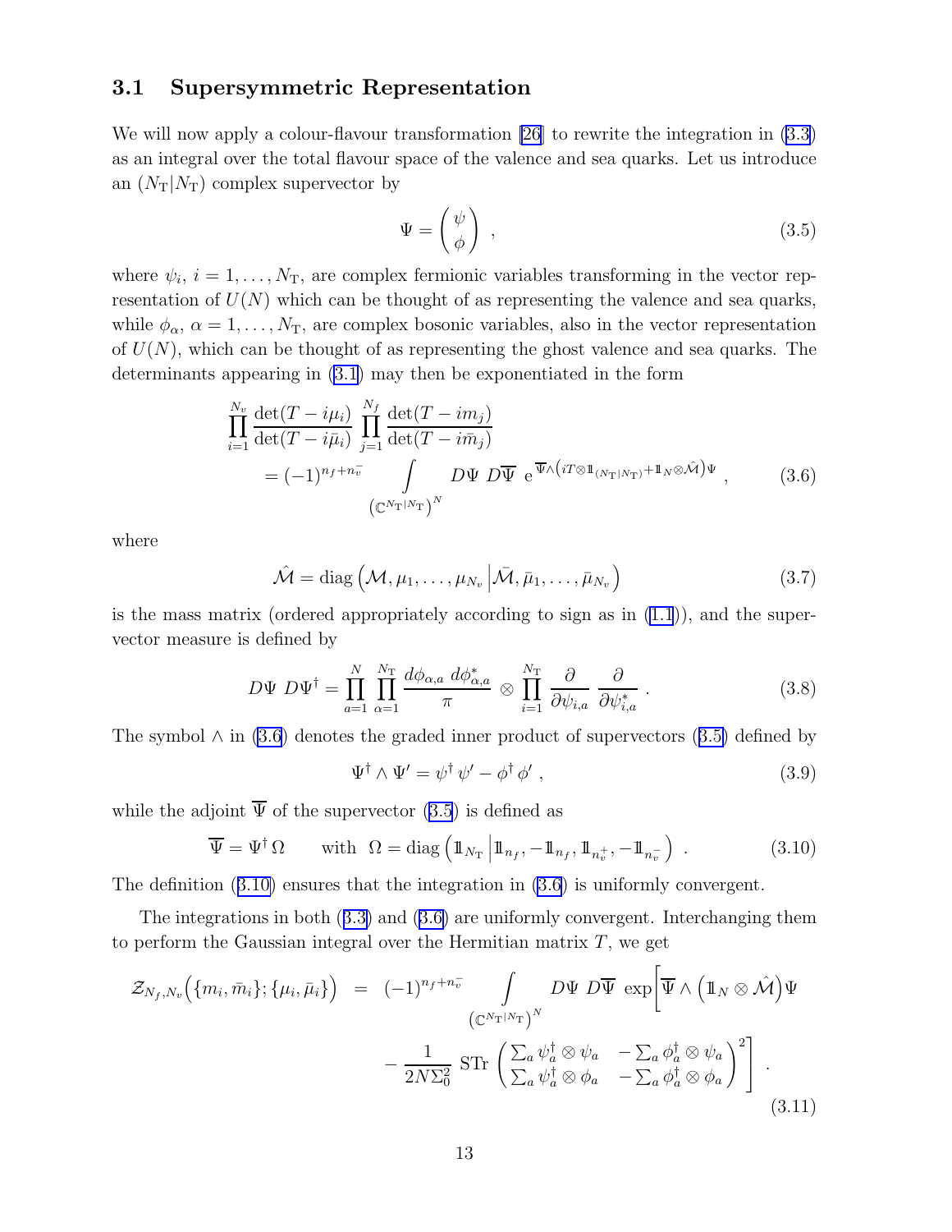### 3.1 Supersymmetric Representation

We will now apply a colour-flavour transformation [26] to rewrite the integration in (3.3) as an integral over the total flavour space of the valence and sea quarks. Let us introduce an $(N_{\rm T}|N_{\rm T})$ complex supervector by

$$
\Psi = \begin{pmatrix} \psi \\ \phi \end{pmatrix} \ , \tag{3.5}
$$

where $\psi_i$, $i = 1, \dots, N_{\rm T}$, are complex fermionic variables transforming in the vector representation of $U(N)$ which can be thought of as representing the valence and sea quarks, while $\phi_\alpha$, $\alpha = 1, \dots, N_{\rm T}$, are complex bosonic variables, also in the vector representation of $U(N)$, which can be thought of as representing the ghost valence and sea quarks. The determinants appearing in (3.1) may then be exponentiated in the form

$$
\begin{aligned}
\prod_{i=1}^{N_v} \frac{\det(T - i\mu_i)}{\det(T - i\bar{\mu}_i)} \prod_{j=1}^{N_f} \frac{\det(T - im_j)}{\det(T - i\bar{m}_j)} \\
= (-1)^{n_f + n_v^-} \int\limits_{\left(\mathbb{C}^{N_{\rm T}|N_{\rm T}}\right)^N} D\Psi \ D\overline{\Psi} \ {\rm e}^{\,\overline{\Psi} \wedge \left(iT \otimes 1\!\!1_{(N_{\rm T}|N_{\rm T})} + 1\!\!1_N \otimes \hat{\mathcal{M}}\right) \Psi} \ ,
\end{aligned} \tag{3.6}
$$

where

$$
\hat{\mathcal{M}} = {\rm diag}\left(\mathcal{M}, \mu_1, \dots, \mu_{N_v} \,\middle|\, \bar{\mathcal{M}}, \bar{\mu}_1, \dots, \bar{\mu}_{N_v}\right) \tag{3.7}
$$

is the mass matrix (ordered appropriately according to sign as in (1.1)), and the supervector measure is defined by

$$
D\Psi \ D\Psi^\dagger = \prod_{a=1}^{N} \prod_{\alpha=1}^{N_{\rm T}} \frac{d\phi_{\alpha,a} \ d\phi_{\alpha,a}^*}{\pi} \otimes \prod_{i=1}^{N_{\rm T}} \frac{\partial}{\partial \psi_{i,a}} \ \frac{\partial}{\partial \psi_{i,a}^*} \ . \tag{3.8}
$$

The symbol $\wedge$ in (3.6) denotes the graded inner product of supervectors (3.5) defined by

$$
\Psi^\dagger \wedge \Psi' = \psi^\dagger \, \psi' - \phi^\dagger \, \phi' \ , \tag{3.9}
$$

while the adjoint $\overline{\Psi}$ of the supervector (3.5) is defined as

$$
\overline{\Psi} = \Psi^\dagger \, \Omega \qquad \text{with} \ \ \Omega = {\rm diag}\left(1\!\!1_{N_{\rm T}} \,\middle|\, 1\!\!1_{n_f}, -1\!\!1_{n_f}, 1\!\!1_{n_v^+}, -1\!\!1_{n_v^-}\right) \ . \tag{3.10}
$$

The definition (3.10) ensures that the integration in (3.6) is uniformly convergent.

The integrations in both (3.3) and (3.6) are uniformly convergent. Interchanging them to perform the Gaussian integral over the Hermitian matrix $T$, we get

$$
\begin{aligned}
\mathcal{Z}_{N_f,N_v}\left(\{m_i, \bar{m}_i\}; \{\mu_i, \bar{\mu}_i\}\right) \ = \ (-1)^{n_f + n_v^-} \int\limits_{\left(\mathbb{C}^{N_{\rm T}|N_{\rm T}}\right)^N} D\Psi \ D\overline{\Psi} \ \exp\Bigg[\overline{\Psi} \wedge \left(1\!\!1_N \otimes \hat{\mathcal{M}}\right)\Psi \\
- \frac{1}{2N\Sigma_0^2} \ {\rm STr} \begin{pmatrix} \sum_a \psi_a^\dagger \otimes \psi_a & -\sum_a \phi_a^\dagger \otimes \psi_a \\ \sum_a \psi_a^\dagger \otimes \phi_a & -\sum_a \phi_a^\dagger \otimes \phi_a \end{pmatrix}^2 \Bigg] \ .
\end{aligned} \tag{3.11}
$$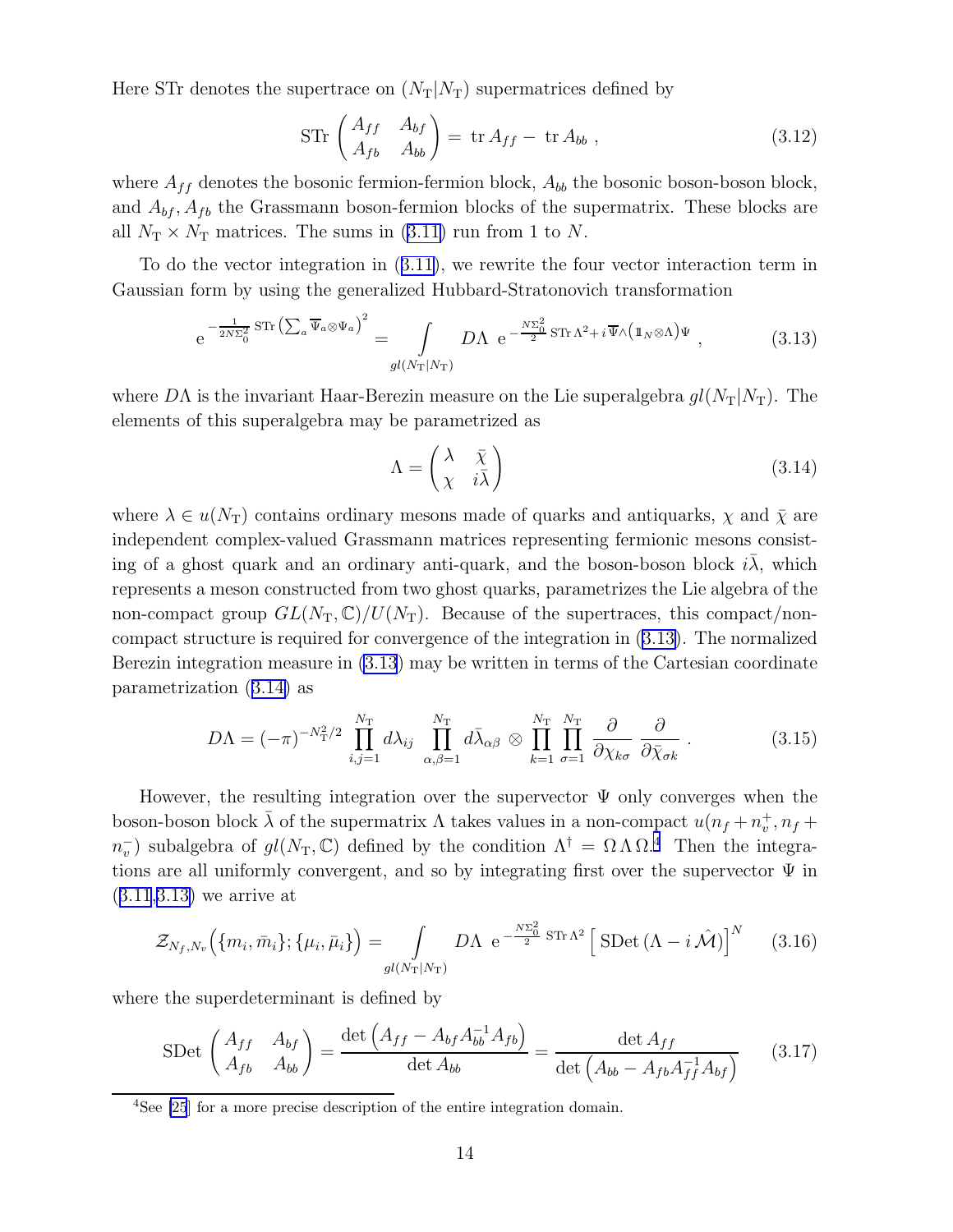Here STr denotes the supertrace on $(N_{\rm T}|N_{\rm T})$ supermatrices defined by

$$\mathrm{STr}\begin{pmatrix} A_{ff} & A_{bf} \\ A_{fb} & A_{bb} \end{pmatrix} = \mathrm{tr}\, A_{ff} - \mathrm{tr}\, A_{bb} \ , \tag{3.12}$$

where $A_{ff}$ denotes the bosonic fermion-fermion block, $A_{bb}$ the bosonic boson-boson block, and $A_{bf}, A_{fb}$ the Grassmann boson-fermion blocks of the supermatrix. These blocks are all $N_{\rm T}\times N_{\rm T}$ matrices. The sums in (3.11) run from 1 to $N$.

To do the vector integration in (3.11), we rewrite the four vector interaction term in Gaussian form by using the generalized Hubbard-Stratonovich transformation

$$\mathrm{e}^{-\frac{1}{2N\Sigma_0^2}\,\mathrm{STr}\left(\sum_a \overline{\Psi}_a\otimes\Psi_a\right)^2} = \int\limits_{gl(N_{\rm T}|N_{\rm T})} D\Lambda\ \mathrm{e}^{-\frac{N\Sigma_0^2}{2}\,\mathrm{STr}\,\Lambda^2 + i\,\overline{\Psi}\wedge\left(\mathbb{1}_N\otimes\Lambda\right)\Psi} \ , \tag{3.13}$$

where $D\Lambda$ is the invariant Haar-Berezin measure on the Lie superalgebra $gl(N_{\rm T}|N_{\rm T})$. The elements of this superalgebra may be parametrized as

$$\Lambda = \begin{pmatrix} \lambda & \bar\chi \\ \chi & i\bar\lambda \end{pmatrix} \tag{3.14}$$

where $\lambda\in u(N_{\rm T})$ contains ordinary mesons made of quarks and antiquarks, $\chi$ and $\bar\chi$ are independent complex-valued Grassmann matrices representing fermionic mesons consisting of a ghost quark and an ordinary anti-quark, and the boson-boson block $i\bar\lambda$, which represents a meson constructed from two ghost quarks, parametrizes the Lie algebra of the non-compact group $GL(N_{\rm T},\mathbb{C})/U(N_{\rm T})$. Because of the supertraces, this compact/non-compact structure is required for convergence of the integration in (3.13). The normalized Berezin integration measure in (3.13) may be written in terms of the Cartesian coordinate parametrization (3.14) as

$$D\Lambda = (-\pi)^{-N_{\rm T}^2/2}\prod_{i,j=1}^{N_{\rm T}} d\lambda_{ij}\ \prod_{\alpha,\beta=1}^{N_{\rm T}} d\bar\lambda_{\alpha\beta}\ \otimes\ \prod_{k=1}^{N_{\rm T}}\prod_{\sigma=1}^{N_{\rm T}}\frac{\partial}{\partial\chi_{k\sigma}}\ \frac{\partial}{\partial\bar\chi_{\sigma k}} \ . \tag{3.15}$$

However, the resulting integration over the supervector $\Psi$ only converges when the boson-boson block $\bar\lambda$ of the supermatrix $\Lambda$ takes values in a non-compact $u(n_f+n_v^+, n_f+n_v^-)$ subalgebra of $gl(N_{\rm T},\mathbb{C})$ defined by the condition $\Lambda^\dagger = \Omega\,\Lambda\,\Omega$.[4] Then the integrations are all uniformly convergent, and so by integrating first over the supervector $\Psi$ in (3.11,3.13) we arrive at

$$\mathcal{Z}_{N_f,N_v}\left(\{m_i,\bar m_i\};\{\mu_i,\bar\mu_i\}\right) = \int\limits_{gl(N_{\rm T}|N_{\rm T})} D\Lambda\ \mathrm{e}^{-\frac{N\Sigma_0^2}{2}\ \mathrm{STr}\,\Lambda^2}\left[\,\mathrm{SDet}\left(\Lambda - i\,\hat{\mathcal{M}}\right)\right]^N \tag{3.16}$$

where the superdeterminant is defined by

$$\mathrm{SDet}\begin{pmatrix} A_{ff} & A_{bf} \\ A_{fb} & A_{bb} \end{pmatrix} = \frac{\det\left(A_{ff} - A_{bf}A_{bb}^{-1}A_{fb}\right)}{\det A_{bb}} = \frac{\det A_{ff}}{\det\left(A_{bb} - A_{fb}A_{ff}^{-1}A_{bf}\right)} \tag{3.17}$$

[4] See [25] for a more precise description of the entire integration domain.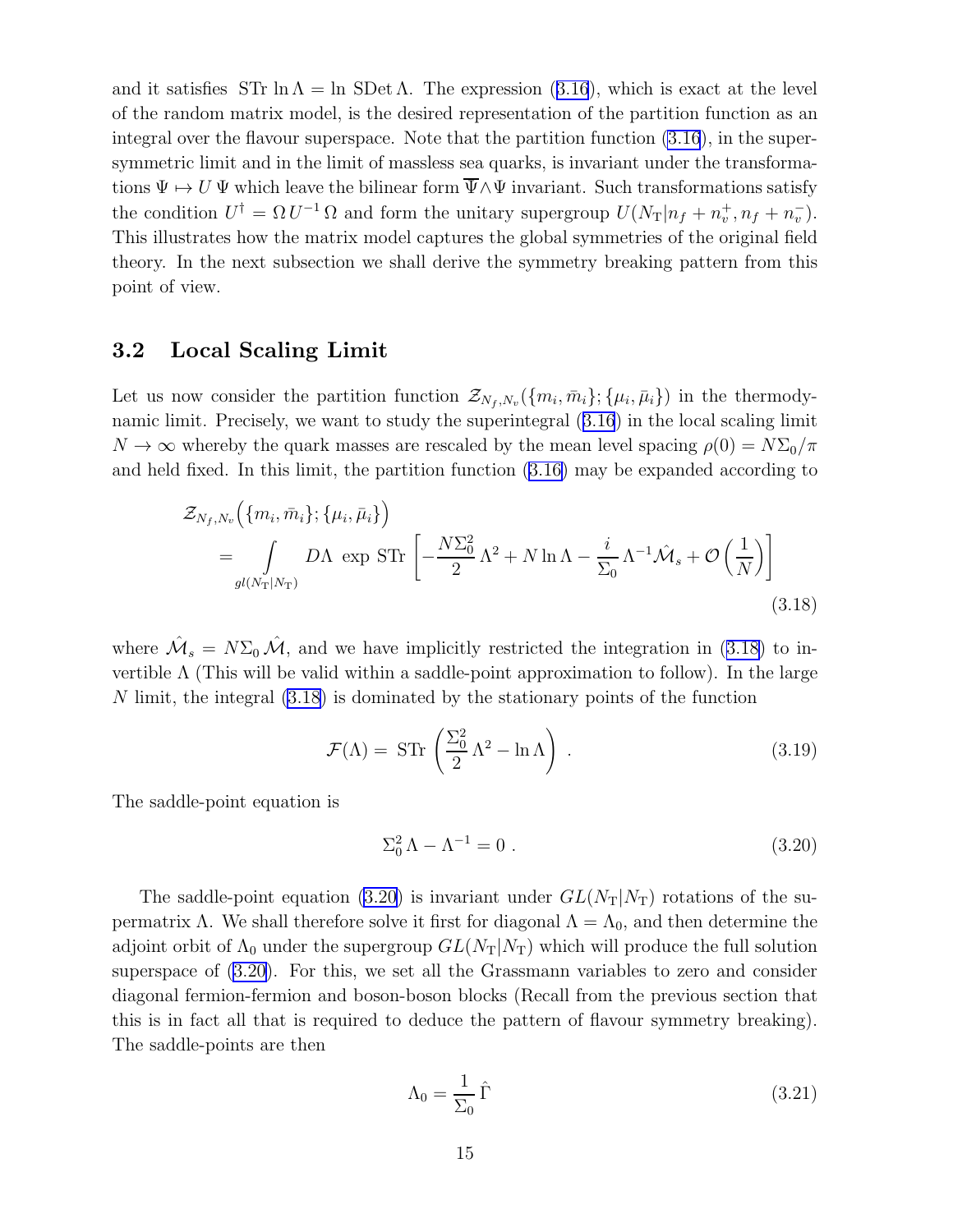and it satisfies $\mathrm{STr}\,\ln\Lambda = \ln\,\mathrm{SDet}\,\Lambda$. The expression (3.16), which is exact at the level of the random matrix model, is the desired representation of the partition function as an integral over the flavour superspace. Note that the partition function (3.16), in the supersymmetric limit and in the limit of massless sea quarks, is invariant under the transformations $\Psi \mapsto U\,\Psi$ which leave the bilinear form $\overline{\Psi}\wedge\Psi$ invariant. Such transformations satisfy the condition $U^\dagger = \Omega\,U^{-1}\,\Omega$ and form the unitary supergroup $U(N_{\rm T}|n_f + n_v^+, n_f + n_v^-)$. This illustrates how the matrix model captures the global symmetries of the original field theory. In the next subsection we shall derive the symmetry breaking pattern from this point of view.

## 3.2 Local Scaling Limit

Let us now consider the partition function $\mathcal{Z}_{N_f,N_v}(\{m_i,\bar{m}_i\};\{\mu_i,\bar{\mu}_i\})$ in the thermodynamic limit. Precisely, we want to study the superintegral (3.16) in the local scaling limit $N\to\infty$ whereby the quark masses are rescaled by the mean level spacing $\rho(0) = N\Sigma_0/\pi$ and held fixed. In this limit, the partition function (3.16) may be expanded according to

$$
\begin{aligned}
&\mathcal{Z}_{N_f,N_v}\Big(\{m_i,\bar{m}_i\};\{\mu_i,\bar{\mu}_i\}\Big) \\
&\qquad = \int\limits_{gl(N_{\rm T}|N_{\rm T})} D\Lambda\ \exp\,\mathrm{STr}\left[-\frac{N\Sigma_0^2}{2}\,\Lambda^2 + N\ln\Lambda - \frac{i}{\Sigma_0}\,\Lambda^{-1}\hat{\mathcal{M}}_s + \mathcal{O}\left(\frac{1}{N}\right)\right]
\end{aligned}
\tag{3.18}
$$

where $\hat{\mathcal{M}}_s = N\Sigma_0\,\hat{\mathcal{M}}$, and we have implicitly restricted the integration in (3.18) to invertible $\Lambda$ (This will be valid within a saddle-point approximation to follow). In the large $N$ limit, the integral (3.18) is dominated by the stationary points of the function

$$
\mathcal{F}(\Lambda) = \mathrm{STr}\left(\frac{\Sigma_0^2}{2}\,\Lambda^2 - \ln\Lambda\right)\ . \tag{3.19}
$$

The saddle-point equation is

$$
\Sigma_0^2\,\Lambda - \Lambda^{-1} = 0\ . \tag{3.20}
$$

The saddle-point equation (3.20) is invariant under $GL(N_{\rm T}|N_{\rm T})$ rotations of the supermatrix $\Lambda$. We shall therefore solve it first for diagonal $\Lambda = \Lambda_0$, and then determine the adjoint orbit of $\Lambda_0$ under the supergroup $GL(N_{\rm T}|N_{\rm T})$ which will produce the full solution superspace of (3.20). For this, we set all the Grassmann variables to zero and consider diagonal fermion-fermion and boson-boson blocks (Recall from the previous section that this is in fact all that is required to deduce the pattern of flavour symmetry breaking). The saddle-points are then

$$
\Lambda_0 = \frac{1}{\Sigma_0}\,\hat{\Gamma} \tag{3.21}
$$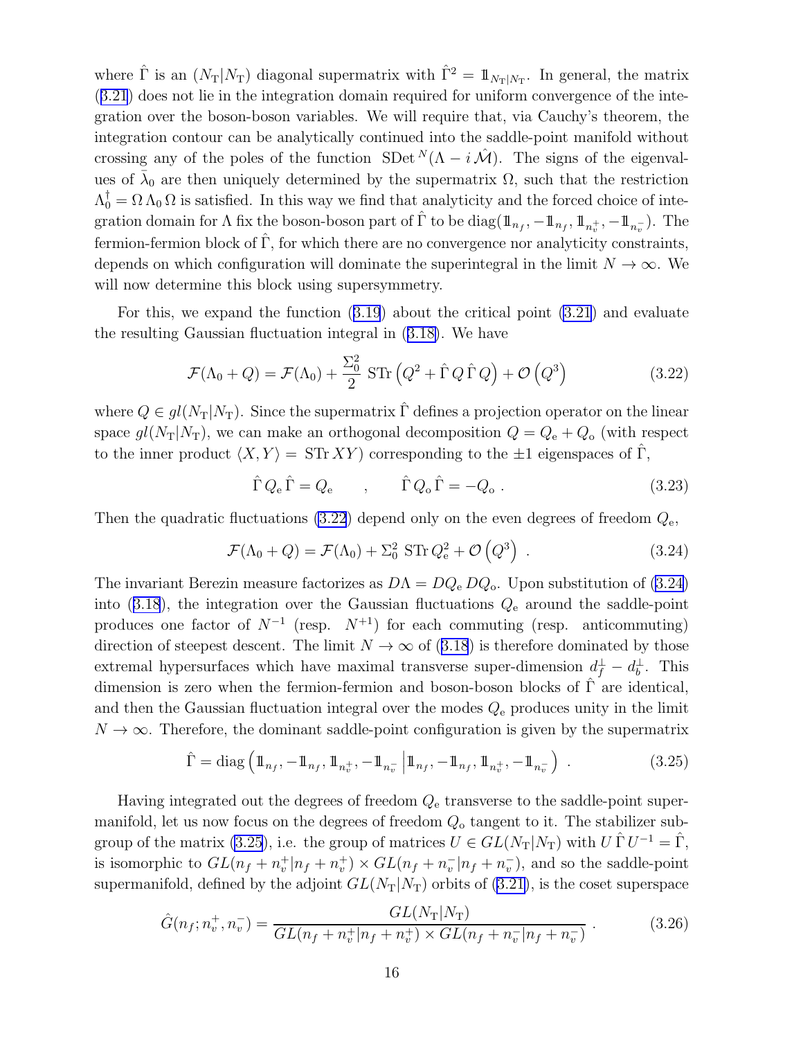where $\hat{\Gamma}$ is an $(N_{\rm T}|N_{\rm T})$ diagonal supermatrix with $\hat{\Gamma}^2 = \mathbb{1}_{N_{\rm T}|N_{\rm T}}$. In general, the matrix (3.21) does not lie in the integration domain required for uniform convergence of the integration over the boson-boson variables. We will require that, via Cauchy's theorem, the integration contour can be analytically continued into the saddle-point manifold without crossing any of the poles of the function $\operatorname{SDet}^{N}(\Lambda - i\,\hat{\mathcal{M}})$. The signs of the eigenvalues of $\bar{\lambda}_0$ are then uniquely determined by the supermatrix $\Omega$, such that the restriction $\Lambda_0^\dagger = \Omega\,\Lambda_0\,\Omega$ is satisfied. In this way we find that analyticity and the forced choice of integration domain for $\Lambda$ fix the boson-boson part of $\hat{\Gamma}$ to be $\operatorname{diag}(\mathbb{1}_{n_f}, -\mathbb{1}_{n_f}, \mathbb{1}_{n_v^+}, -\mathbb{1}_{n_v^-})$. The fermion-fermion block of $\hat{\Gamma}$, for which there are no convergence nor analyticity constraints, depends on which configuration will dominate the superintegral in the limit $N \to \infty$. We will now determine this block using supersymmetry.

For this, we expand the function (3.19) about the critical point (3.21) and evaluate the resulting Gaussian fluctuation integral in (3.18). We have

$$\mathcal{F}(\Lambda_0 + Q) = \mathcal{F}(\Lambda_0) + \frac{\Sigma_0^2}{2}\ \operatorname{STr}\left(Q^2 + \hat{\Gamma}\,Q\,\hat{\Gamma}\,Q\right) + \mathcal{O}\left(Q^3\right) \tag{3.22}$$

where $Q \in gl(N_{\rm T}|N_{\rm T})$. Since the supermatrix $\hat{\Gamma}$ defines a projection operator on the linear space $gl(N_{\rm T}|N_{\rm T})$, we can make an orthogonal decomposition $Q = Q_{\rm e} + Q_{\rm o}$ (with respect to the inner product $\langle X, Y\rangle = \operatorname{STr} XY$) corresponding to the $\pm 1$ eigenspaces of $\hat{\Gamma}$,

$$\hat{\Gamma}\,Q_{\rm e}\,\hat{\Gamma} = Q_{\rm e} \qquad , \qquad \hat{\Gamma}\,Q_{\rm o}\,\hat{\Gamma} = -Q_{\rm o}\ . \tag{3.23}$$

Then the quadratic fluctuations (3.22) depend only on the even degrees of freedom $Q_{\rm e}$,

$$\mathcal{F}(\Lambda_0 + Q) = \mathcal{F}(\Lambda_0) + \Sigma_0^2\ \operatorname{STr} Q_{\rm e}^2 + \mathcal{O}\left(Q^3\right)\ . \tag{3.24}$$

The invariant Berezin measure factorizes as $D\Lambda = DQ_{\rm e}\,DQ_{\rm o}$. Upon substitution of (3.24) into (3.18), the integration over the Gaussian fluctuations $Q_{\rm e}$ around the saddle-point produces one factor of $N^{-1}$ (resp. $N^{+1}$) for each commuting (resp. anticommuting) direction of steepest descent. The limit $N \to \infty$ of (3.18) is therefore dominated by those extremal hypersurfaces which have maximal transverse super-dimension $d_f^\perp - d_b^\perp$. This dimension is zero when the fermion-fermion and boson-boson blocks of $\hat{\Gamma}$ are identical, and then the Gaussian fluctuation integral over the modes $Q_{\rm e}$ produces unity in the limit $N \to \infty$. Therefore, the dominant saddle-point configuration is given by the supermatrix

$$\hat{\Gamma} = \operatorname{diag}\left(\mathbb{1}_{n_f}, -\mathbb{1}_{n_f}, \mathbb{1}_{n_v^+}, -\mathbb{1}_{n_v^-}\,\middle|\,\mathbb{1}_{n_f}, -\mathbb{1}_{n_f}, \mathbb{1}_{n_v^+}, -\mathbb{1}_{n_v^-}\right)\ . \tag{3.25}$$

Having integrated out the degrees of freedom $Q_{\rm e}$ transverse to the saddle-point supermanifold, let us now focus on the degrees of freedom $Q_{\rm o}$ tangent to it. The stabilizer subgroup of the matrix (3.25), i.e. the group of matrices $U \in GL(N_{\rm T}|N_{\rm T})$ with $U\,\hat{\Gamma}\,U^{-1} = \hat{\Gamma}$, is isomorphic to $GL(n_f + n_v^+|n_f + n_v^+) \times GL(n_f + n_v^-|n_f + n_v^-)$, and so the saddle-point supermanifold, defined by the adjoint $GL(N_{\rm T}|N_{\rm T})$ orbits of (3.21), is the coset superspace

$$\hat{G}(n_f; n_v^+, n_v^-) = \frac{GL(N_{\rm T}|N_{\rm T})}{GL(n_f + n_v^+|n_f + n_v^+) \times GL(n_f + n_v^-|n_f + n_v^-)}\ . \tag{3.26}$$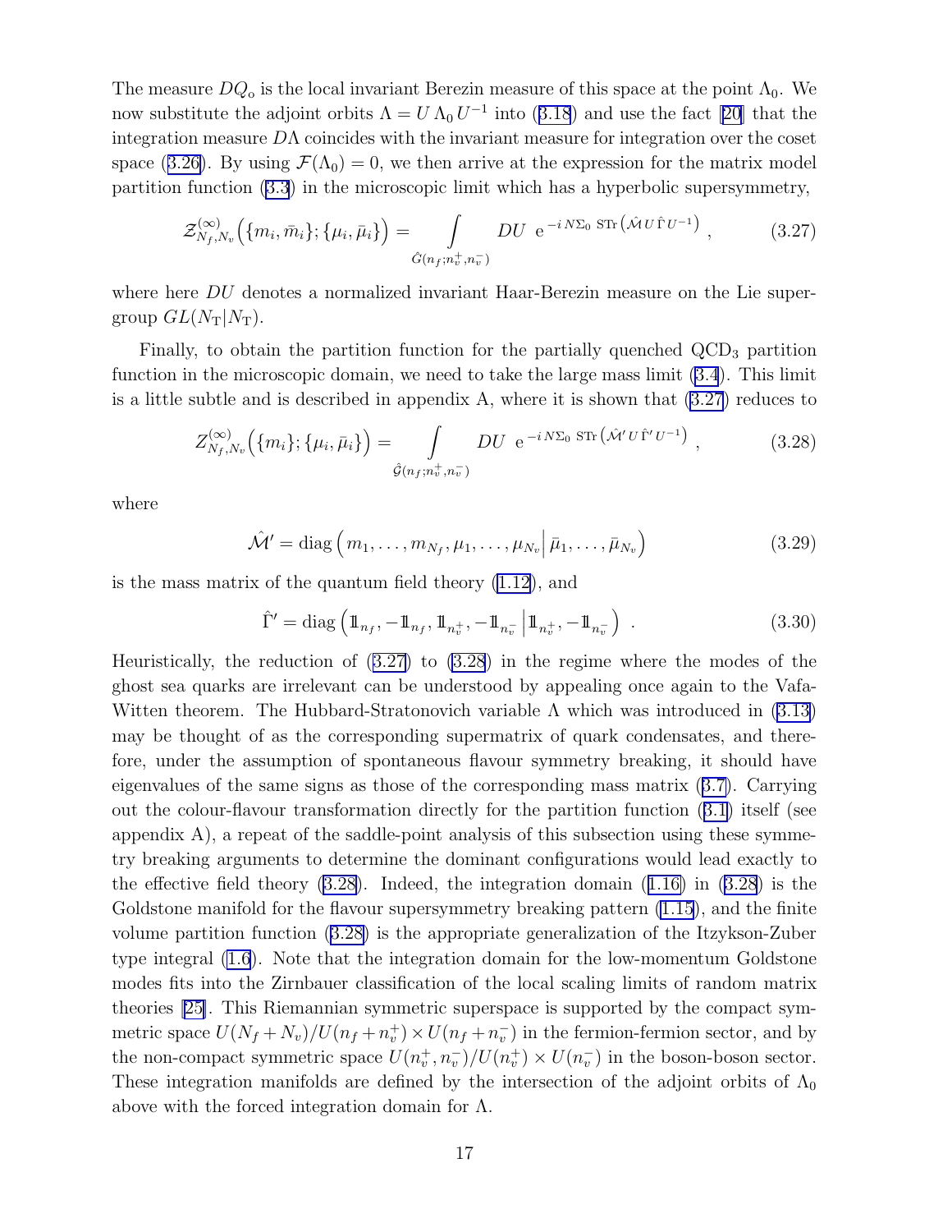The measure $DQ_\circ$ is the local invariant Berezin measure of this space at the point $\Lambda_0$. We now substitute the adjoint orbits $\Lambda = U\,\Lambda_0\,U^{-1}$ into (3.18) and use the fact [20] that the integration measure $D\Lambda$ coincides with the invariant measure for integration over the coset space (3.26). By using $\mathcal{F}(\Lambda_0) = 0$, we then arrive at the expression for the matrix model partition function (3.3) in the microscopic limit which has a hyperbolic supersymmetry,

$$\mathcal{Z}^{(\infty)}_{N_f,N_v}\Big(\{m_i,\bar{m}_i\};\{\mu_i,\bar{\mu}_i\}\Big) = \int\limits_{\hat{G}(n_f;n_v^+,n_v^-)} DU \ \ \mathrm{e}^{-i\,N\Sigma_0\ \mathrm{STr}\left(\hat{\mathcal{M}}\,U\,\hat{\Gamma}\,U^{-1}\right)}\ , \tag{3.27}$$

where here $DU$ denotes a normalized invariant Haar-Berezin measure on the Lie supergroup $GL(N_{\rm T}|N_{\rm T})$.

Finally, to obtain the partition function for the partially quenched QCD$_3$ partition function in the microscopic domain, we need to take the large mass limit (3.4). This limit is a little subtle and is described in appendix A, where it is shown that (3.27) reduces to

$$Z^{(\infty)}_{N_f,N_v}\Big(\{m_i\};\{\mu_i,\bar{\mu}_i\}\Big) = \int\limits_{\hat{\mathcal{G}}(n_f;n_v^+,n_v^-)} DU \ \ \mathrm{e}^{-i\,N\Sigma_0\ \mathrm{STr}\left(\hat{\mathcal{M}}'\,U\,\hat{\Gamma}'\,U^{-1}\right)}\ , \tag{3.28}$$

where

$$\hat{\mathcal{M}}' = \mathrm{diag}\left(m_1,\dots,m_{N_f},\mu_1,\dots,\mu_{N_v}\Big|\,\bar{\mu}_1,\dots,\bar{\mu}_{N_v}\right) \tag{3.29}$$

is the mass matrix of the quantum field theory (1.12), and

$$\hat{\Gamma}' = \mathrm{diag}\left(\mathbb{1}_{n_f},-\mathbb{1}_{n_f},\mathbb{1}_{n_v^+},-\mathbb{1}_{n_v^-}\,\Big|\,\mathbb{1}_{n_v^+},-\mathbb{1}_{n_v^-}\right)\ . \tag{3.30}$$

Heuristically, the reduction of (3.27) to (3.28) in the regime where the modes of the ghost sea quarks are irrelevant can be understood by appealing once again to the Vafa-Witten theorem. The Hubbard-Stratonovich variable $\Lambda$ which was introduced in (3.13) may be thought of as the corresponding supermatrix of quark condensates, and therefore, under the assumption of spontaneous flavour symmetry breaking, it should have eigenvalues of the same signs as those of the corresponding mass matrix (3.7). Carrying out the colour-flavour transformation directly for the partition function (3.1) itself (see appendix A), a repeat of the saddle-point analysis of this subsection using these symmetry breaking arguments to determine the dominant configurations would lead exactly to the effective field theory (3.28). Indeed, the integration domain (1.16) in (3.28) is the Goldstone manifold for the flavour supersymmetry breaking pattern (1.15), and the finite volume partition function (3.28) is the appropriate generalization of the Itzykson-Zuber type integral (1.6). Note that the integration domain for the low-momentum Goldstone modes fits into the Zirnbauer classification of the local scaling limits of random matrix theories [25]. This Riemannian symmetric superspace is supported by the compact symmetric space $U(N_f+N_v)/U(n_f+n_v^+)\times U(n_f+n_v^-)$ in the fermion-fermion sector, and by the non-compact symmetric space $U(n_v^+,n_v^-)/U(n_v^+)\times U(n_v^-)$ in the boson-boson sector. These integration manifolds are defined by the intersection of the adjoint orbits of $\Lambda_0$ above with the forced integration domain for $\Lambda$.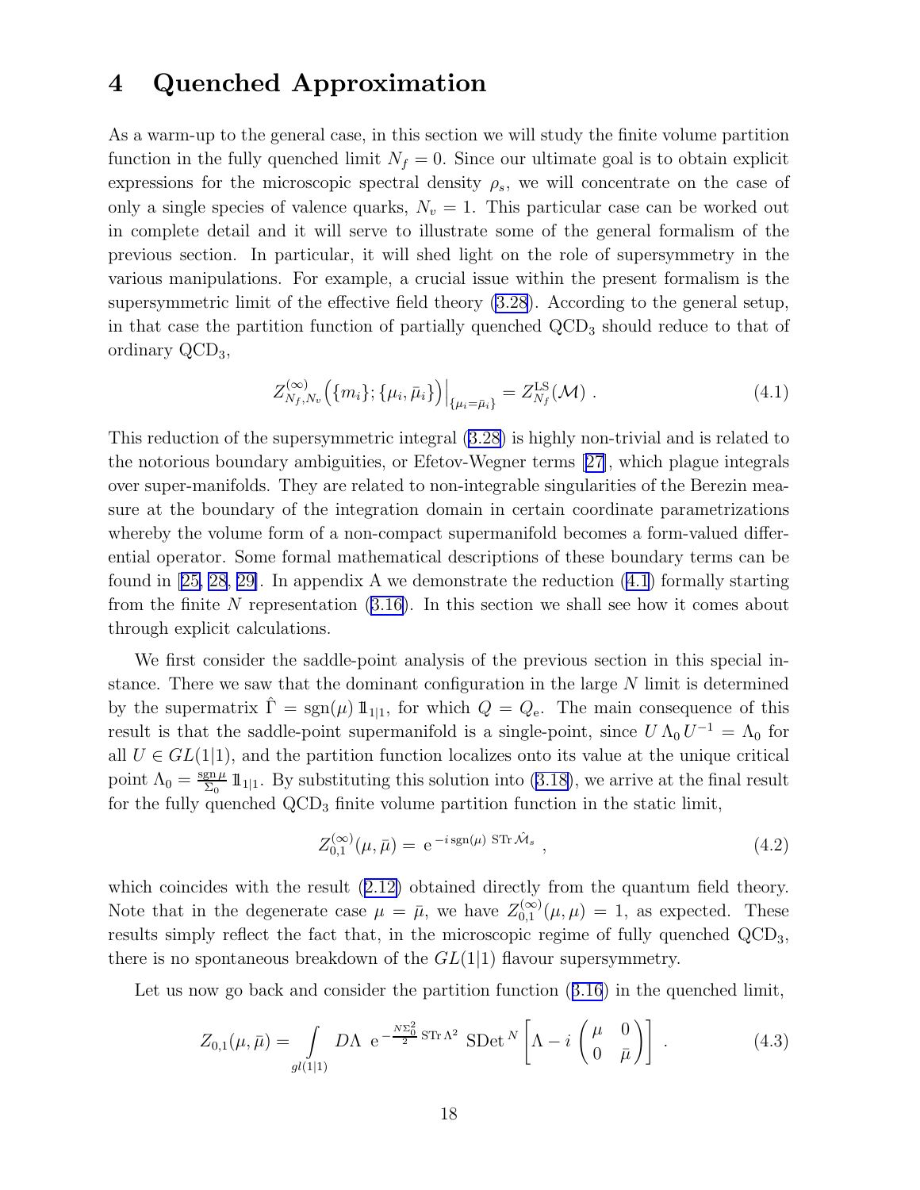# 4 Quenched Approximation

As a warm-up to the general case, in this section we will study the finite volume partition function in the fully quenched limit $N_f = 0$. Since our ultimate goal is to obtain explicit expressions for the microscopic spectral density $\rho_s$, we will concentrate on the case of only a single species of valence quarks, $N_v = 1$. This particular case can be worked out in complete detail and it will serve to illustrate some of the general formalism of the previous section. In particular, it will shed light on the role of supersymmetry in the various manipulations. For example, a crucial issue within the present formalism is the supersymmetric limit of the effective field theory (3.28). According to the general setup, in that case the partition function of partially quenched $\mathrm{QCD}_3$ should reduce to that of ordinary $\mathrm{QCD}_3$,

$$Z^{(\infty)}_{N_f,N_v}\Big(\{m_i\};\{\mu_i,\bar\mu_i\}\Big)\Big|_{\{\mu_i=\bar\mu_i\}} = Z^{\rm LS}_{N_f}(\mathcal{M}) \ . \tag{4.1}$$

This reduction of the supersymmetric integral (3.28) is highly non-trivial and is related to the notorious boundary ambiguities, or Efetov-Wegner terms [27], which plague integrals over super-manifolds. They are related to non-integrable singularities of the Berezin measure at the boundary of the integration domain in certain coordinate parametrizations whereby the volume form of a non-compact supermanifold becomes a form-valued differential operator. Some formal mathematical descriptions of these boundary terms can be found in [25, 28, 29]. In appendix A we demonstrate the reduction (4.1) formally starting from the finite $N$ representation (3.16). In this section we shall see how it comes about through explicit calculations.

We first consider the saddle-point analysis of the previous section in this special instance. There we saw that the dominant configuration in the large $N$ limit is determined by the supermatrix $\hat\Gamma = \mathrm{sgn}(\mu)\,1\!\!1_{1|1}$, for which $Q = Q_{\rm e}$. The main consequence of this result is that the saddle-point supermanifold is a single-point, since $U\,\Lambda_0\,U^{-1} = \Lambda_0$ for all $U \in GL(1|1)$, and the partition function localizes onto its value at the unique critical point $\Lambda_0 = \frac{\mathrm{sgn}\,\mu}{\Sigma_0}\,1\!\!1_{1|1}$. By substituting this solution into (3.18), we arrive at the final result for the fully quenched $\mathrm{QCD}_3$ finite volume partition function in the static limit,

$$Z^{(\infty)}_{0,1}(\mu,\bar\mu) = \ {\rm e}^{-i\,\mathrm{sgn}(\mu)\ \mathrm{STr}\,\hat{\mathcal{M}}_s} \ , \tag{4.2}$$

which coincides with the result (2.12) obtained directly from the quantum field theory. Note that in the degenerate case $\mu = \bar\mu$, we have $Z^{(\infty)}_{0,1}(\mu,\mu) = 1$, as expected. These results simply reflect the fact that, in the microscopic regime of fully quenched $\mathrm{QCD}_3$, there is no spontaneous breakdown of the $GL(1|1)$ flavour supersymmetry.

Let us now go back and consider the partition function (3.16) in the quenched limit,

$$Z_{0,1}(\mu,\bar\mu) = \int\limits_{gl(1|1)} D\Lambda\ \ {\rm e}^{-\frac{N\Sigma_0^2}{2}\,\mathrm{STr}\,\Lambda^2}\ \ \mathrm{SDet}^{\,N}\left[\Lambda - i\begin{pmatrix}\mu & 0\\ 0 & \bar\mu\end{pmatrix}\right] \ . \tag{4.3}$$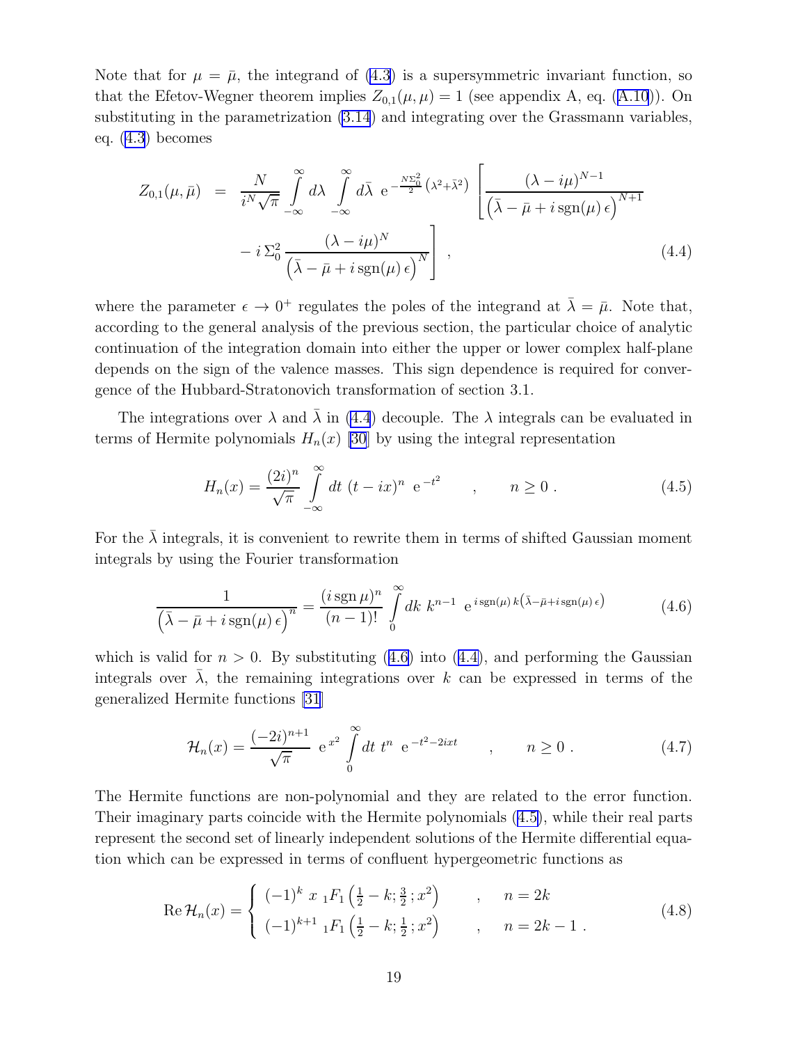Note that for $\mu = \bar{\mu}$, the integrand of (4.3) is a supersymmetric invariant function, so that the Efetov-Wegner theorem implies $Z_{0,1}(\mu, \mu) = 1$ (see appendix A, eq. (A.10)). On substituting in the parametrization (3.14) and integrating over the Grassmann variables, eq. (4.3) becomes

$$
\begin{aligned}
Z_{0,1}(\mu, \bar{\mu}) \;&=\; \frac{N}{i^N \sqrt{\pi}} \int\limits_{-\infty}^{\infty} d\lambda \int\limits_{-\infty}^{\infty} d\bar{\lambda}\ \mathrm{e}^{-\frac{N\Sigma_0^2}{2}\left(\lambda^2+\bar{\lambda}^2\right)} \left[ \frac{(\lambda - i\mu)^{N-1}}{\left(\bar{\lambda} - \bar{\mu} + i\,\mathrm{sgn}(\mu)\,\epsilon\right)^{N+1}} \right. \\
&\qquad \left. -\, i\,\Sigma_0^2\, \frac{(\lambda - i\mu)^N}{\left(\bar{\lambda} - \bar{\mu} + i\,\mathrm{sgn}(\mu)\,\epsilon\right)^N} \right] , \qquad (4.4)
\end{aligned}
$$

where the parameter $\epsilon \to 0^+$ regulates the poles of the integrand at $\bar{\lambda} = \bar{\mu}$. Note that, according to the general analysis of the previous section, the particular choice of analytic continuation of the integration domain into either the upper or lower complex half-plane depends on the sign of the valence masses. This sign dependence is required for convergence of the Hubbard-Stratonovich transformation of section 3.1.

The integrations over $\lambda$ and $\bar{\lambda}$ in (4.4) decouple. The $\lambda$ integrals can be evaluated in terms of Hermite polynomials $H_n(x)$ [30] by using the integral representation

$$
H_n(x) = \frac{(2i)^n}{\sqrt{\pi}} \int\limits_{-\infty}^{\infty} dt\ (t - ix)^n\ \mathrm{e}^{-t^2} \qquad , \qquad n \geq 0\ . \qquad (4.5)
$$

For the $\bar{\lambda}$ integrals, it is convenient to rewrite them in terms of shifted Gaussian moment integrals by using the Fourier transformation

$$
\frac{1}{\left(\bar{\lambda} - \bar{\mu} + i\,\mathrm{sgn}(\mu)\,\epsilon\right)^n} = \frac{(i\,\mathrm{sgn}\,\mu)^n}{(n-1)!} \int\limits_0^{\infty} dk\ k^{n-1}\ \mathrm{e}^{\,i\,\mathrm{sgn}(\mu)\,k\left(\bar{\lambda} - \bar{\mu} + i\,\mathrm{sgn}(\mu)\,\epsilon\right)} \qquad (4.6)
$$

which is valid for $n > 0$. By substituting (4.6) into (4.4), and performing the Gaussian integrals over $\bar{\lambda}$, the remaining integrations over $k$ can be expressed in terms of the generalized Hermite functions [31]

$$
\mathcal{H}_n(x) = \frac{(-2i)^{n+1}}{\sqrt{\pi}}\ \mathrm{e}^{\,x^2} \int\limits_0^{\infty} dt\ t^n\ \mathrm{e}^{-t^2 - 2ixt} \qquad , \qquad n \geq 0\ . \qquad (4.7)
$$

The Hermite functions are non-polynomial and they are related to the error function. Their imaginary parts coincide with the Hermite polynomials (4.5), while their real parts represent the second set of linearly independent solutions of the Hermite differential equation which can be expressed in terms of confluent hypergeometric functions as

$$
\mathrm{Re}\,\mathcal{H}_n(x) = \begin{cases} (-1)^k\ x\ {}_1F_1\left(\frac{1}{2} - k; \frac{3}{2}\,; x^2\right) & , \quad n = 2k \\ (-1)^{k+1}\ {}_1F_1\left(\frac{1}{2} - k; \frac{1}{2}\,; x^2\right) & , \quad n = 2k-1\ . \end{cases} \qquad (4.8)
$$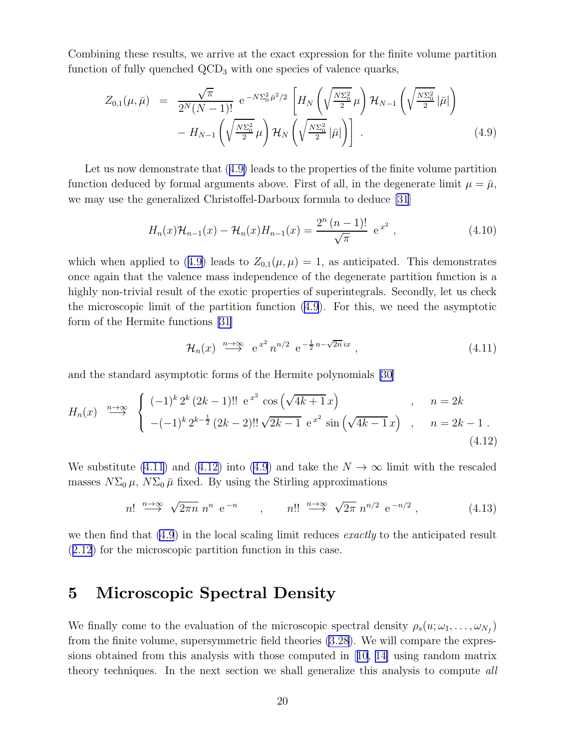Combining these results, we arrive at the exact expression for the finite volume partition function of fully quenched $QCD_3$ with one species of valence quarks,

$$
\begin{aligned}
Z_{0,1}(\mu,\bar\mu) \;=\; & \frac{\sqrt{\pi}}{2^N(N-1)!}\;{\rm e}^{-N\Sigma_0^2\bar\mu^2/2}\left[H_N\left(\sqrt{\tfrac{N\Sigma_0^2}{2}}\,\mu\right)\mathcal{H}_{N-1}\left(\sqrt{\tfrac{N\Sigma_0^2}{2}}\,|\bar\mu|\right)\right. \\
& \left. -\,H_{N-1}\left(\sqrt{\tfrac{N\Sigma_0^2}{2}}\,\mu\right)\mathcal{H}_{N}\left(\sqrt{\tfrac{N\Sigma_0^2}{2}}\,|\bar\mu|\right)\right]\;. \qquad (4.9)
\end{aligned}
$$

Let us now demonstrate that (4.9) leads to the properties of the finite volume partition function deduced by formal arguments above. First of all, in the degenerate limit $\mu=\bar\mu$, we may use the generalized Christoffel-Darboux formula to deduce [31]

$$
H_n(x)\mathcal{H}_{n-1}(x)-\mathcal{H}_n(x)H_{n-1}(x)=\frac{2^n\,(n-1)!}{\sqrt{\pi}}\;{\rm e}^{\,x^2}\;, \qquad (4.10)
$$

which when applied to (4.9) leads to $Z_{0,1}(\mu,\mu)=1$, as anticipated. This demonstrates once again that the valence mass independence of the degenerate partition function is a highly non-trivial result of the exotic properties of superintegrals. Secondly, let us check the microscopic limit of the partition function (4.9). For this, we need the asymptotic form of the Hermite functions [31]

$$
\mathcal{H}_n(x)\;\stackrel{n\to\infty}{\longrightarrow}\;{\rm e}^{\,x^2}\,n^{n/2}\;{\rm e}^{-\frac{1}{2}n-\sqrt{2n}\,ix}\;, \qquad (4.11)
$$

and the standard asymptotic forms of the Hermite polynomials [30]

$$
H_n(x)\;\stackrel{n\to\infty}{\longrightarrow}\;\left\{\begin{array}{lll}(-1)^k\,2^k\,(2k-1)!!\;{\rm e}^{\,x^2}\cos\left(\sqrt{4k+1}\,x\right) & , & n=2k\\ -(-1)^k\,2^{k-\frac{1}{2}}\,(2k-2)!!\,\sqrt{2k-1}\;{\rm e}^{\,x^2}\sin\left(\sqrt{4k-1}\,x\right) & , & n=2k-1\,.\end{array}\right. \qquad (4.12)
$$

We substitute (4.11) and (4.12) into (4.9) and take the $N\to\infty$ limit with the rescaled masses $N\Sigma_0\,\mu$, $N\Sigma_0\,\bar\mu$ fixed. By using the Stirling approximations

$$
n!\;\stackrel{n\to\infty}{\longrightarrow}\;\sqrt{2\pi n}\;n^n\;{\rm e}^{-n}\qquad,\qquad n!!\;\stackrel{n\to\infty}{\longrightarrow}\;\sqrt{2\pi}\;n^{n/2}\;{\rm e}^{-n/2}\;, \qquad (4.13)
$$

we then find that (4.9) in the local scaling limit reduces *exactly* to the anticipated result (2.12) for the microscopic partition function in this case.

## 5 Microscopic Spectral Density

We finally come to the evaluation of the microscopic spectral density $\rho_s(u;\omega_1,\ldots,\omega_{N_f})$ from the finite volume, supersymmetric field theories (3.28). We will compare the expressions obtained from this analysis with those computed in [10, 14] using random matrix theory techniques. In the next section we shall generalize this analysis to compute *all*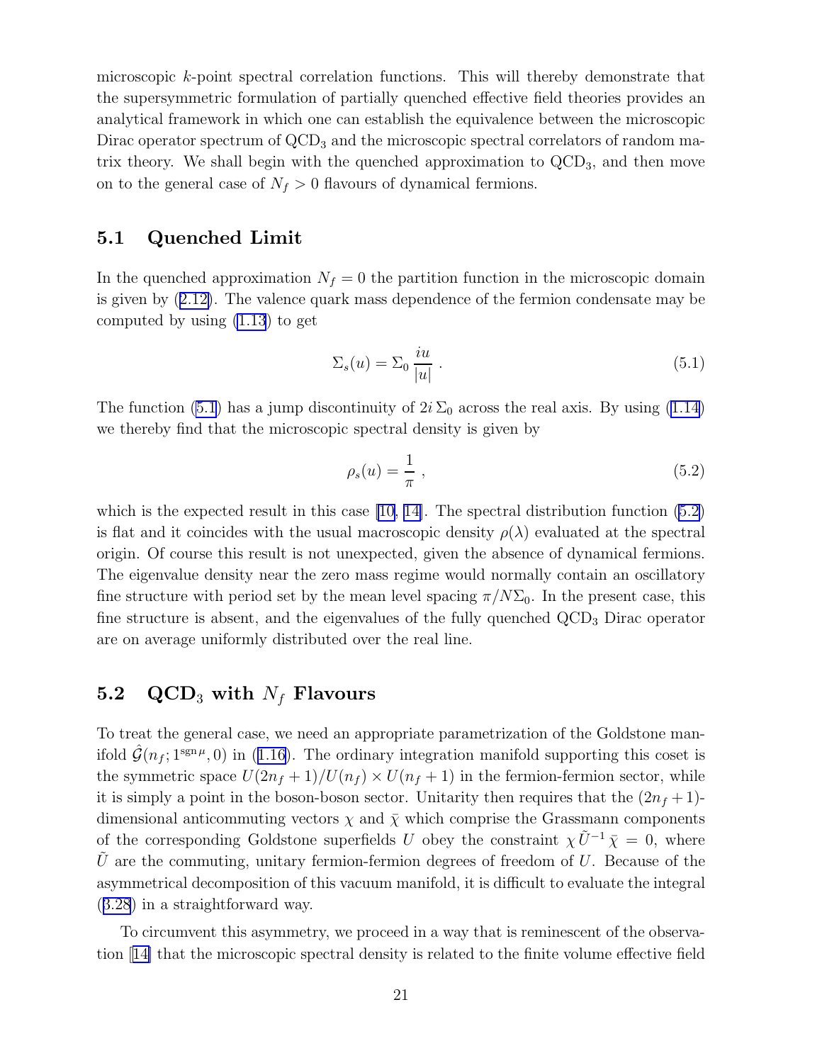microscopic $k$-point spectral correlation functions. This will thereby demonstrate that the supersymmetric formulation of partially quenched effective field theories provides an analytical framework in which one can establish the equivalence between the microscopic Dirac operator spectrum of $QCD_3$ and the microscopic spectral correlators of random matrix theory. We shall begin with the quenched approximation to $QCD_3$, and then move on to the general case of $N_f > 0$ flavours of dynamical fermions.

### 5.1 Quenched Limit

In the quenched approximation $N_f = 0$ the partition function in the microscopic domain is given by (2.12). The valence quark mass dependence of the fermion condensate may be computed by using (1.13) to get

$$\Sigma_s(u) = \Sigma_0 \, \frac{iu}{|u|} \ . \tag{5.1}$$

The function (5.1) has a jump discontinuity of $2i\,\Sigma_0$ across the real axis. By using (1.14) we thereby find that the microscopic spectral density is given by

$$\rho_s(u) = \frac{1}{\pi} \ , \tag{5.2}$$

which is the expected result in this case [10, 14]. The spectral distribution function (5.2) is flat and it coincides with the usual macroscopic density $\rho(\lambda)$ evaluated at the spectral origin. Of course this result is not unexpected, given the absence of dynamical fermions. The eigenvalue density near the zero mass regime would normally contain an oscillatory fine structure with period set by the mean level spacing $\pi/N\Sigma_0$. In the present case, this fine structure is absent, and the eigenvalues of the fully quenched $QCD_3$ Dirac operator are on average uniformly distributed over the real line.

### 5.2 $QCD_3$ with $N_f$ Flavours

To treat the general case, we need an appropriate parametrization of the Goldstone manifold $\hat{\mathcal{G}}(n_f; 1^{\operatorname{sgn}\mu}, 0)$ in (1.16). The ordinary integration manifold supporting this coset is the symmetric space $U(2n_f + 1)/U(n_f) \times U(n_f + 1)$ in the fermion-fermion sector, while it is simply a point in the boson-boson sector. Unitarity then requires that the $(2n_f + 1)$-dimensional anticommuting vectors $\chi$ and $\bar{\chi}$ which comprise the Grassmann components of the corresponding Goldstone superfields $U$ obey the constraint $\chi\,\tilde{U}^{-1}\,\bar{\chi} = 0$, where $\tilde{U}$ are the commuting, unitary fermion-fermion degrees of freedom of $U$. Because of the asymmetrical decomposition of this vacuum manifold, it is difficult to evaluate the integral (3.28) in a straightforward way.

To circumvent this asymmetry, we proceed in a way that is reminescent of the observation [14] that the microscopic spectral density is related to the finite volume effective field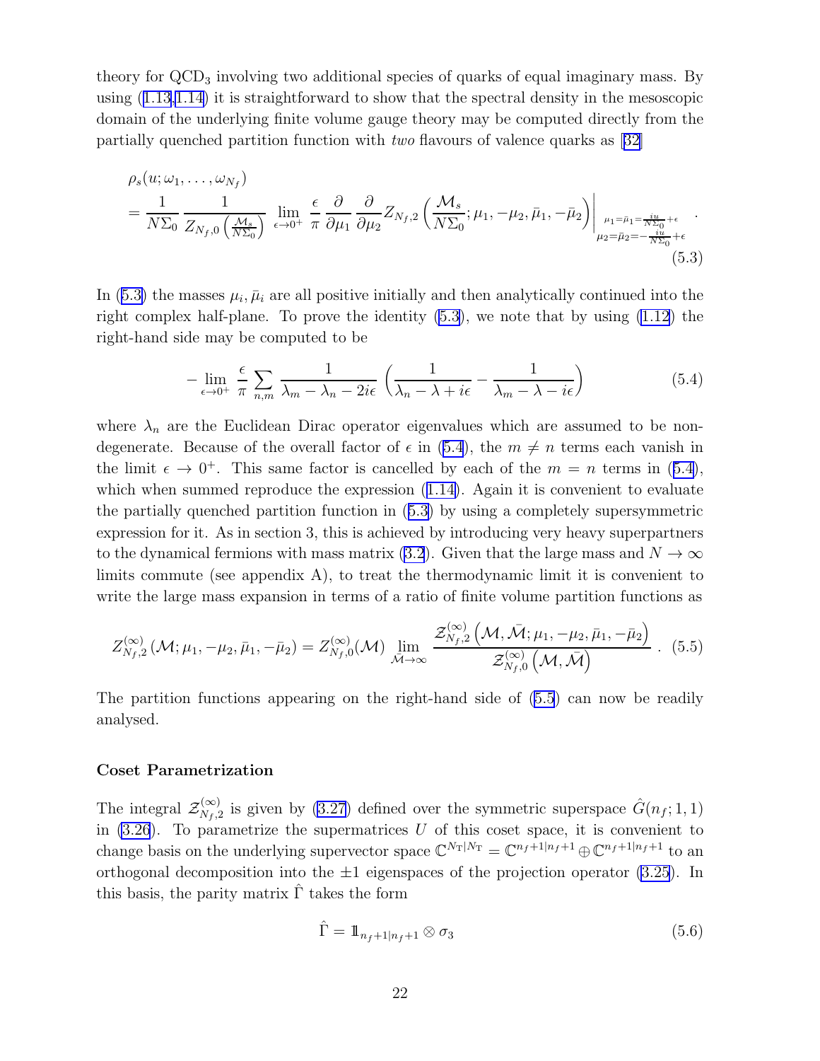theory for QCD$_3$ involving two additional species of quarks of equal imaginary mass. By using (1.13,1.14) it is straightforward to show that the spectral density in the mesoscopic domain of the underlying finite volume gauge theory may be computed directly from the partially quenched partition function with *two* flavours of valence quarks as [32]

$$
\begin{aligned}
&\rho_s(u;\omega_1,\dots,\omega_{N_f}) \\
&= \frac{1}{N\Sigma_0}\,\frac{1}{Z_{N_f,0}\left(\frac{\mathcal{M}_s}{N\Sigma_0}\right)}\,\lim_{\epsilon\to 0^+}\,\frac{\epsilon}{\pi}\,\frac{\partial}{\partial\mu_1}\,\frac{\partial}{\partial\mu_2}Z_{N_f,2}\left(\frac{\mathcal{M}_s}{N\Sigma_0};\mu_1,-\mu_2,\bar\mu_1,-\bar\mu_2\right)\Bigg|_{\substack{\mu_1=\bar\mu_1=\frac{iu}{N\Sigma_0}+\epsilon\\ \mu_2=\bar\mu_2=-\frac{iu}{N\Sigma_0}+\epsilon}}\,.
\end{aligned}
\tag{5.3}
$$

In (5.3) the masses $\mu_i,\bar\mu_i$ are all positive initially and then analytically continued into the right complex half-plane. To prove the identity (5.3), we note that by using (1.12) the right-hand side may be computed to be

$$
-\lim_{\epsilon\to 0^+}\,\frac{\epsilon}{\pi}\sum_{n,m}\frac{1}{\lambda_m-\lambda_n-2i\epsilon}\left(\frac{1}{\lambda_n-\lambda+i\epsilon}-\frac{1}{\lambda_m-\lambda-i\epsilon}\right)
\tag{5.4}
$$

where $\lambda_n$ are the Euclidean Dirac operator eigenvalues which are assumed to be non-degenerate. Because of the overall factor of $\epsilon$ in (5.4), the $m\neq n$ terms each vanish in the limit $\epsilon\to 0^+$. This same factor is cancelled by each of the $m=n$ terms in (5.4), which when summed reproduce the expression (1.14). Again it is convenient to evaluate the partially quenched partition function in (5.3) by using a completely supersymmetric expression for it. As in section 3, this is achieved by introducing very heavy superpartners to the dynamical fermions with mass matrix (3.2). Given that the large mass and $N\to\infty$ limits commute (see appendix A), to treat the thermodynamic limit it is convenient to write the large mass expansion in terms of a ratio of finite volume partition functions as

$$
Z^{(\infty)}_{N_f,2}\left(\mathcal{M};\mu_1,-\mu_2,\bar\mu_1,-\bar\mu_2\right)=Z^{(\infty)}_{N_f,0}(\mathcal{M})\,\lim_{\bar{\mathcal{M}}\to\infty}\,\frac{\mathcal{Z}^{(\infty)}_{N_f,2}\left(\mathcal{M},\bar{\mathcal{M}};\mu_1,-\mu_2,\bar\mu_1,-\bar\mu_2\right)}{\mathcal{Z}^{(\infty)}_{N_f,0}\left(\mathcal{M},\bar{\mathcal{M}}\right)}\,.
\tag{5.5}
$$

The partition functions appearing on the right-hand side of (5.5) can now be readily analysed.

### Coset Parametrization

The integral $\mathcal{Z}^{(\infty)}_{N_f,2}$ is given by (3.27) defined over the symmetric superspace $\hat G(n_f;1,1)$ in (3.26). To parametrize the supermatrices $U$ of this coset space, it is convenient to change basis on the underlying supervector space $\mathbb{C}^{N_{\rm T}|N_{\rm T}}=\mathbb{C}^{n_f+1|n_f+1}\oplus\mathbb{C}^{n_f+1|n_f+1}$ to an orthogonal decomposition into the $\pm 1$ eigenspaces of the projection operator (3.25). In this basis, the parity matrix $\hat\Gamma$ takes the form

$$
\hat\Gamma=\mathbb{1}_{n_f+1|n_f+1}\otimes\sigma_3
\tag{5.6}
$$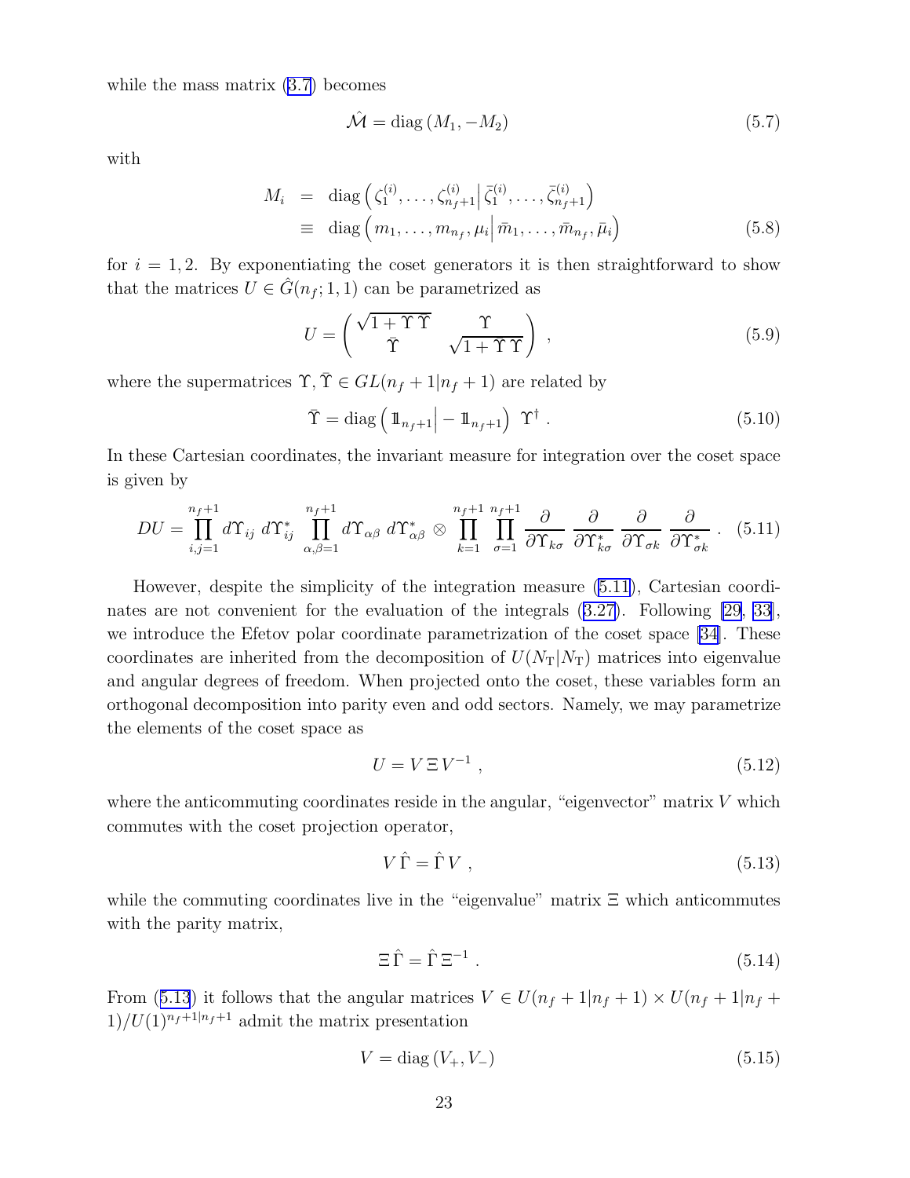while the mass matrix (3.7) becomes

$$\hat{\mathcal{M}} = \mathrm{diag}\,(M_1, -M_2) \tag{5.7}$$

with

$$\begin{aligned} M_i &= \mathrm{diag}\left(\zeta_1^{(i)}, \dots, \zeta_{n_f+1}^{(i)} \middle| \bar{\zeta}_1^{(i)}, \dots, \bar{\zeta}_{n_f+1}^{(i)}\right) \\ &\equiv \mathrm{diag}\left(m_1, \dots, m_{n_f}, \mu_i \middle| \bar{m}_1, \dots, \bar{m}_{n_f}, \bar{\mu}_i\right) \end{aligned} \tag{5.8}$$

for $i = 1, 2$. By exponentiating the coset generators it is then straightforward to show that the matrices $U \in \hat{G}(n_f; 1, 1)$ can be parametrized as

$$U = \begin{pmatrix} \sqrt{1 + \Upsilon\,\bar{\Upsilon}} & \Upsilon \\ \bar{\Upsilon} & \sqrt{1 + \bar{\Upsilon}\,\Upsilon} \end{pmatrix} , \tag{5.9}$$

where the supermatrices $\Upsilon, \bar{\Upsilon} \in GL(n_f + 1|n_f + 1)$ are related by

$$\bar{\Upsilon} = \mathrm{diag}\left(1\!\!1_{n_f+1}\middle| -1\!\!1_{n_f+1}\right)\ \Upsilon^\dagger . \tag{5.10}$$

In these Cartesian coordinates, the invariant measure for integration over the coset space is given by

$$DU = \prod_{i,j=1}^{n_f+1} d\Upsilon_{ij}\ d\Upsilon_{ij}^*\ \prod_{\alpha,\beta=1}^{n_f+1} d\Upsilon_{\alpha\beta}\ d\Upsilon_{\alpha\beta}^* \otimes \prod_{k=1}^{n_f+1}\prod_{\sigma=1}^{n_f+1} \frac{\partial}{\partial \Upsilon_{k\sigma}}\ \frac{\partial}{\partial \Upsilon_{k\sigma}^*}\ \frac{\partial}{\partial \Upsilon_{\sigma k}}\ \frac{\partial}{\partial \Upsilon_{\sigma k}^*} . \tag{5.11}$$

However, despite the simplicity of the integration measure (5.11), Cartesian coordinates are not convenient for the evaluation of the integrals (3.27). Following [29, 33], we introduce the Efetov polar coordinate parametrization of the coset space [34]. These coordinates are inherited from the decomposition of $U(N_{\rm T}|N_{\rm T})$ matrices into eigenvalue and angular degrees of freedom. When projected onto the coset, these variables form an orthogonal decomposition into parity even and odd sectors. Namely, we may parametrize the elements of the coset space as

$$U = V\,\Xi\,V^{-1} , \tag{5.12}$$

where the anticommuting coordinates reside in the angular, "eigenvector" matrix $V$ which commutes with the coset projection operator,

$$V\,\hat{\Gamma} = \hat{\Gamma}\,V , \tag{5.13}$$

while the commuting coordinates live in the "eigenvalue" matrix $\Xi$ which anticommutes with the parity matrix,

$$\Xi\,\hat{\Gamma} = \hat{\Gamma}\,\Xi^{-1} . \tag{5.14}$$

From (5.13) it follows that the angular matrices $V \in U(n_f + 1|n_f + 1) \times U(n_f + 1|n_f + 1)/U(1)^{n_f+1|n_f+1}$ admit the matrix presentation

$$V = \mathrm{diag}\,(V_+, V_-) \tag{5.15}$$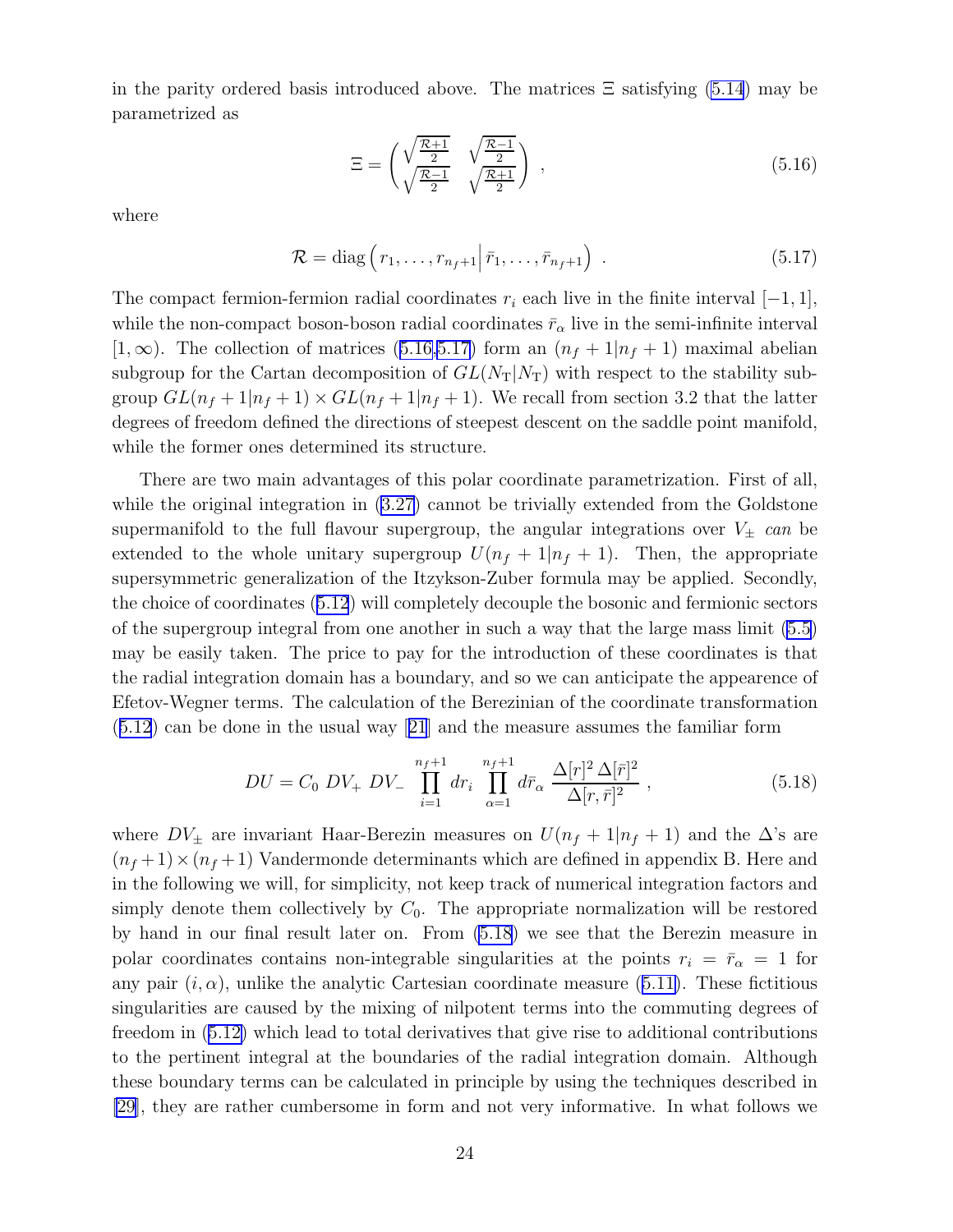in the parity ordered basis introduced above. The matrices $\Xi$ satisfying (5.14) may be parametrized as

$$\Xi = \begin{pmatrix} \sqrt{\frac{\mathcal{R}+1}{2}} & \sqrt{\frac{\mathcal{R}-1}{2}} \\ \sqrt{\frac{\mathcal{R}-1}{2}} & \sqrt{\frac{\mathcal{R}+1}{2}} \end{pmatrix} \ , \tag{5.16}$$

where

$$\mathcal{R} = \operatorname{diag}\Big( r_1, \ldots, r_{n_f+1} \Big| \, \bar{r}_1, \ldots, \bar{r}_{n_f+1} \Big) \ . \tag{5.17}$$

The compact fermion-fermion radial coordinates $r_i$ each live in the finite interval $[-1,1]$, while the non-compact boson-boson radial coordinates $\bar{r}_\alpha$ live in the semi-infinite interval $[1,\infty)$. The collection of matrices (5.16,5.17) form an $(n_f+1|n_f+1)$ maximal abelian subgroup for the Cartan decomposition of $GL(N_{\rm T}|N_{\rm T})$ with respect to the stability subgroup $GL(n_f+1|n_f+1)\times GL(n_f+1|n_f+1)$. We recall from section 3.2 that the latter degrees of freedom defined the directions of steepest descent on the saddle point manifold, while the former ones determined its structure.

There are two main advantages of this polar coordinate parametrization. First of all, while the original integration in (3.27) cannot be trivially extended from the Goldstone supermanifold to the full flavour supergroup, the angular integrations over $V_\pm$ *can* be extended to the whole unitary supergroup $U(n_f+1|n_f+1)$. Then, the appropriate supersymmetric generalization of the Itzykson-Zuber formula may be applied. Secondly, the choice of coordinates (5.12) will completely decouple the bosonic and fermionic sectors of the supergroup integral from one another in such a way that the large mass limit (5.5) may be easily taken. The price to pay for the introduction of these coordinates is that the radial integration domain has a boundary, and so we can anticipate the appearence of Efetov-Wegner terms. The calculation of the Berezinian of the coordinate transformation (5.12) can be done in the usual way [21] and the measure assumes the familiar form

$$DU = C_0 \ DV_+ \ DV_- \ \prod_{i=1}^{n_f+1} dr_i \ \prod_{\alpha=1}^{n_f+1} d\bar{r}_\alpha \ \frac{\Delta[r]^2\,\Delta[\bar{r}]^2}{\Delta[r,\bar{r}]^2} \ , \tag{5.18}$$

where $DV_\pm$ are invariant Haar-Berezin measures on $U(n_f+1|n_f+1)$ and the $\Delta$'s are $(n_f+1)\times(n_f+1)$ Vandermonde determinants which are defined in appendix B. Here and in the following we will, for simplicity, not keep track of numerical integration factors and simply denote them collectively by $C_0$. The appropriate normalization will be restored by hand in our final result later on. From (5.18) we see that the Berezin measure in polar coordinates contains non-integrable singularities at the points $r_i = \bar{r}_\alpha = 1$ for any pair $(i,\alpha)$, unlike the analytic Cartesian coordinate measure (5.11). These fictitious singularities are caused by the mixing of nilpotent terms into the commuting degrees of freedom in (5.12) which lead to total derivatives that give rise to additional contributions to the pertinent integral at the boundaries of the radial integration domain. Although these boundary terms can be calculated in principle by using the techniques described in [29], they are rather cumbersome in form and not very informative. In what follows we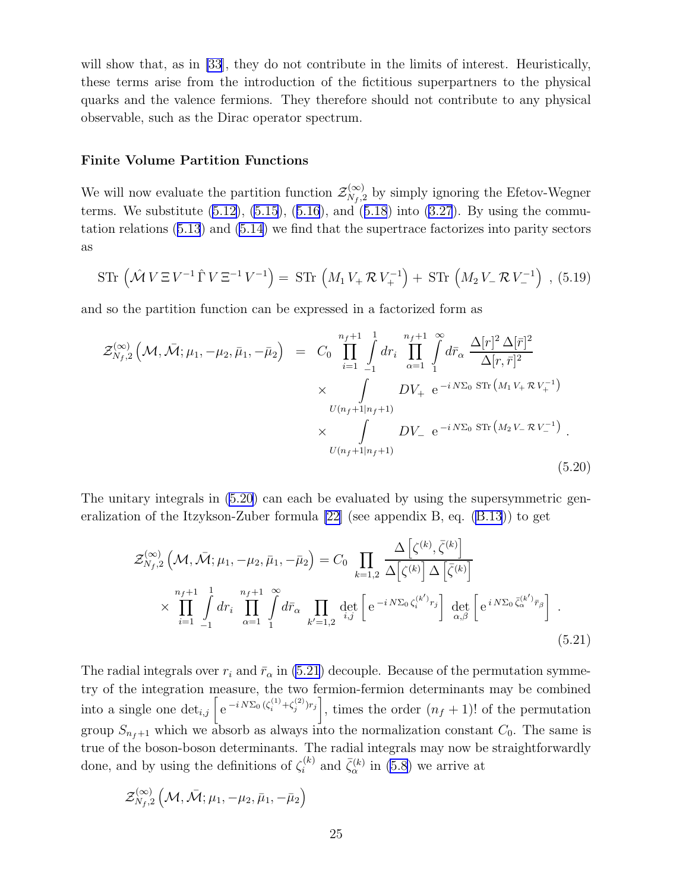will show that, as in [33], they do not contribute in the limits of interest. Heuristically, these terms arise from the introduction of the fictitious superpartners to the physical quarks and the valence fermions. They therefore should not contribute to any physical observable, such as the Dirac operator spectrum.

### Finite Volume Partition Functions

We will now evaluate the partition function $\mathcal{Z}^{(\infty)}_{N_f,2}$ by simply ignoring the Efetov-Wegner terms. We substitute (5.12), (5.15), (5.16), and (5.18) into (3.27). By using the commutation relations (5.13) and (5.14) we find that the supertrace factorizes into parity sectors as

$$
\mathrm{STr}\left(\hat{\mathcal{M}}\, V\, \Xi\, V^{-1}\, \hat{\Gamma}\, V\, \Xi^{-1}\, V^{-1}\right) = \mathrm{STr}\left(M_1\, V_+\, \mathcal{R}\, V_+^{-1}\right) + \mathrm{STr}\left(M_2\, V_-\, \mathcal{R}\, V_-^{-1}\right) \;, \quad (5.19)
$$

and so the partition function can be expressed in a factorized form as

$$
\begin{aligned}
\mathcal{Z}^{(\infty)}_{N_f,2}\left(\mathcal{M},\bar{\mathcal{M}};\mu_1,-\mu_2,\bar{\mu}_1,-\bar{\mu}_2\right) \;=\;& C_0 \prod_{i=1}^{n_f+1}\int_{-1}^{1} dr_i \prod_{\alpha=1}^{n_f+1}\int_{1}^{\infty} d\bar{r}_\alpha \; \frac{\Delta[r]^2\,\Delta[\bar{r}]^2}{\Delta[r,\bar{r}]^2} \\
&\times \int_{U(n_f+1|n_f+1)} DV_+ \;\mathrm{e}^{-i\,N\Sigma_0\;\mathrm{STr}\left(M_1\,V_+\,\mathcal{R}\,V_+^{-1}\right)} \\
&\times \int_{U(n_f+1|n_f+1)} DV_- \;\mathrm{e}^{-i\,N\Sigma_0\;\mathrm{STr}\left(M_2\,V_-\,\mathcal{R}\,V_-^{-1}\right)} \;.
\end{aligned} \quad (5.20)
$$

The unitary integrals in (5.20) can each be evaluated by using the supersymmetric generalization of the Itzykson-Zuber formula [22] (see appendix B, eq. (B.13)) to get

$$
\begin{aligned}
\mathcal{Z}^{(\infty)}_{N_f,2}\left(\mathcal{M},\bar{\mathcal{M}};\mu_1,-\mu_2,\bar{\mu}_1,-\bar{\mu}_2\right) =\;& C_0 \prod_{k=1,2} \frac{\Delta\left[\zeta^{(k)},\bar{\zeta}^{(k)}\right]}{\Delta\left[\zeta^{(k)}\right]\Delta\left[\bar{\zeta}^{(k)}\right]} \\
&\times \prod_{i=1}^{n_f+1}\int_{-1}^{1} dr_i \prod_{\alpha=1}^{n_f+1}\int_{1}^{\infty} d\bar{r}_\alpha \prod_{k'=1,2} \det_{i,j}\left[\,\mathrm{e}^{-i\,N\Sigma_0\,\zeta_i^{(k')}r_j}\right]\,\det_{\alpha,\beta}\left[\,\mathrm{e}^{\,i\,N\Sigma_0\,\bar{\zeta}_\alpha^{(k')}\bar{r}_\beta}\right] \;.
\end{aligned} \quad (5.21)
$$

The radial integrals over $r_i$ and $\bar{r}_\alpha$ in (5.21) decouple. Because of the permutation symmetry of the integration measure, the two fermion-fermion determinants may be combined into a single one $\det_{i,j}\left[\,\mathrm{e}^{-i\,N\Sigma_0\,(\zeta_i^{(1)}+\zeta_j^{(2)})r_j}\right]$, times the order $(n_f+1)!$ of the permutation group $S_{n_f+1}$ which we absorb as always into the normalization constant $C_0$. The same is true of the boson-boson determinants. The radial integrals may now be straightforwardly done, and by using the definitions of $\zeta_i^{(k)}$ and $\bar{\zeta}_\alpha^{(k)}$ in (5.8) we arrive at

$$
\mathcal{Z}^{(\infty)}_{N_f,2}\left(\mathcal{M},\bar{\mathcal{M}};\mu_1,-\mu_2,\bar{\mu}_1,-\bar{\mu}_2\right)
$$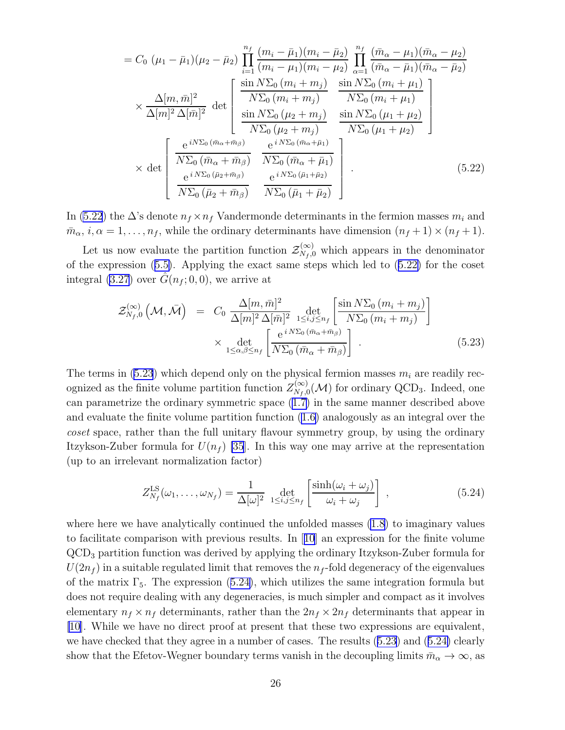$$
\begin{aligned}
&= C_0 \, (\mu_1 - \bar\mu_1)(\mu_2 - \bar\mu_2) \prod_{i=1}^{n_f} \frac{(m_i - \bar\mu_1)(m_i - \bar\mu_2)}{(m_i - \mu_1)(m_i - \mu_2)} \prod_{\alpha=1}^{n_f} \frac{(\bar m_\alpha - \mu_1)(\bar m_\alpha - \mu_2)}{(\bar m_\alpha - \bar\mu_1)(\bar m_\alpha - \bar\mu_2)} \\
&\quad \times \frac{\Delta[m,\bar m]^2}{\Delta[m]^2 \, \Delta[\bar m]^2} \, \det \left[ \begin{array}{cc} \dfrac{\sin N\Sigma_0 \, (m_i + m_j)}{N\Sigma_0 \, (m_i + m_j)} & \dfrac{\sin N\Sigma_0 \, (m_i + \mu_1)}{N\Sigma_0 \, (m_i + \mu_1)} \\ \dfrac{\sin N\Sigma_0 \, (\mu_2 + m_j)}{N\Sigma_0 \, (\mu_2 + m_j)} & \dfrac{\sin N\Sigma_0 \, (\mu_1 + \mu_2)}{N\Sigma_0 \, (\mu_1 + \mu_2)} \end{array} \right] \\
&\quad \times \det \left[ \begin{array}{cc} \dfrac{\mathrm{e}^{\,iN\Sigma_0 \, (\bar m_\alpha + \bar m_\beta)}}{N\Sigma_0 \, (\bar m_\alpha + \bar m_\beta)} & \dfrac{\mathrm{e}^{\,iN\Sigma_0 \, (\bar m_\alpha + \bar\mu_1)}}{N\Sigma_0 \, (\bar m_\alpha + \bar\mu_1)} \\ \dfrac{\mathrm{e}^{\,iN\Sigma_0 \, (\bar\mu_2 + \bar m_\beta)}}{N\Sigma_0 \, (\bar\mu_2 + \bar m_\beta)} & \dfrac{\mathrm{e}^{\,iN\Sigma_0 \, (\bar\mu_1 + \bar\mu_2)}}{N\Sigma_0 \, (\bar\mu_1 + \bar\mu_2)} \end{array} \right] . \qquad (5.22)
\end{aligned}
$$

In (5.22) the $\Delta$'s denote $n_f \times n_f$ Vandermonde determinants in the fermion masses $m_i$ and $\bar m_\alpha$, $i, \alpha = 1, \ldots, n_f$, while the ordinary determinants have dimension $(n_f+1) \times (n_f+1)$.

Let us now evaluate the partition function $\mathcal{Z}^{(\infty)}_{N_f,0}$ which appears in the denominator of the expression (5.5). Applying the exact same steps which led to (5.22) for the coset integral (3.27) over $\hat G(n_f; 0, 0)$, we arrive at

$$
\begin{aligned}
\mathcal{Z}^{(\infty)}_{N_f,0}\left(\mathcal{M}, \bar{\mathcal{M}}\right) &= C_0 \, \frac{\Delta[m,\bar m]^2}{\Delta[m]^2 \, \Delta[\bar m]^2} \det_{1 \le i,j \le n_f} \left[ \frac{\sin N\Sigma_0 \, (m_i + m_j)}{N\Sigma_0 \, (m_i + m_j)} \right] \\
&\quad \times \det_{1 \le \alpha,\beta \le n_f} \left[ \frac{\mathrm{e}^{\,iN\Sigma_0 \, (\bar m_\alpha + \bar m_\beta)}}{N\Sigma_0 \, (\bar m_\alpha + \bar m_\beta)} \right] . \qquad (5.23)
\end{aligned}
$$

The terms in (5.23) which depend only on the physical fermion masses $m_i$ are readily recognized as the finite volume partition function $Z^{(\infty)}_{N_f,0}(\mathcal{M})$ for ordinary QCD$_3$. Indeed, one can parametrize the ordinary symmetric space (1.7) in the same manner described above and evaluate the finite volume partition function (1.6) analogously as an integral over the *coset* space, rather than the full unitary flavour symmetry group, by using the ordinary Itzykson-Zuber formula for $U(n_f)$ [35]. In this way one may arrive at the representation (up to an irrelevant normalization factor)

$$
Z^{\rm LS}_{N_f}(\omega_1, \ldots, \omega_{N_f}) = \frac{1}{\Delta[\omega]^2} \det_{1 \le i,j \le n_f} \left[ \frac{\sinh(\omega_i + \omega_j)}{\omega_i + \omega_j} \right] , \qquad (5.24)
$$

where here we have analytically continued the unfolded masses (1.8) to imaginary values to facilitate comparison with previous results. In [10] an expression for the finite volume QCD$_3$ partition function was derived by applying the ordinary Itzykson-Zuber formula for $U(2n_f)$ in a suitable regulated limit that removes the $n_f$-fold degeneracy of the eigenvalues of the matrix $\Gamma_5$. The expression (5.24), which utilizes the same integration formula but does not require dealing with any degeneracies, is much simpler and compact as it involves elementary $n_f \times n_f$ determinants, rather than the $2n_f \times 2n_f$ determinants that appear in [10]. While we have no direct proof at present that these two expressions are equivalent, we have checked that they agree in a number of cases. The results (5.23) and (5.24) clearly show that the Efetov-Wegner boundary terms vanish in the decoupling limits $\bar m_\alpha \to \infty$, as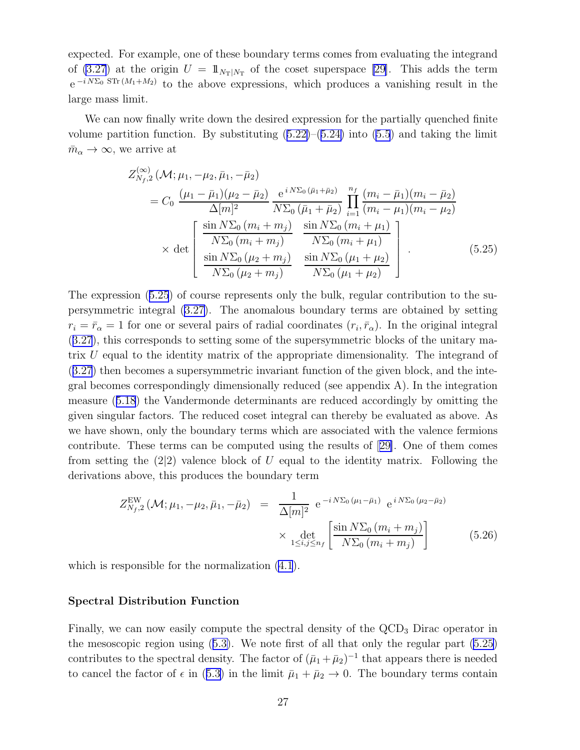expected. For example, one of these boundary terms comes from evaluating the integrand of (3.27) at the origin $U = 1\!\!1_{N_{\rm T}|N_{\rm T}}$ of the coset superspace [29]. This adds the term $\mathrm{e}^{-i N\Sigma_0 \,\mathrm{STr}\,(M_1+M_2)}$ to the above expressions, which produces a vanishing result in the large mass limit.

We can now finally write down the desired expression for the partially quenched finite volume partition function. By substituting (5.22)–(5.24) into (5.5) and taking the limit $\bar m_\alpha \to \infty$, we arrive at

$$
\begin{aligned}
Z^{(\infty)}_{N_f,2}&(\mathcal{M};\mu_1,-\mu_2,\bar\mu_1,-\bar\mu_2)\\
&= C_0\,\frac{(\mu_1-\bar\mu_1)(\mu_2-\bar\mu_2)}{\Delta[m]^2}\,\frac{\mathrm{e}^{\,i N\Sigma_0\,(\bar\mu_1+\bar\mu_2)}}{N\Sigma_0\,(\bar\mu_1+\bar\mu_2)}\prod_{i=1}^{n_f}\frac{(m_i-\bar\mu_1)(m_i-\bar\mu_2)}{(m_i-\mu_1)(m_i-\mu_2)}\\
&\quad\times\det\left[\begin{array}{cc}\dfrac{\sin N\Sigma_0\,(m_i+m_j)}{N\Sigma_0\,(m_i+m_j)} & \dfrac{\sin N\Sigma_0\,(m_i+\mu_1)}{N\Sigma_0\,(m_i+\mu_1)}\\[3mm] \dfrac{\sin N\Sigma_0\,(\mu_2+m_j)}{N\Sigma_0\,(\mu_2+m_j)} & \dfrac{\sin N\Sigma_0\,(\mu_1+\mu_2)}{N\Sigma_0\,(\mu_1+\mu_2)}\end{array}\right]\,. 
\end{aligned}
\tag{5.25}
$$

The expression (5.25) of course represents only the bulk, regular contribution to the supersymmetric integral (3.27). The anomalous boundary terms are obtained by setting $r_i = \bar r_\alpha = 1$ for one or several pairs of radial coordinates $(r_i,\bar r_\alpha)$. In the original integral (3.27), this corresponds to setting some of the supersymmetric blocks of the unitary matrix $U$ equal to the identity matrix of the appropriate dimensionality. The integrand of (3.27) then becomes a supersymmetric invariant function of the given block, and the integral becomes correspondingly dimensionally reduced (see appendix A). In the integration measure (5.18) the Vandermonde determinants are reduced accordingly by omitting the given singular factors. The reduced coset integral can thereby be evaluated as above. As we have shown, only the boundary terms which are associated with the valence fermions contribute. These terms can be computed using the results of [29]. One of them comes from setting the (2|2) valence block of $U$ equal to the identity matrix. Following the derivations above, this produces the boundary term

$$
\begin{aligned}
Z^{\rm EW}_{N_f,2}(\mathcal{M};\mu_1,-\mu_2,\bar\mu_1,-\bar\mu_2) &= \frac{1}{\Delta[m]^2}\;\mathrm{e}^{-i N\Sigma_0\,(\mu_1-\bar\mu_1)}\;\mathrm{e}^{\,i N\Sigma_0\,(\mu_2-\bar\mu_2)}\\
&\quad\times\det_{1\le i,j\le n_f}\left[\frac{\sin N\Sigma_0\,(m_i+m_j)}{N\Sigma_0\,(m_i+m_j)}\right]
\end{aligned}
\tag{5.26}
$$

which is responsible for the normalization (4.1).

### Spectral Distribution Function

Finally, we can now easily compute the spectral density of the QCD$_3$ Dirac operator in the mesoscopic region using (5.3). We note first of all that only the regular part (5.25) contributes to the spectral density. The factor of $(\bar\mu_1+\bar\mu_2)^{-1}$ that appears there is needed to cancel the factor of $\epsilon$ in (5.3) in the limit $\bar\mu_1+\bar\mu_2\to 0$. The boundary terms contain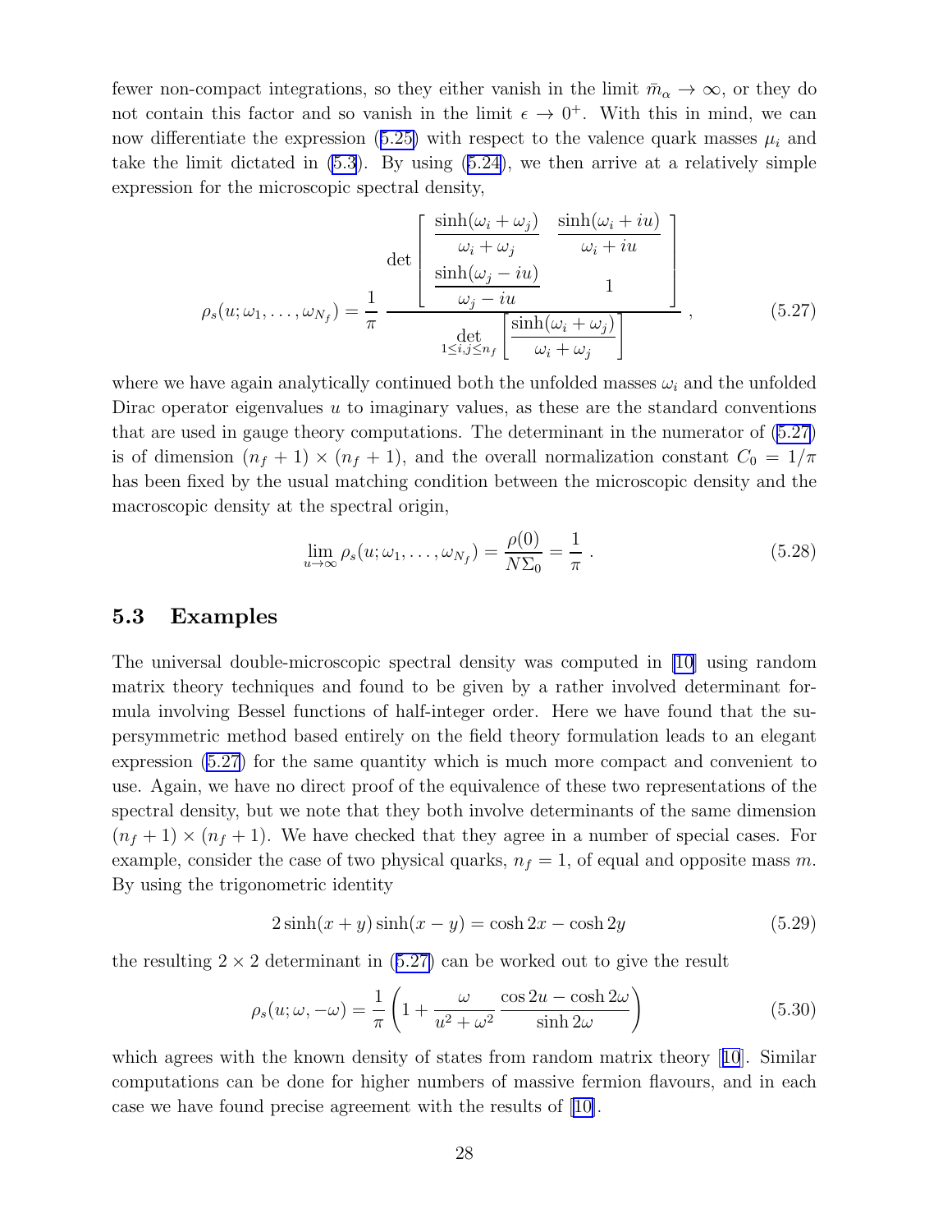fewer non-compact integrations, so they either vanish in the limit $\bar{m}_\alpha \to \infty$, or they do not contain this factor and so vanish in the limit $\epsilon \to 0^+$. With this in mind, we can now differentiate the expression (5.25) with respect to the valence quark masses $\mu_i$ and take the limit dictated in (5.3). By using (5.24), we then arrive at a relatively simple expression for the microscopic spectral density,

$$
\rho_s(u;\omega_1,\ldots,\omega_{N_f}) = \frac{1}{\pi}\,\frac{\det\left[\begin{array}{cc} \dfrac{\sinh(\omega_i+\omega_j)}{\omega_i+\omega_j} & \dfrac{\sinh(\omega_i+iu)}{\omega_i+iu} \\ \dfrac{\sinh(\omega_j-iu)}{\omega_j-iu} & 1 \end{array}\right]}{\det\limits_{1\leq i,j\leq n_f}\left[\dfrac{\sinh(\omega_i+\omega_j)}{\omega_i+\omega_j}\right]}\ , \tag{5.27}
$$

where we have again analytically continued both the unfolded masses $\omega_i$ and the unfolded Dirac operator eigenvalues $u$ to imaginary values, as these are the standard conventions that are used in gauge theory computations. The determinant in the numerator of (5.27) is of dimension $(n_f+1)\times(n_f+1)$, and the overall normalization constant $C_0 = 1/\pi$ has been fixed by the usual matching condition between the microscopic density and the macroscopic density at the spectral origin,

$$
\lim_{u\to\infty}\rho_s(u;\omega_1,\ldots,\omega_{N_f}) = \frac{\rho(0)}{N\Sigma_0} = \frac{1}{\pi}\ . \tag{5.28}
$$

## 5.3 Examples

The universal double-microscopic spectral density was computed in [10] using random matrix theory techniques and found to be given by a rather involved determinant formula involving Bessel functions of half-integer order. Here we have found that the supersymmetric method based entirely on the field theory formulation leads to an elegant expression (5.27) for the same quantity which is much more compact and convenient to use. Again, we have no direct proof of the equivalence of these two representations of the spectral density, but we note that they both involve determinants of the same dimension $(n_f+1)\times(n_f+1)$. We have checked that they agree in a number of special cases. For example, consider the case of two physical quarks, $n_f = 1$, of equal and opposite mass $m$. By using the trigonometric identity

$$
2\sinh(x+y)\sinh(x-y) = \cosh 2x - \cosh 2y \tag{5.29}
$$

the resulting $2\times 2$ determinant in (5.27) can be worked out to give the result

$$
\rho_s(u;\omega,-\omega) = \frac{1}{\pi}\left(1+\frac{\omega}{u^2+\omega^2}\,\frac{\cos 2u-\cosh 2\omega}{\sinh 2\omega}\right) \tag{5.30}
$$

which agrees with the known density of states from random matrix theory [10]. Similar computations can be done for higher numbers of massive fermion flavours, and in each case we have found precise agreement with the results of [10].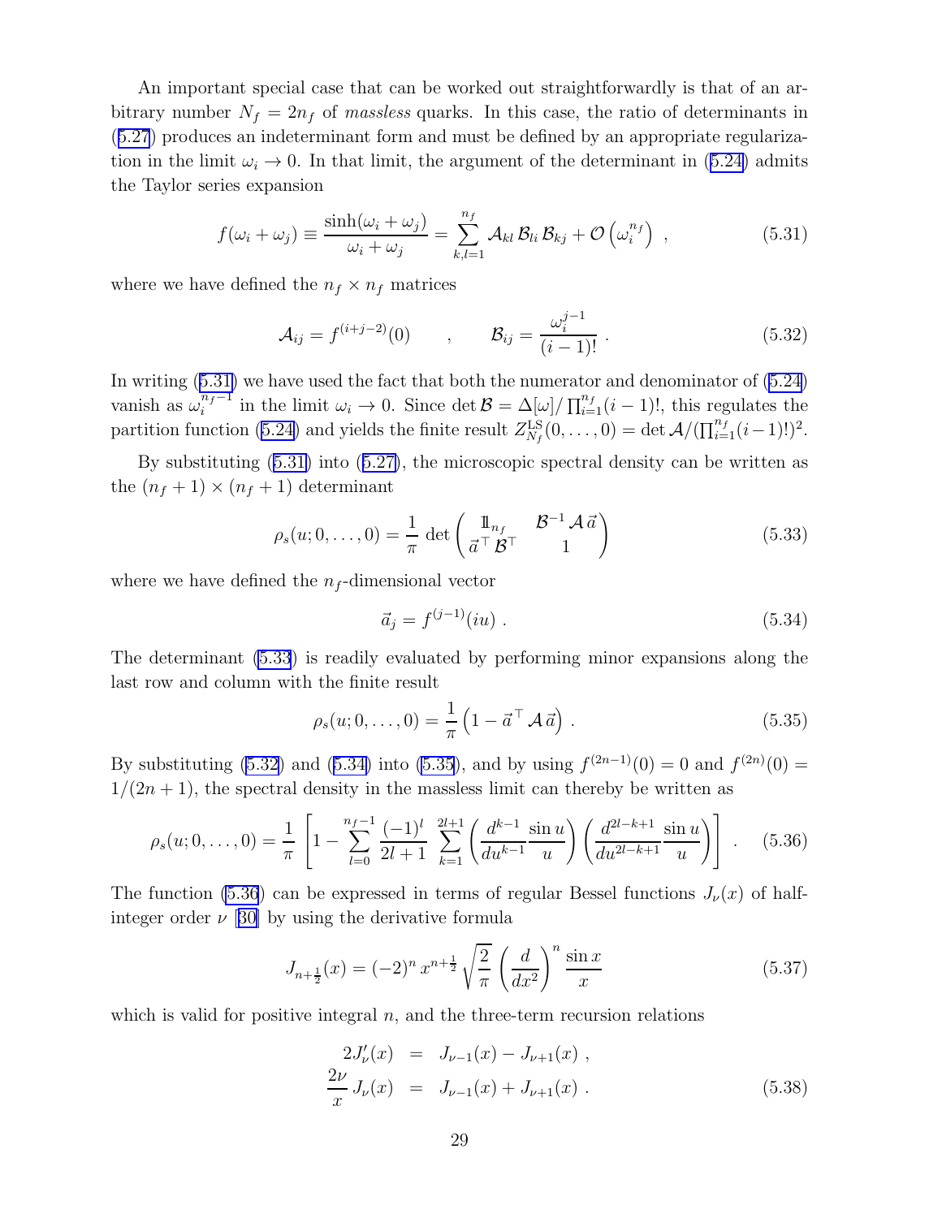An important special case that can be worked out straightforwardly is that of an arbitrary number $N_f = 2n_f$ of *massless* quarks. In this case, the ratio of determinants in (5.27) produces an indeterminant form and must be defined by an appropriate regularization in the limit $\omega_i \to 0$. In that limit, the argument of the determinant in (5.24) admits the Taylor series expansion

$$f(\omega_i + \omega_j) \equiv \frac{\sinh(\omega_i + \omega_j)}{\omega_i + \omega_j} = \sum_{k,l=1}^{n_f} \mathcal{A}_{kl}\, \mathcal{B}_{li}\, \mathcal{B}_{kj} + \mathcal{O}\left(\omega_i^{n_f}\right) \ , \tag{5.31}$$

where we have defined the $n_f \times n_f$ matrices

$$\mathcal{A}_{ij} = f^{(i+j-2)}(0) \qquad , \qquad \mathcal{B}_{ij} = \frac{\omega_i^{j-1}}{(i-1)!} \ . \tag{5.32}$$

In writing (5.31) we have used the fact that both the numerator and denominator of (5.24) vanish as $\omega_i^{n_f-1}$ in the limit $\omega_i \to 0$. Since $\det \mathcal{B} = \Delta[\omega]/\prod_{i=1}^{n_f}(i-1)!$, this regulates the partition function (5.24) and yields the finite result $Z^{\rm LS}_{N_f}(0,\dots,0) = \det \mathcal{A}/(\prod_{i=1}^{n_f}(i-1)!)^2$.

By substituting (5.31) into (5.27), the microscopic spectral density can be written as the $(n_f+1)\times(n_f+1)$ determinant

$$\rho_s(u;0,\dots,0) = \frac{1}{\pi}\, \det \begin{pmatrix} 1\!\!1_{n_f} & \mathcal{B}^{-1}\,\mathcal{A}\,\vec{a} \\ \vec{a}^{\,\top}\,\mathcal{B}^\top & 1 \end{pmatrix} \tag{5.33}$$

where we have defined the $n_f$-dimensional vector

$$\vec{a}_j = f^{(j-1)}(iu) \ . \tag{5.34}$$

The determinant (5.33) is readily evaluated by performing minor expansions along the last row and column with the finite result

$$\rho_s(u;0,\dots,0) = \frac{1}{\pi}\left(1 - \vec{a}^{\,\top}\,\mathcal{A}\,\vec{a}\right) \ . \tag{5.35}$$

By substituting (5.32) and (5.34) into (5.35), and by using $f^{(2n-1)}(0) = 0$ and $f^{(2n)}(0) = 1/(2n+1)$, the spectral density in the massless limit can thereby be written as

$$\rho_s(u;0,\dots,0) = \frac{1}{\pi}\left[1 - \sum_{l=0}^{n_f-1} \frac{(-1)^l}{2l+1}\, \sum_{k=1}^{2l+1} \left(\frac{d^{k-1}}{du^{k-1}}\frac{\sin u}{u}\right)\left(\frac{d^{2l-k+1}}{du^{2l-k+1}}\frac{\sin u}{u}\right)\right] \ . \tag{5.36}$$

The function (5.36) can be expressed in terms of regular Bessel functions $J_\nu(x)$ of half-integer order $\nu$ [30] by using the derivative formula

$$J_{n+\frac{1}{2}}(x) = (-2)^n\, x^{n+\frac{1}{2}}\, \sqrt{\frac{2}{\pi}}\, \left(\frac{d}{dx^2}\right)^n \frac{\sin x}{x} \tag{5.37}$$

which is valid for positive integral $n$, and the three-term recursion relations

$$\begin{aligned} 2J_\nu'(x) &= J_{\nu-1}(x) - J_{\nu+1}(x) \ , \\ \frac{2\nu}{x}\, J_\nu(x) &= J_{\nu-1}(x) + J_{\nu+1}(x) \ . \end{aligned} \tag{5.38}$$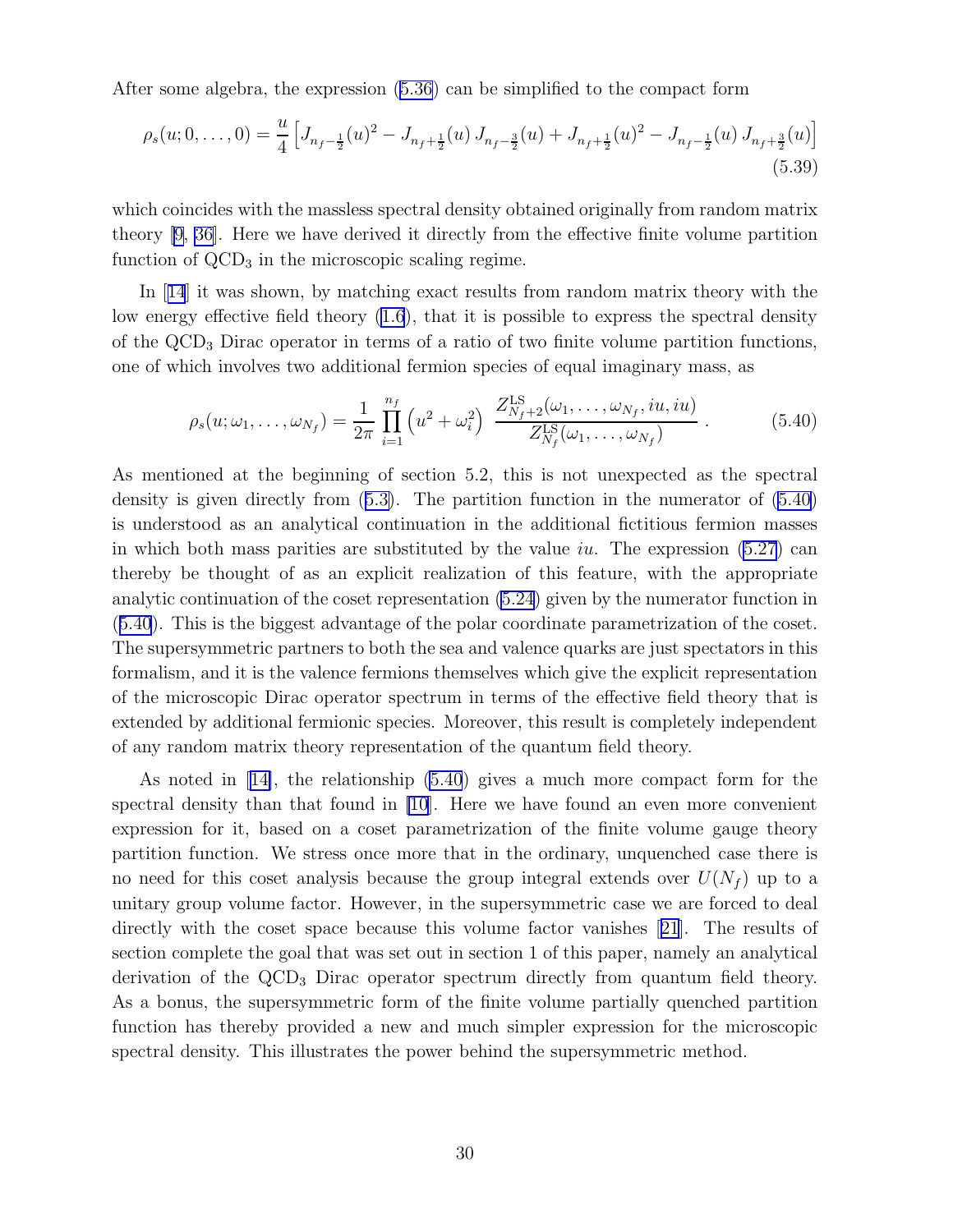After some algebra, the expression (5.36) can be simplified to the compact form

$$\rho_s(u;0,\ldots,0) = \frac{u}{4}\left[J_{n_f-\frac{1}{2}}(u)^2 - J_{n_f+\frac{1}{2}}(u)\,J_{n_f-\frac{3}{2}}(u) + J_{n_f+\frac{1}{2}}(u)^2 - J_{n_f-\frac{1}{2}}(u)\,J_{n_f+\frac{3}{2}}(u)\right] \tag{5.39}$$

which coincides with the massless spectral density obtained originally from random matrix theory [9, 36]. Here we have derived it directly from the effective finite volume partition function of $\mathrm{QCD}_3$ in the microscopic scaling regime.

In [14] it was shown, by matching exact results from random matrix theory with the low energy effective field theory (1.6), that it is possible to express the spectral density of the $\mathrm{QCD}_3$ Dirac operator in terms of a ratio of two finite volume partition functions, one of which involves two additional fermion species of equal imaginary mass, as

$$\rho_s(u;\omega_1,\ldots,\omega_{N_f}) = \frac{1}{2\pi}\prod_{i=1}^{n_f}\left(u^2+\omega_i^2\right)\;\frac{Z^{\mathrm{LS}}_{N_f+2}(\omega_1,\ldots,\omega_{N_f},iu,iu)}{Z^{\mathrm{LS}}_{N_f}(\omega_1,\ldots,\omega_{N_f})}\,. \tag{5.40}$$

As mentioned at the beginning of section 5.2, this is not unexpected as the spectral density is given directly from (5.3). The partition function in the numerator of (5.40) is understood as an analytical continuation in the additional fictitious fermion masses in which both mass parities are substituted by the value $iu$. The expression (5.27) can thereby be thought of as an explicit realization of this feature, with the appropriate analytic continuation of the coset representation (5.24) given by the numerator function in (5.40). This is the biggest advantage of the polar coordinate parametrization of the coset. The supersymmetric partners to both the sea and valence quarks are just spectators in this formalism, and it is the valence fermions themselves which give the explicit representation of the microscopic Dirac operator spectrum in terms of the effective field theory that is extended by additional fermionic species. Moreover, this result is completely independent of any random matrix theory representation of the quantum field theory.

As noted in [14], the relationship (5.40) gives a much more compact form for the spectral density than that found in [10]. Here we have found an even more convenient expression for it, based on a coset parametrization of the finite volume gauge theory partition function. We stress once more that in the ordinary, unquenched case there is no need for this coset analysis because the group integral extends over $U(N_f)$ up to a unitary group volume factor. However, in the supersymmetric case we are forced to deal directly with the coset space because this volume factor vanishes [21]. The results of section complete the goal that was set out in section 1 of this paper, namely an analytical derivation of the $\mathrm{QCD}_3$ Dirac operator spectrum directly from quantum field theory. As a bonus, the supersymmetric form of the finite volume partially quenched partition function has thereby provided a new and much simpler expression for the microscopic spectral density. This illustrates the power behind the supersymmetric method.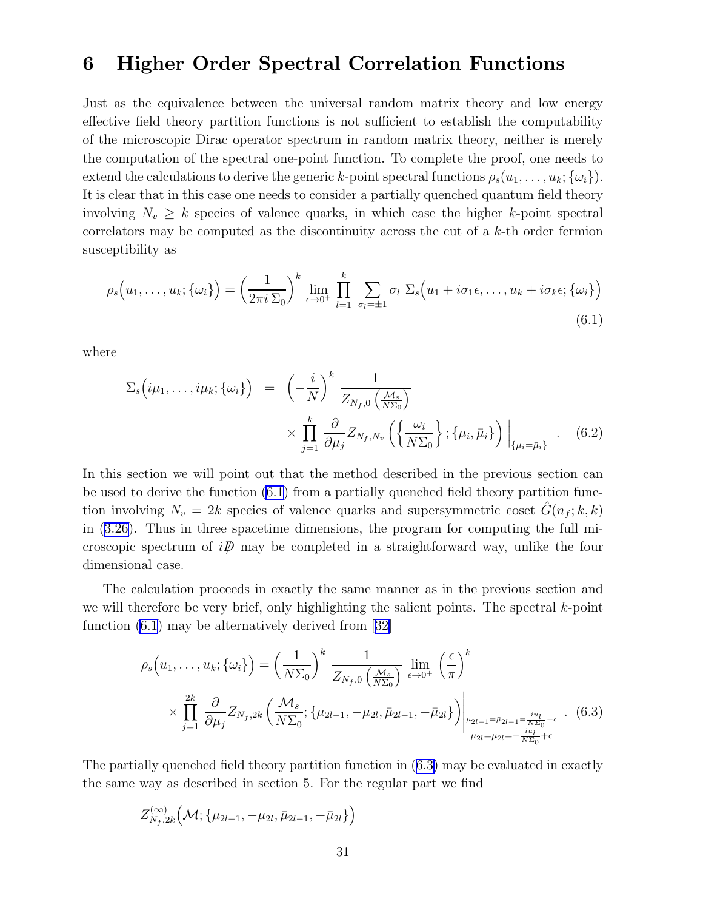## 6 Higher Order Spectral Correlation Functions

Just as the equivalence between the universal random matrix theory and low energy effective field theory partition functions is not sufficient to establish the computability of the microscopic Dirac operator spectrum in random matrix theory, neither is merely the computation of the spectral one-point function. To complete the proof, one needs to extend the calculations to derive the generic $k$-point spectral functions $\rho_s(u_1,\ldots,u_k;\{\omega_i\})$. It is clear that in this case one needs to consider a partially quenched quantum field theory involving $N_v \geq k$ species of valence quarks, in which case the higher $k$-point spectral correlators may be computed as the discontinuity across the cut of a $k$-th order fermion susceptibility as

$$
\rho_s\Big(u_1,\ldots,u_k;\{\omega_i\}\Big) = \left(\frac{1}{2\pi i\,\Sigma_0}\right)^k \lim_{\epsilon\to 0^+} \prod_{l=1}^{k} \sum_{\sigma_l=\pm 1} \sigma_l \; \Sigma_s\Big(u_1+i\sigma_1\epsilon,\ldots,u_k+i\sigma_k\epsilon;\{\omega_i\}\Big) \tag{6.1}
$$

where

$$
\begin{aligned}
\Sigma_s\Big(i\mu_1,\ldots,i\mu_k;\{\omega_i\}\Big) &= \left(-\frac{i}{N}\right)^k \frac{1}{Z_{N_f,0}\left(\frac{\mathcal{M}_s}{N\Sigma_0}\right)} \\
&\quad\times \prod_{j=1}^{k} \frac{\partial}{\partial\mu_j} Z_{N_f,N_v}\left(\left\{\frac{\omega_i}{N\Sigma_0}\right\};\{\mu_i,\bar\mu_i\}\right)\Bigg|_{\{\mu_i=\bar\mu_i\}} .
\end{aligned} \tag{6.2}
$$

In this section we will point out that the method described in the previous section can be used to derive the function (6.1) from a partially quenched field theory partition function involving $N_v = 2k$ species of valence quarks and supersymmetric coset $\hat{G}(n_f;k,k)$ in (3.26). Thus in three spacetime dimensions, the program for computing the full microscopic spectrum of $i\not{D}$ may be completed in a straightforward way, unlike the four dimensional case.

The calculation proceeds in exactly the same manner as in the previous section and we will therefore be very brief, only highlighting the salient points. The spectral $k$-point function (6.1) may be alternatively derived from [32]

$$
\begin{aligned}
\rho_s\Big(u_1,\ldots,u_k;\{\omega_i\}\Big) &= \left(\frac{1}{N\Sigma_0}\right)^k \frac{1}{Z_{N_f,0}\left(\frac{\mathcal{M}_s}{N\Sigma_0}\right)} \lim_{\epsilon\to 0^+} \left(\frac{\epsilon}{\pi}\right)^k \\
&\quad\times \prod_{j=1}^{2k} \frac{\partial}{\partial\mu_j} Z_{N_f,2k}\left(\frac{\mathcal{M}_s}{N\Sigma_0};\{\mu_{2l-1},-\mu_{2l},\bar\mu_{2l-1},-\bar\mu_{2l}\}\right)\Bigg|_{\substack{\mu_{2l-1}=\bar\mu_{2l-1}=\frac{iu_l}{N\Sigma_0}+\epsilon \\ \mu_{2l}=\bar\mu_{2l}=-\frac{iu_l}{N\Sigma_0}+\epsilon}} .
\end{aligned} \tag{6.3}
$$

The partially quenched field theory partition function in (6.3) may be evaluated in exactly the same way as described in section 5. For the regular part we find

$$
Z^{(\infty)}_{N_f,2k}\Big(\mathcal{M};\{\mu_{2l-1},-\mu_{2l},\bar\mu_{2l-1},-\bar\mu_{2l}\}\Big)
$$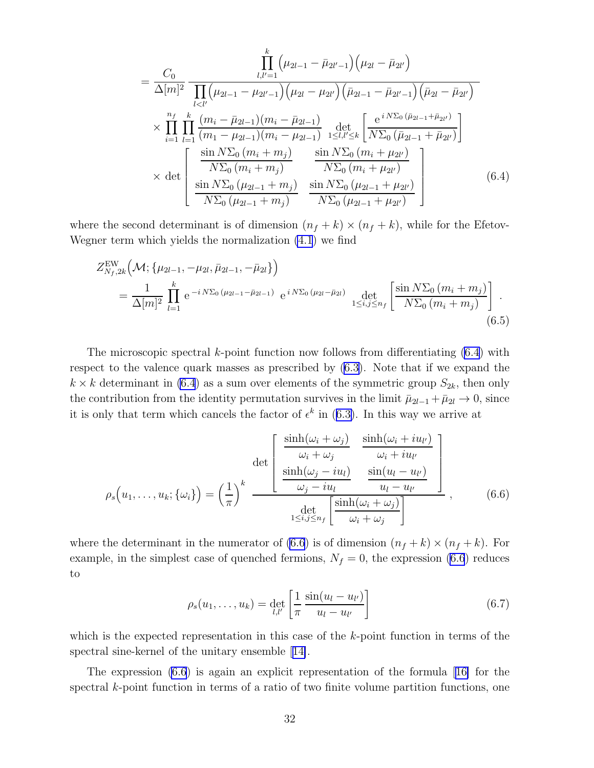$$
= \frac{C_0}{\Delta[m]^2} \frac{\prod_{l,l'=1}^{k} \left(\mu_{2l-1} - \bar{\mu}_{2l'-1}\right)\left(\mu_{2l} - \bar{\mu}_{2l'}\right)}{\prod_{l<l'} \left(\mu_{2l-1} - \mu_{2l'-1}\right)\left(\mu_{2l} - \mu_{2l'}\right)\left(\bar{\mu}_{2l-1} - \bar{\mu}_{2l'-1}\right)\left(\bar{\mu}_{2l} - \bar{\mu}_{2l'}\right)}
$$

$$
\times \prod_{i=1}^{n_f} \prod_{l=1}^{k} \frac{(m_i - \bar{\mu}_{2l-1})(m_i - \bar{\mu}_{2l-1})}{(m_1 - \mu_{2l-1})(m_i - \mu_{2l-1})} \det_{1 \le l,l' \le k} \left[ \frac{\mathrm{e}^{\,i\,N\Sigma_0\,(\bar{\mu}_{2l-1} + \bar{\mu}_{2l'})}}{N\Sigma_0\,(\bar{\mu}_{2l-1} + \bar{\mu}_{2l'})} \right]
$$

$$
\times \det \begin{bmatrix} \dfrac{\sin N\Sigma_0\,(m_i + m_j)}{N\Sigma_0\,(m_i + m_j)} & \dfrac{\sin N\Sigma_0\,(m_i + \mu_{2l'})}{N\Sigma_0\,(m_i + \mu_{2l'})} \\[2ex] \dfrac{\sin N\Sigma_0\,(\mu_{2l-1} + m_j)}{N\Sigma_0\,(\mu_{2l-1} + m_j)} & \dfrac{\sin N\Sigma_0\,(\mu_{2l-1} + \mu_{2l'})}{N\Sigma_0\,(\mu_{2l-1} + \mu_{2l'})} \end{bmatrix} \tag{6.4}
$$

where the second determinant is of dimension $(n_f + k) \times (n_f + k)$, while for the Efetov-Wegner term which yields the normalization (4.1) we find

$$
Z^{\mathrm{EW}}_{N_f,2k}\Big(\mathcal{M}; \{\mu_{2l-1}, -\mu_{2l}, \bar{\mu}_{2l-1}, -\bar{\mu}_{2l}\}\Big)
$$

$$
= \frac{1}{\Delta[m]^2} \prod_{l=1}^{k} \mathrm{e}^{\,-i\,N\Sigma_0\,(\mu_{2l-1} - \bar{\mu}_{2l-1})}\ \mathrm{e}^{\,i\,N\Sigma_0\,(\mu_{2l} - \bar{\mu}_{2l})} \det_{1 \le i,j \le n_f} \left[ \frac{\sin N\Sigma_0\,(m_i + m_j)}{N\Sigma_0\,(m_i + m_j)} \right] . \tag{6.5}
$$

The microscopic spectral $k$-point function now follows from differentiating (6.4) with respect to the valence quark masses as prescribed by (6.3). Note that if we expand the $k \times k$ determinant in (6.4) as a sum over elements of the symmetric group $S_{2k}$, then only the contribution from the identity permutation survives in the limit $\bar{\mu}_{2l-1} + \bar{\mu}_{2l} \to 0$, since it is only that term which cancels the factor of $\epsilon^k$ in (6.3). In this way we arrive at

$$
\rho_s\Big(u_1, \ldots, u_k; \{\omega_i\}\Big) = \left(\frac{1}{\pi}\right)^k \frac{\det \begin{bmatrix} \dfrac{\sinh(\omega_i + \omega_j)}{\omega_i + \omega_j} & \dfrac{\sinh(\omega_i + iu_{l'})}{\omega_i + iu_{l'}} \\[2ex] \dfrac{\sinh(\omega_j - iu_l)}{\omega_j - iu_l} & \dfrac{\sin(u_l - u_{l'})}{u_l - u_{l'}} \end{bmatrix}}{\det_{1 \le i,j \le n_f} \left[ \dfrac{\sinh(\omega_i + \omega_j)}{\omega_i + \omega_j} \right]} , \tag{6.6}
$$

where the determinant in the numerator of (6.6) is of dimension $(n_f + k) \times (n_f + k)$. For example, in the simplest case of quenched fermions, $N_f = 0$, the expression (6.6) reduces to

$$
\rho_s(u_1, \ldots, u_k) = \det_{l,l'} \left[ \frac{1}{\pi}\, \frac{\sin(u_l - u_{l'})}{u_l - u_{l'}} \right] \tag{6.7}
$$

which is the expected representation in this case of the $k$-point function in terms of the spectral sine-kernel of the unitary ensemble [14].

The expression (6.6) is again an explicit representation of the formula [16] for the spectral $k$-point function in terms of a ratio of two finite volume partition functions, one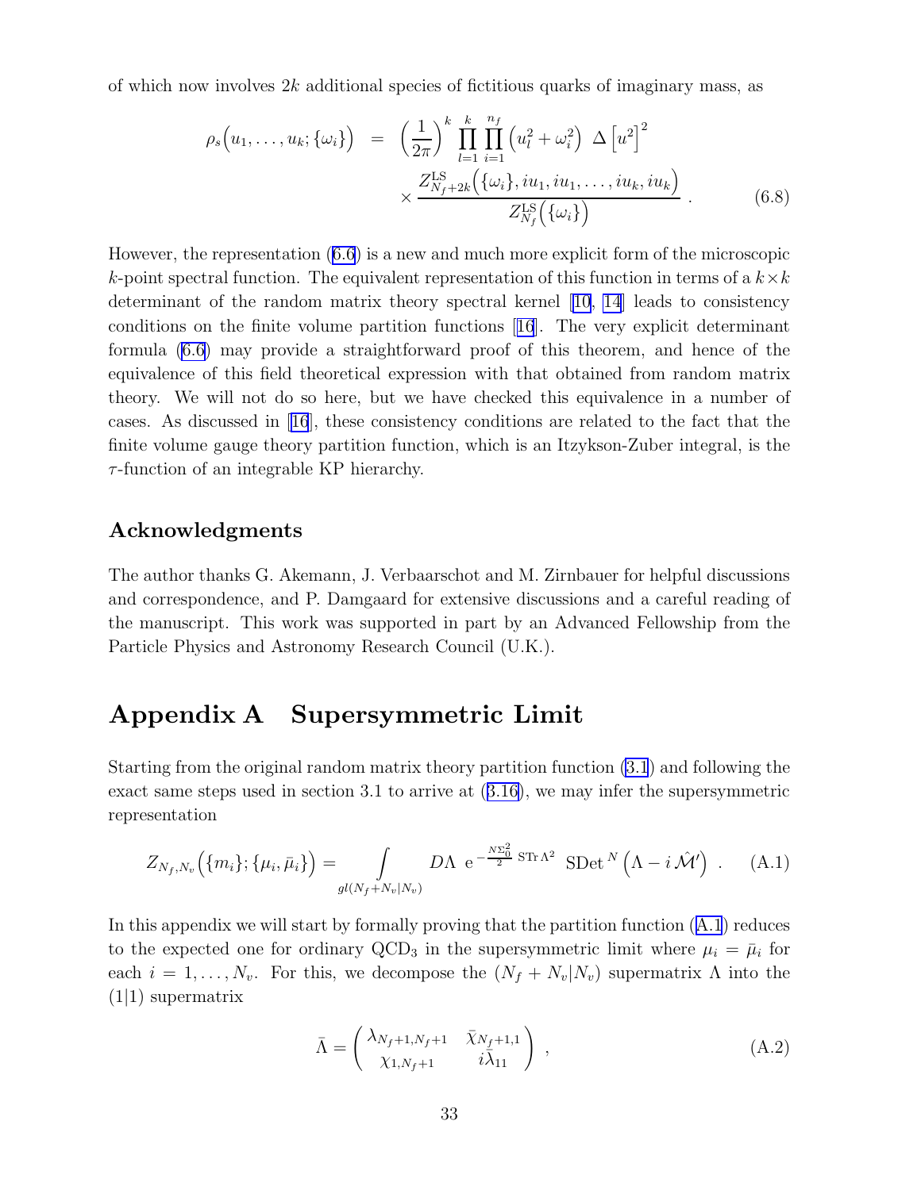of which now involves $2k$ additional species of fictitious quarks of imaginary mass, as

$$
\begin{aligned}
\rho_s\Big(u_1,\dots,u_k;\{\omega_i\}\Big) &= \left(\frac{1}{2\pi}\right)^k \prod_{l=1}^{k}\prod_{i=1}^{n_f}\left(u_l^2+\omega_i^2\right)\ \Delta\left[u^2\right]^2 \\
&\quad\times \frac{Z^{\rm LS}_{N_f+2k}\Big(\{\omega_i\},iu_1,iu_1,\dots,iu_k,iu_k\Big)}{Z^{\rm LS}_{N_f}\Big(\{\omega_i\}\Big)} \ . \qquad (6.8)
\end{aligned}
$$

However, the representation (6.6) is a new and much more explicit form of the microscopic $k$-point spectral function. The equivalent representation of this function in terms of a $k\times k$ determinant of the random matrix theory spectral kernel [10, 14] leads to consistency conditions on the finite volume partition functions [16]. The very explicit determinant formula (6.6) may provide a straightforward proof of this theorem, and hence of the equivalence of this field theoretical expression with that obtained from random matrix theory. We will not do so here, but we have checked this equivalence in a number of cases. As discussed in [16], these consistency conditions are related to the fact that the finite volume gauge theory partition function, which is an Itzykson-Zuber integral, is the $\tau$-function of an integrable KP hierarchy.

### Acknowledgments

The author thanks G. Akemann, J. Verbaarschot and M. Zirnbauer for helpful discussions and correspondence, and P. Damgaard for extensive discussions and a careful reading of the manuscript. This work was supported in part by an Advanced Fellowship from the Particle Physics and Astronomy Research Council (U.K.).

## Appendix A Supersymmetric Limit

Starting from the original random matrix theory partition function (3.1) and following the exact same steps used in section 3.1 to arrive at (3.16), we may infer the supersymmetric representation

$$
Z_{N_f,N_v}\Big(\{m_i\};\{\mu_i,\bar\mu_i\}\Big) = \int\limits_{gl(N_f+N_v|N_v)} D\Lambda\ \,{\rm e}^{-\frac{N\Sigma_0^2}{2}\,{\rm STr}\,\Lambda^2}\ {\rm SDet}^{\,N}\left(\Lambda-i\,\hat{\mathcal M}'\right)\ . \qquad ({\rm A}.1)
$$

In this appendix we will start by formally proving that the partition function (A.1) reduces to the expected one for ordinary $\text{QCD}_3$ in the supersymmetric limit where $\mu_i=\bar\mu_i$ for each $i=1,\dots,N_v$. For this, we decompose the $(N_f+N_v|N_v)$ supermatrix $\Lambda$ into the $(1|1)$ supermatrix

$$
\bar\Lambda = \begin{pmatrix} \lambda_{N_f+1,N_f+1} & \bar\chi_{N_f+1,1} \\ \chi_{1,N_f+1} & i\bar\lambda_{11}\end{pmatrix}\ , \qquad ({\rm A}.2)
$$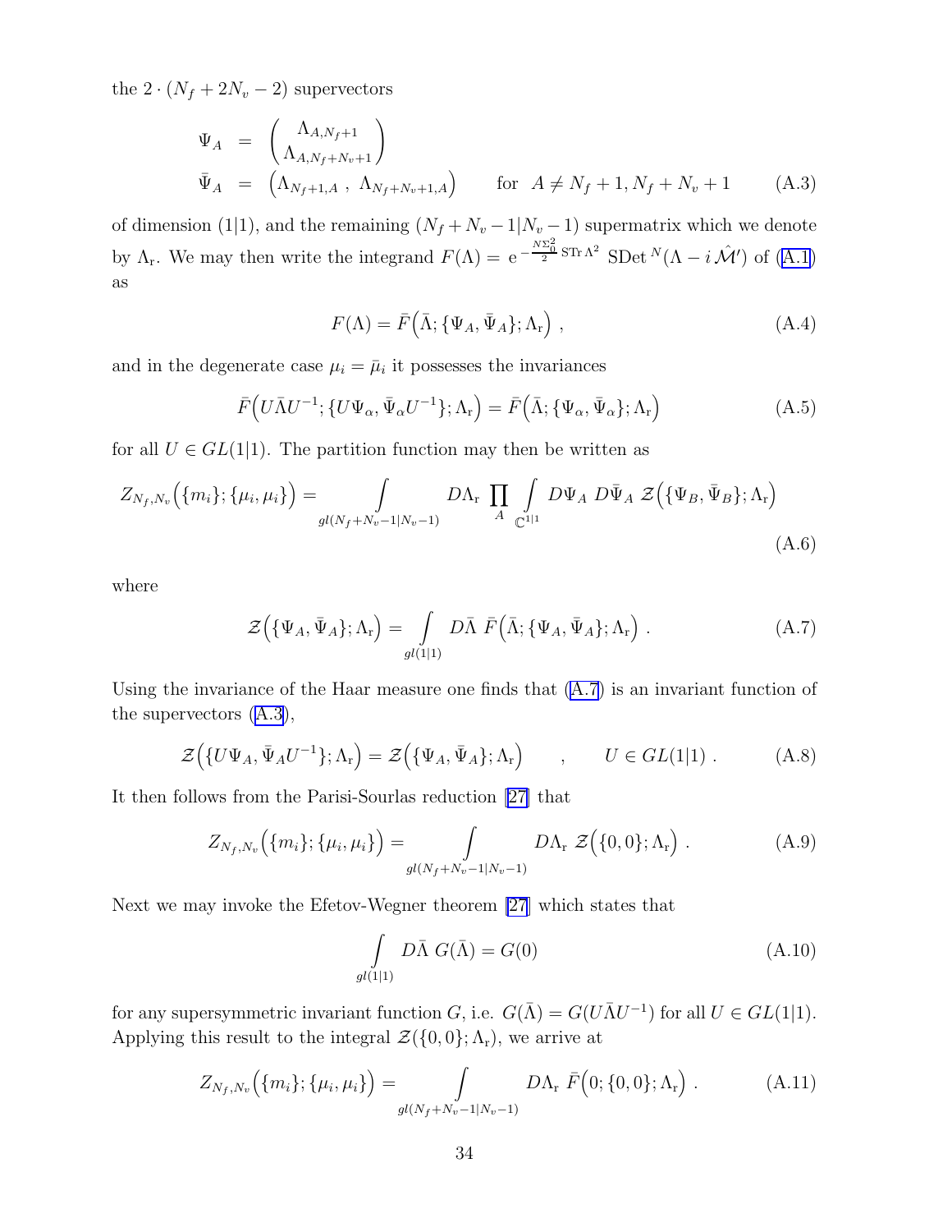the $2 \cdot (N_f + 2N_v - 2)$ supervectors

$$
\begin{aligned}
\Psi_A &= \begin{pmatrix} \Lambda_{A,N_f+1} \\ \Lambda_{A,N_f+N_v+1} \end{pmatrix} \\
\bar{\Psi}_A &= \begin{pmatrix} \Lambda_{N_f+1,A} \ , \ \Lambda_{N_f+N_v+1,A} \end{pmatrix} \qquad \text{for} \ \ A \neq N_f+1, N_f+N_v+1
\end{aligned}
\tag{A.3}
$$

of dimension $(1|1)$, and the remaining $(N_f + N_v - 1|N_v - 1)$ supermatrix which we denote by $\Lambda_{\rm r}$. We may then write the integrand $F(\Lambda) = \mathrm{e}^{-\frac{N\Sigma_0^2}{2}\,\mathrm{STr}\,\Lambda^2}\ \mathrm{SDet}^{\,N}(\Lambda - i\,\hat{\mathcal{M}}')$ of (A.1) as

$$
F(\Lambda) = \bar{F}\Big(\bar{\Lambda}; \{\Psi_A, \bar{\Psi}_A\}; \Lambda_{\rm r}\Big) \ , \tag{A.4}
$$

and in the degenerate case $\mu_i = \bar{\mu}_i$ it possesses the invariances

$$
\bar{F}\Big(U\bar{\Lambda}U^{-1}; \{U\Psi_\alpha, \bar{\Psi}_\alpha U^{-1}\}; \Lambda_{\rm r}\Big) = \bar{F}\Big(\bar{\Lambda}; \{\Psi_\alpha, \bar{\Psi}_\alpha\}; \Lambda_{\rm r}\Big) \tag{A.5}
$$

for all $U \in GL(1|1)$. The partition function may then be written as

$$
Z_{N_f,N_v}\Big(\{m_i\}; \{\mu_i, \mu_i\}\Big) = \int\limits_{gl(N_f+N_v-1|N_v-1)} D\Lambda_{\rm r}\ \prod_A \int\limits_{\mathbb{C}^{1|1}} D\Psi_A\ D\bar{\Psi}_A\ \mathcal{Z}\Big(\{\Psi_B, \bar{\Psi}_B\}; \Lambda_{\rm r}\Big) \tag{A.6}
$$

where

$$
\mathcal{Z}\Big(\{\Psi_A, \bar{\Psi}_A\}; \Lambda_{\rm r}\Big) = \int\limits_{gl(1|1)} D\bar{\Lambda}\ \bar{F}\Big(\bar{\Lambda}; \{\Psi_A, \bar{\Psi}_A\}; \Lambda_{\rm r}\Big) \ . \tag{A.7}
$$

Using the invariance of the Haar measure one finds that (A.7) is an invariant function of the supervectors (A.3),

$$
\mathcal{Z}\Big(\{U\Psi_A, \bar{\Psi}_A U^{-1}\}; \Lambda_{\rm r}\Big) = \mathcal{Z}\Big(\{\Psi_A, \bar{\Psi}_A\}; \Lambda_{\rm r}\Big) \qquad , \qquad U \in GL(1|1) \ . \tag{A.8}
$$

It then follows from the Parisi-Sourlas reduction [27] that

$$
Z_{N_f,N_v}\Big(\{m_i\}; \{\mu_i, \mu_i\}\Big) = \int\limits_{gl(N_f+N_v-1|N_v-1)} D\Lambda_{\rm r}\ \mathcal{Z}\Big(\{0,0\}; \Lambda_{\rm r}\Big) \ . \tag{A.9}
$$

Next we may invoke the Efetov-Wegner theorem [27] which states that

$$
\int\limits_{gl(1|1)} D\bar{\Lambda}\ G(\bar{\Lambda}) = G(0) \tag{A.10}
$$

for any supersymmetric invariant function $G$, i.e. $G(\bar{\Lambda}) = G(U\bar{\Lambda}U^{-1})$ for all $U \in GL(1|1)$. Applying this result to the integral $\mathcal{Z}(\{0,0\}; \Lambda_{\rm r})$, we arrive at

$$
Z_{N_f,N_v}\Big(\{m_i\}; \{\mu_i, \mu_i\}\Big) = \int\limits_{gl(N_f+N_v-1|N_v-1)} D\Lambda_{\rm r}\ \bar{F}\Big(0; \{0,0\}; \Lambda_{\rm r}\Big) \ . \tag{A.11}
$$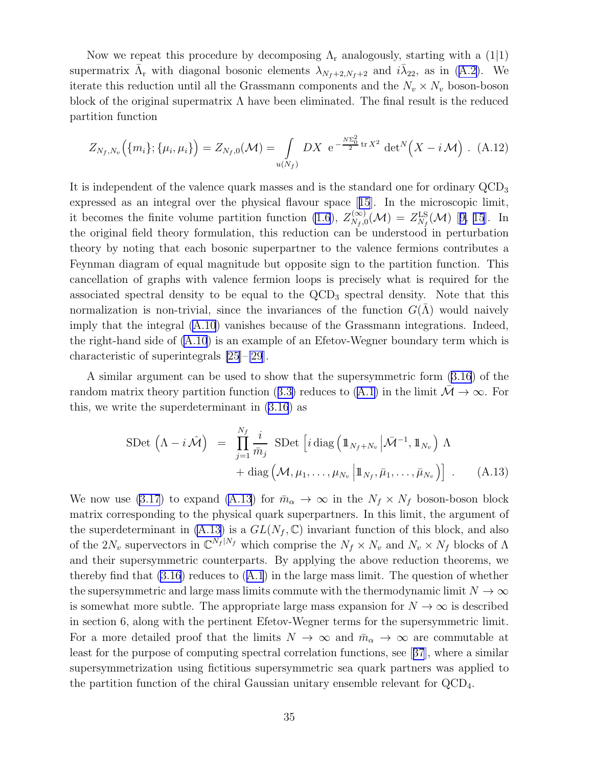Now we repeat this procedure by decomposing $\Lambda_{\rm r}$ analogously, starting with a $(1|1)$ supermatrix $\bar{\Lambda}_{\rm r}$ with diagonal bosonic elements $\lambda_{N_f+2,N_f+2}$ and $i\bar{\lambda}_{22}$, as in (A.2). We iterate this reduction until all the Grassmann components and the $N_v \times N_v$ boson-boson block of the original supermatrix $\Lambda$ have been eliminated. The final result is the reduced partition function

$$
Z_{N_f,N_v}\Big(\{m_i\};\{\mu_i,\mu_i\}\Big) = Z_{N_f,0}(\mathcal{M}) = \int\limits_{u(N_f)} DX \ \mathrm{e}^{-\frac{N\Sigma_0^2}{2}\,\mathrm{tr}\,X^2}\ \det{}^N\Big(X - i\,\mathcal{M}\Big)\ . \quad \text{(A.12)}
$$

It is independent of the valence quark masses and is the standard one for ordinary QCD$_3$ expressed as an integral over the physical flavour space [15]. In the microscopic limit, it becomes the finite volume partition function (1.6), $Z^{(\infty)}_{N_f,0}(\mathcal{M}) = Z^{\rm LS}_{N_f}(\mathcal{M})$ [9, 15]. In the original field theory formulation, this reduction can be understood in perturbation theory by noting that each bosonic superpartner to the valence fermions contributes a Feynman diagram of equal magnitude but opposite sign to the partition function. This cancellation of graphs with valence fermion loops is precisely what is required for the associated spectral density to be equal to the QCD$_3$ spectral density. Note that this normalization is non-trivial, since the invariances of the function $G(\bar{\Lambda})$ would naively imply that the integral (A.10) vanishes because of the Grassmann integrations. Indeed, the right-hand side of (A.10) is an example of an Efetov-Wegner boundary term which is characteristic of superintegrals [25]–[29].

A similar argument can be used to show that the supersymmetric form (3.16) of the random matrix theory partition function (3.3) reduces to (A.1) in the limit $\bar{\mathcal{M}} \to \infty$. For this, we write the superdeterminant in (3.16) as

$$
\begin{aligned}
\mathrm{SDet}\,\Big(\Lambda - i\,\hat{\mathcal{M}}\Big) \;&=\; \prod_{j=1}^{N_f}\frac{i}{\bar{m}_j}\ \mathrm{SDet}\,\Big[i\,\mathrm{diag}\Big(\mathbb{1}_{N_f+N_v}\,\Big|\bar{\mathcal{M}}^{-1},\mathbb{1}_{N_v}\Big)\ \Lambda \\
&\qquad +\,\mathrm{diag}\Big(\mathcal{M},\mu_1,\dots,\mu_{N_v}\,\Big|\,\mathbb{1}_{N_f},\bar{\mu}_1,\dots,\bar{\mu}_{N_v}\Big)\Big]\ . \qquad \text{(A.13)}
\end{aligned}
$$

We now use (3.17) to expand (A.13) for $\bar{m}_\alpha \to \infty$ in the $N_f \times N_f$ boson-boson block matrix corresponding to the physical quark superpartners. In this limit, the argument of the superdeterminant in (A.13) is a $GL(N_f,\mathbb{C})$ invariant function of this block, and also of the $2N_v$ supervectors in $\mathbb{C}^{N_f|N_f}$ which comprise the $N_f \times N_v$ and $N_v \times N_f$ blocks of $\Lambda$ and their supersymmetric counterparts. By applying the above reduction theorems, we thereby find that (3.16) reduces to (A.1) in the large mass limit. The question of whether the supersymmetric and large mass limits commute with the thermodynamic limit $N \to \infty$ is somewhat more subtle. The appropriate large mass expansion for $N \to \infty$ is described in section 6, along with the pertinent Efetov-Wegner terms for the supersymmetric limit. For a more detailed proof that the limits $N \to \infty$ and $\bar{m}_\alpha \to \infty$ are commutable at least for the purpose of computing spectral correlation functions, see [37], where a similar supersymmetrization using fictitious supersymmetric sea quark partners was applied to the partition function of the chiral Gaussian unitary ensemble relevant for QCD$_4$.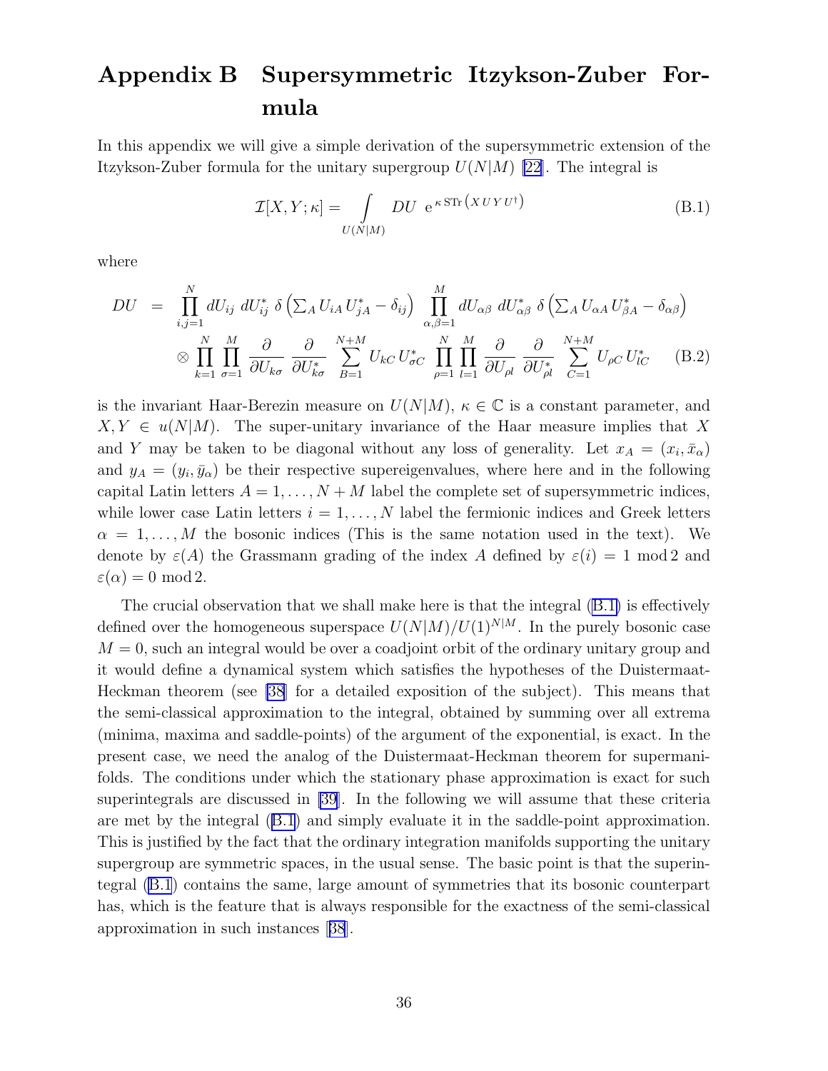# Appendix B Supersymmetric Itzykson-Zuber Formula

In this appendix we will give a simple derivation of the supersymmetric extension of the Itzykson-Zuber formula for the unitary supergroup $U(N|M)$ [22]. The integral is

$$\mathcal{I}[X,Y;\kappa] = \int\limits_{U(N|M)} DU \;\; \mathrm{e}^{\,\kappa\,\mathrm{STr}\left(X\,U\,Y\,U^\dagger\right)} \tag{B.1}$$

where

$$\begin{aligned} DU \;\; &= \;\; \prod_{i,j=1}^{N} dU_{ij}\; dU_{ij}^*\; \delta\left(\textstyle\sum_A U_{iA}\,U_{jA}^* - \delta_{ij}\right)\; \prod_{\alpha,\beta=1}^{M} dU_{\alpha\beta}\; dU_{\alpha\beta}^*\; \delta\left(\textstyle\sum_A U_{\alpha A}\,U_{\beta A}^* - \delta_{\alpha\beta}\right) \\ &\otimes \prod_{k=1}^{N}\prod_{\sigma=1}^{M} \frac{\partial}{\partial U_{k\sigma}}\,\frac{\partial}{\partial U_{k\sigma}^*}\,\sum_{B=1}^{N+M} U_{kC}\,U_{\sigma C}^*\;\prod_{\rho=1}^{N}\prod_{l=1}^{M}\frac{\partial}{\partial U_{\rho l}}\,\frac{\partial}{\partial U_{\rho l}^*}\,\sum_{C=1}^{N+M} U_{\rho C}\,U_{lC}^* \end{aligned} \tag{B.2}$$

is the invariant Haar-Berezin measure on $U(N|M)$, $\kappa \in \mathbb{C}$ is a constant parameter, and $X, Y \in u(N|M)$. The super-unitary invariance of the Haar measure implies that $X$ and $Y$ may be taken to be diagonal without any loss of generality. Let $x_A = (x_i, \bar{x}_\alpha)$ and $y_A = (y_i, \bar{y}_\alpha)$ be their respective supereigenvalues, where here and in the following capital Latin letters $A = 1, \ldots, N+M$ label the complete set of supersymmetric indices, while lower case Latin letters $i = 1, \ldots, N$ label the fermionic indices and Greek letters $\alpha = 1, \ldots, M$ the bosonic indices (This is the same notation used in the text). We denote by $\varepsilon(A)$ the Grassmann grading of the index $A$ defined by $\varepsilon(i) = 1 \bmod 2$ and $\varepsilon(\alpha) = 0 \bmod 2$.

The crucial observation that we shall make here is that the integral (B.1) is effectively defined over the homogeneous superspace $U(N|M)/U(1)^{N|M}$. In the purely bosonic case $M = 0$, such an integral would be over a coadjoint orbit of the ordinary unitary group and it would define a dynamical system which satisfies the hypotheses of the Duistermaat-Heckman theorem (see [38] for a detailed exposition of the subject). This means that the semi-classical approximation to the integral, obtained by summing over all extrema (minima, maxima and saddle-points) of the argument of the exponential, is exact. In the present case, we need the analog of the Duistermaat-Heckman theorem for supermanifolds. The conditions under which the stationary phase approximation is exact for such superintegrals are discussed in [39]. In the following we will assume that these criteria are met by the integral (B.1) and simply evaluate it in the saddle-point approximation. This is justified by the fact that the ordinary integration manifolds supporting the unitary supergroup are symmetric spaces, in the usual sense. The basic point is that the superintegral (B.1) contains the same, large amount of symmetries that its bosonic counterpart has, which is the feature that is always responsible for the exactness of the semi-classical approximation in such instances [38].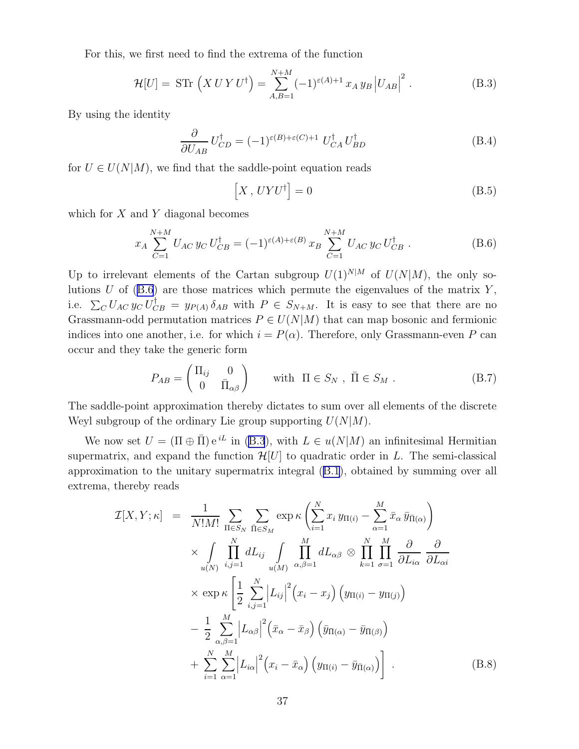For this, we first need to find the extrema of the function

$$\mathcal{H}[U] = \text{STr}\left(X\,U\,Y\,U^\dagger\right) = \sum_{A,B=1}^{N+M} (-1)^{\varepsilon(A)+1}\, x_A\, y_B \left|U_{AB}\right|^2 . \tag{B.3}$$

By using the identity

$$\frac{\partial}{\partial U_{AB}}\, U^\dagger_{CD} = (-1)^{\varepsilon(B)+\varepsilon(C)+1}\; U^\dagger_{CA}\, U^\dagger_{BD} \tag{B.4}$$

for $U \in U(N|M)$, we find that the saddle-point equation reads

$$\left[X\,,\,UYU^\dagger\right] = 0 \tag{B.5}$$

which for $X$ and $Y$ diagonal becomes

$$x_A \sum_{C=1}^{N+M} U_{AC}\, y_C\, U^\dagger_{CB} = (-1)^{\varepsilon(A)+\varepsilon(B)}\, x_B \sum_{C=1}^{N+M} U_{AC}\, y_C\, U^\dagger_{CB} . \tag{B.6}$$

Up to irrelevant elements of the Cartan subgroup $U(1)^{N|M}$ of $U(N|M)$, the only solutions $U$ of (B.6) are those matrices which permute the eigenvalues of the matrix $Y$, i.e. $\sum_C U_{AC}\, y_C\, U^\dagger_{CB} = y_{P(A)}\,\delta_{AB}$ with $P \in S_{N+M}$. It is easy to see that there are no Grassmann-odd permutation matrices $P \in U(N|M)$ that can map bosonic and fermionic indices into one another, i.e. for which $i = P(\alpha)$. Therefore, only Grassmann-even $P$ can occur and they take the generic form

$$P_{AB} = \begin{pmatrix} \Pi_{ij} & 0 \\ 0 & \bar\Pi_{\alpha\beta} \end{pmatrix} \qquad \text{with} \;\; \Pi \in S_N \;,\; \bar\Pi \in S_M \;. \tag{B.7}$$

The saddle-point approximation thereby dictates to sum over all elements of the discrete Weyl subgroup of the ordinary Lie group supporting $U(N|M)$.

We now set $U = (\Pi \oplus \bar\Pi)\,\mathrm{e}^{\,iL}$ in (B.3), with $L \in u(N|M)$ an infinitesimal Hermitian supermatrix, and expand the function $\mathcal{H}[U]$ to quadratic order in $L$. The semi-classical approximation to the unitary supermatrix integral (B.1), obtained by summing over all extrema, thereby reads

$$\begin{aligned}
\mathcal{I}[X,Y;\kappa] \;=\;& \frac{1}{N!M!} \sum_{\Pi\in S_N} \sum_{\bar\Pi \in S_M} \exp\kappa\left(\sum_{i=1}^N x_i\, y_{\Pi(i)} - \sum_{\alpha=1}^M \bar x_\alpha\, \bar y_{\bar\Pi(\alpha)}\right) \\
&\times \int\limits_{u(N)} \prod_{i,j=1}^N dL_{ij} \int\limits_{u(M)} \prod_{\alpha,\beta=1}^M dL_{\alpha\beta} \,\otimes\, \prod_{k=1}^N \prod_{\sigma=1}^M \frac{\partial}{\partial L_{i\alpha}}\, \frac{\partial}{\partial L_{\alpha i}} \\
&\times \exp\kappa\left[\frac12 \sum_{i,j=1}^N \left|L_{ij}\right|^2 \left(x_i - x_j\right)\left(y_{\Pi(i)} - y_{\Pi(j)}\right)\right. \\
&- \frac12 \sum_{\alpha,\beta=1}^M \left|L_{\alpha\beta}\right|^2 \left(\bar x_\alpha - \bar x_\beta\right)\left(\bar y_{\bar\Pi(\alpha)} - \bar y_{\bar\Pi(\beta)}\right) \\
&\left. + \sum_{i=1}^N \sum_{\alpha=1}^M \left|L_{i\alpha}\right|^2 \left(x_i - \bar x_\alpha\right)\left(y_{\Pi(i)} - \bar y_{\bar\Pi(\alpha)}\right)\right] .
\end{aligned} \tag{B.8}$$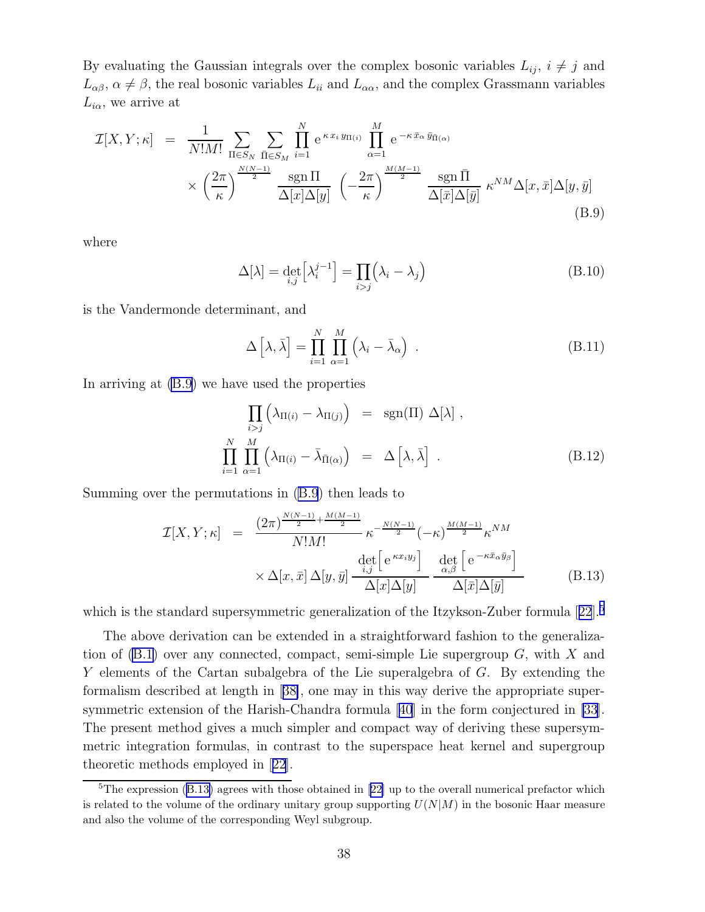By evaluating the Gaussian integrals over the complex bosonic variables $L_{ij}$, $i \neq j$ and $L_{\alpha\beta}$, $\alpha \neq \beta$, the real bosonic variables $L_{ii}$ and $L_{\alpha\alpha}$, and the complex Grassmann variables $L_{i\alpha}$, we arrive at

$$
\begin{aligned}
\mathcal{I}[X,Y;\kappa] &= \frac{1}{N!M!} \sum_{\Pi \in S_N} \sum_{\bar{\Pi} \in S_M} \prod_{i=1}^{N} \mathrm{e}^{\,\kappa\, x_i\, y_{\Pi(i)}} \prod_{\alpha=1}^{M} \mathrm{e}^{\,-\kappa\, \bar{x}_\alpha\, \bar{y}_{\bar{\Pi}(\alpha)}} \\
&\quad \times \left(\frac{2\pi}{\kappa}\right)^{\frac{N(N-1)}{2}} \frac{\operatorname{sgn}\Pi}{\Delta[x]\Delta[y]} \left(-\frac{2\pi}{\kappa}\right)^{\frac{M(M-1)}{2}} \frac{\operatorname{sgn}\bar{\Pi}}{\Delta[\bar{x}]\Delta[\bar{y}]}\, \kappa^{NM} \Delta[x,\bar{x}]\Delta[y,\bar{y}]
\end{aligned}
\tag{B.9}
$$

where

$$
\Delta[\lambda] = \det_{i,j}\left[\lambda_i^{j-1}\right] = \prod_{i>j}\left(\lambda_i - \lambda_j\right) \tag{B.10}
$$

is the Vandermonde determinant, and

$$
\Delta\left[\lambda,\bar{\lambda}\right] = \prod_{i=1}^{N}\prod_{\alpha=1}^{M}\left(\lambda_i - \bar{\lambda}_\alpha\right) \ . \tag{B.11}
$$

In arriving at (B.9) we have used the properties

$$
\begin{aligned}
\prod_{i>j}\left(\lambda_{\Pi(i)} - \lambda_{\Pi(j)}\right) &= \operatorname{sgn}(\Pi)\ \Delta[\lambda]\ , \\
\prod_{i=1}^{N}\prod_{\alpha=1}^{M}\left(\lambda_{\Pi(i)} - \bar{\lambda}_{\bar{\Pi}(\alpha)}\right) &= \Delta\left[\lambda,\bar{\lambda}\right]\ .
\end{aligned}
\tag{B.12}
$$

Summing over the permutations in (B.9) then leads to

$$
\begin{aligned}
\mathcal{I}[X,Y;\kappa] &= \frac{(2\pi)^{\frac{N(N-1)}{2}+\frac{M(M-1)}{2}}}{N!M!}\, \kappa^{-\frac{N(N-1)}{2}} (-\kappa)^{\frac{M(M-1)}{2}} \kappa^{NM} \\
&\quad \times \Delta[x,\bar{x}]\,\Delta[y,\bar{y}]\, \frac{\det_{i,j}\left[\,\mathrm{e}^{\,\kappa x_i y_j}\right]}{\Delta[x]\Delta[y]}\, \frac{\det_{\alpha,\beta}\left[\,\mathrm{e}^{\,-\kappa \bar{x}_\alpha \bar{y}_\beta}\right]}{\Delta[\bar{x}]\Delta[\bar{y}]}
\end{aligned}
\tag{B.13}
$$

which is the standard supersymmetric generalization of the Itzykson-Zuber formula [22].[5]

The above derivation can be extended in a straightforward fashion to the generalization of (B.1) over any connected, compact, semi-simple Lie supergroup $G$, with $X$ and $Y$ elements of the Cartan subalgebra of the Lie superalgebra of $G$. By extending the formalism described at length in [38], one may in this way derive the appropriate supersymmetric extension of the Harish-Chandra formula [40] in the form conjectured in [33]. The present method gives a much simpler and compact way of deriving these supersymmetric integration formulas, in contrast to the superspace heat kernel and supergroup theoretic methods employed in [22].

---

[5] The expression (B.13) agrees with those obtained in [22] up to the overall numerical prefactor which is related to the volume of the ordinary unitary group supporting $U(N|M)$ in the bosonic Haar measure and also the volume of the corresponding Weyl subgroup.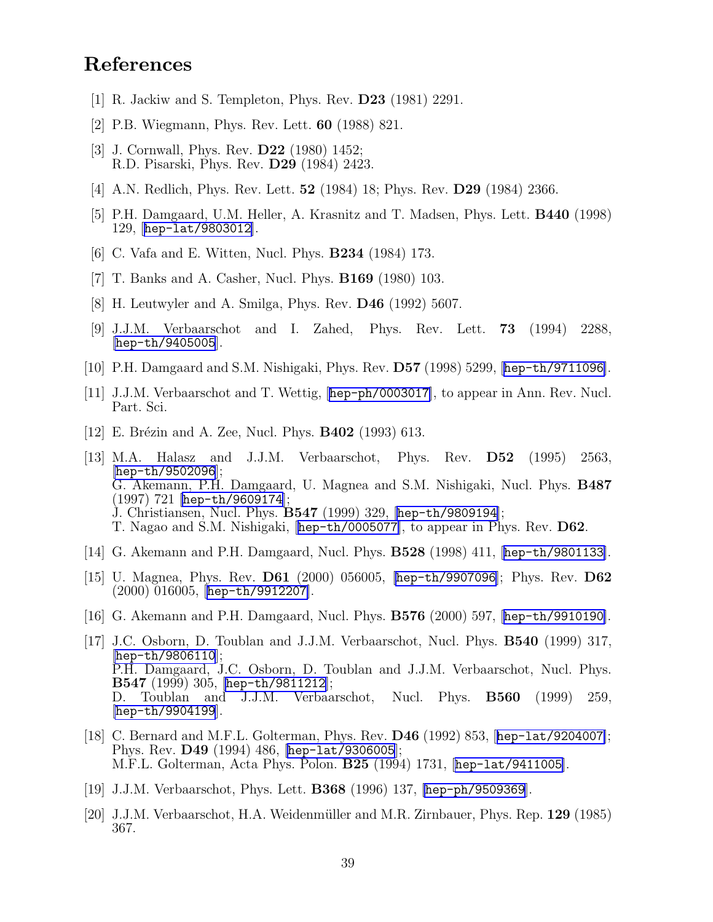# References

[1] R. Jackiw and S. Templeton, Phys. Rev. **D23** (1981) 2291.

[2] P.B. Wiegmann, Phys. Rev. Lett. **60** (1988) 821.

[3] J. Cornwall, Phys. Rev. **D22** (1980) 1452;
R.D. Pisarski, Phys. Rev. **D29** (1984) 2423.

[4] A.N. Redlich, Phys. Rev. Lett. **52** (1984) 18; Phys. Rev. **D29** (1984) 2366.

[5] P.H. Damgaard, U.M. Heller, A. Krasnitz and T. Madsen, Phys. Lett. **B440** (1998) 129, [hep-lat/9803012].

[6] C. Vafa and E. Witten, Nucl. Phys. **B234** (1984) 173.

[7] T. Banks and A. Casher, Nucl. Phys. **B169** (1980) 103.

[8] H. Leutwyler and A. Smilga, Phys. Rev. **D46** (1992) 5607.

[9] J.J.M. Verbaarschot and I. Zahed, Phys. Rev. Lett. **73** (1994) 2288, [hep-th/9405005].

[10] P.H. Damgaard and S.M. Nishigaki, Phys. Rev. **D57** (1998) 5299, [hep-th/9711096].

[11] J.J.M. Verbaarschot and T. Wettig, [hep-ph/0003017], to appear in Ann. Rev. Nucl. Part. Sci.

[12] E. Brézin and A. Zee, Nucl. Phys. **B402** (1993) 613.

[13] M.A. Halasz and J.J.M. Verbaarschot, Phys. Rev. **D52** (1995) 2563, [hep-th/9502096];
G. Akemann, P.H. Damgaard, U. Magnea and S.M. Nishigaki, Nucl. Phys. **B487** (1997) 721 [hep-th/9609174];
J. Christiansen, Nucl. Phys. **B547** (1999) 329, [hep-th/9809194];
T. Nagao and S.M. Nishigaki, [hep-th/0005077], to appear in Phys. Rev. **D62**.

[14] G. Akemann and P.H. Damgaard, Nucl. Phys. **B528** (1998) 411, [hep-th/9801133].

[15] U. Magnea, Phys. Rev. **D61** (2000) 056005, [hep-th/9907096]; Phys. Rev. **D62** (2000) 016005, [hep-th/9912207].

[16] G. Akemann and P.H. Damgaard, Nucl. Phys. **B576** (2000) 597, [hep-th/9910190].

[17] J.C. Osborn, D. Toublan and J.J.M. Verbaarschot, Nucl. Phys. **B540** (1999) 317, [hep-th/9806110];
P.H. Damgaard, J.C. Osborn, D. Toublan and J.J.M. Verbaarschot, Nucl. Phys. **B547** (1999) 305, [hep-th/9811212];
D. Toublan and J.J.M. Verbaarschot, Nucl. Phys. **B560** (1999) 259, [hep-th/9904199].

[18] C. Bernard and M.F.L. Golterman, Phys. Rev. **D46** (1992) 853, [hep-lat/9204007]; Phys. Rev. **D49** (1994) 486, [hep-lat/9306005];
M.F.L. Golterman, Acta Phys. Polon. **B25** (1994) 1731, [hep-lat/9411005].

[19] J.J.M. Verbaarschot, Phys. Lett. **B368** (1996) 137, [hep-ph/9509369].

[20] J.J.M. Verbaarschot, H.A. Weidenmüller and M.R. Zirnbauer, Phys. Rep. **129** (1985) 367.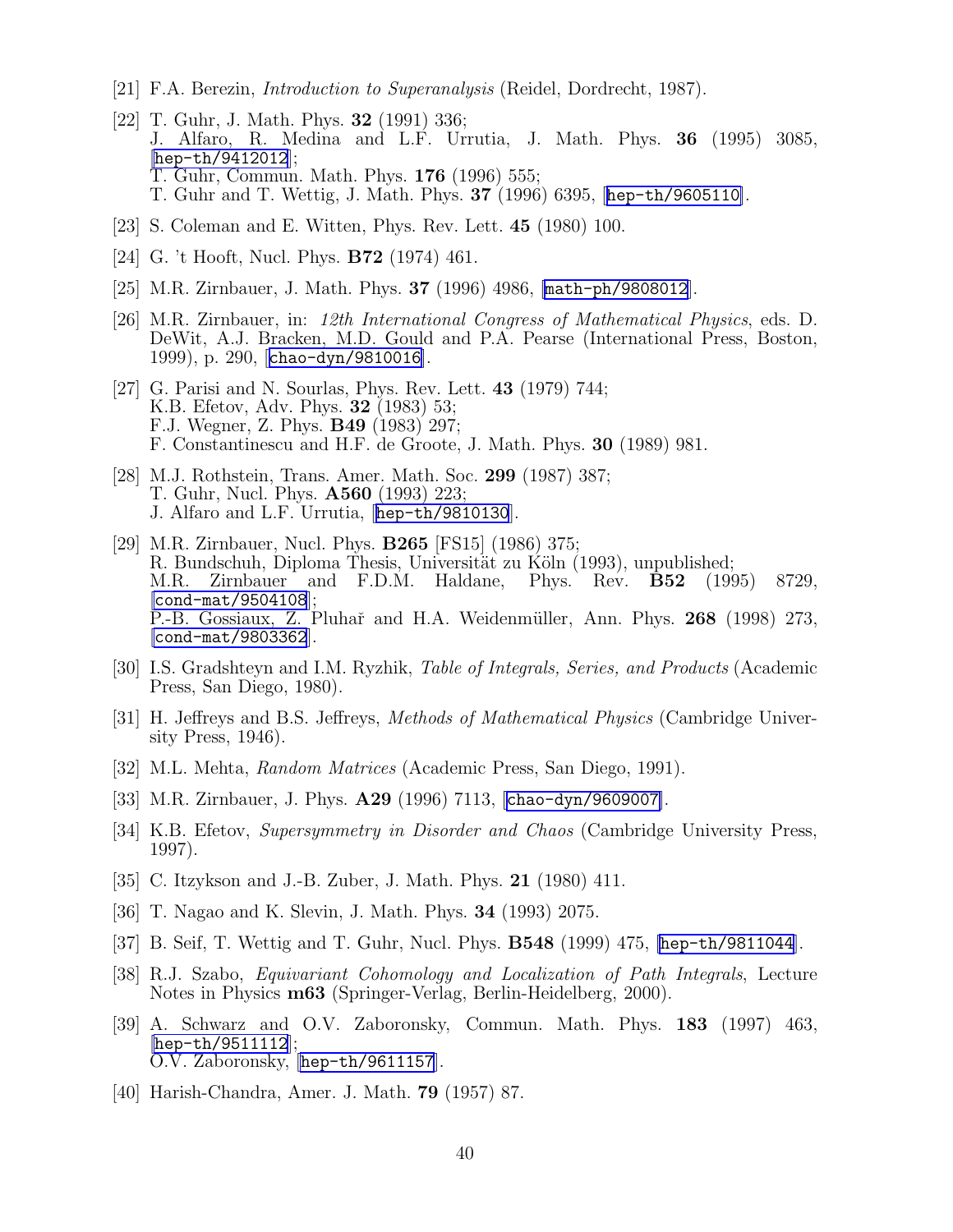[21] F.A. Berezin, *Introduction to Superanalysis* (Reidel, Dordrecht, 1987).

[22] T. Guhr, J. Math. Phys. **32** (1991) 336;
J. Alfaro, R. Medina and L.F. Urrutia, J. Math. Phys. **36** (1995) 3085, [hep-th/9412012];
T. Guhr, Commun. Math. Phys. **176** (1996) 555;
T. Guhr and T. Wettig, J. Math. Phys. **37** (1996) 6395, [hep-th/9605110].

[23] S. Coleman and E. Witten, Phys. Rev. Lett. **45** (1980) 100.

[24] G. 't Hooft, Nucl. Phys. **B72** (1974) 461.

[25] M.R. Zirnbauer, J. Math. Phys. **37** (1996) 4986, [math-ph/9808012].

[26] M.R. Zirnbauer, in: *12th International Congress of Mathematical Physics*, eds. D. DeWit, A.J. Bracken, M.D. Gould and P.A. Pearse (International Press, Boston, 1999), p. 290, [chao-dyn/9810016].

[27] G. Parisi and N. Sourlas, Phys. Rev. Lett. **43** (1979) 744;
K.B. Efetov, Adv. Phys. **32** (1983) 53;
F.J. Wegner, Z. Phys. **B49** (1983) 297;
F. Constantinescu and H.F. de Groote, J. Math. Phys. **30** (1989) 981.

[28] M.J. Rothstein, Trans. Amer. Math. Soc. **299** (1987) 387;
T. Guhr, Nucl. Phys. **A560** (1993) 223;
J. Alfaro and L.F. Urrutia, [hep-th/9810130].

[29] M.R. Zirnbauer, Nucl. Phys. **B265** [FS15] (1986) 375;
R. Bundschuh, Diploma Thesis, Universität zu Köln (1993), unpublished;
M.R. Zirnbauer and F.D.M. Haldane, Phys. Rev. **B52** (1995) 8729, [cond-mat/9504108];
P.-B. Gossiaux, Z. Pluhař and H.A. Weidenmüller, Ann. Phys. **268** (1998) 273, [cond-mat/9803362].

[30] I.S. Gradshteyn and I.M. Ryzhik, *Table of Integrals, Series, and Products* (Academic Press, San Diego, 1980).

[31] H. Jeffreys and B.S. Jeffreys, *Methods of Mathematical Physics* (Cambridge University Press, 1946).

[32] M.L. Mehta, *Random Matrices* (Academic Press, San Diego, 1991).

[33] M.R. Zirnbauer, J. Phys. **A29** (1996) 7113, [chao-dyn/9609007].

[34] K.B. Efetov, *Supersymmetry in Disorder and Chaos* (Cambridge University Press, 1997).

[35] C. Itzykson and J.-B. Zuber, J. Math. Phys. **21** (1980) 411.

[36] T. Nagao and K. Slevin, J. Math. Phys. **34** (1993) 2075.

[37] B. Seif, T. Wettig and T. Guhr, Nucl. Phys. **B548** (1999) 475, [hep-th/9811044].

[38] R.J. Szabo, *Equivariant Cohomology and Localization of Path Integrals*, Lecture Notes in Physics **m63** (Springer-Verlag, Berlin-Heidelberg, 2000).

[39] A. Schwarz and O.V. Zaboronsky, Commun. Math. Phys. **183** (1997) 463, [hep-th/9511112];
O.V. Zaboronsky, [hep-th/9611157].

[40] Harish-Chandra, Amer. J. Math. **79** (1957) 87.